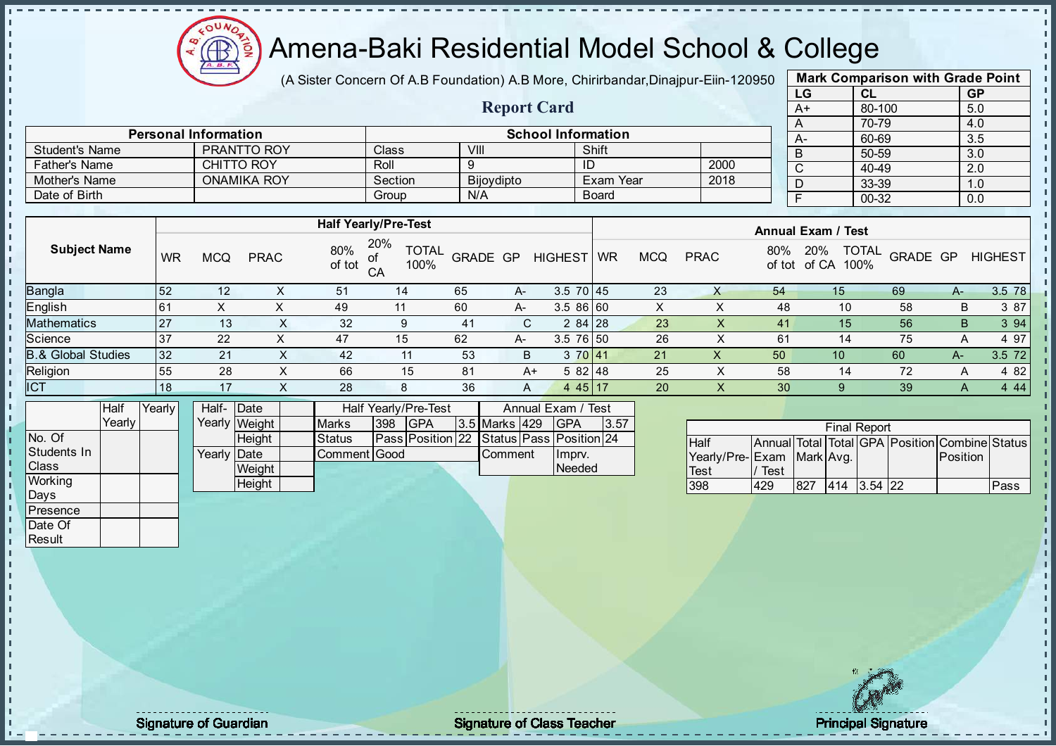# Amena-Baki Residential Model School & College

(A Sister Concern Of A.B Foundation) A.B More, Chirirbandar,Dinajpur-Eiin-120950

## Report Card

| Mark Comparison with Grade Point | | |
|---|---|---|
| LG | CL | GP |
| A+ | 80-100 | 5.0 |
| A | 70-79 | 4.0 |
| A- | 60-69 | 3.5 |
| B | 50-59 | 3.0 |
| C | 40-49 | 2.0 |
| D | 33-39 | 1.0 |
| F | 00-32 | 0.0 |

| Personal Information | | School Information | | | |
|---|---|---|---|---|---|
| Student's Name | PRANTTO ROY | Class | VIII | Shift | |
| Father's Name | CHITTO ROY | Roll | 9 | ID | 2000 |
| Mother's Name | ONAMIKA ROY | Section | Bijoydipto | Exam Year | 2018 |
| Date of Birth | | Group | N/A | Board | |

| Subject Name | Half Yearly/Pre-Test | | | | | | | | | Annual Exam / Test | | | | | | | | |
|---|---|---|---|---|---|---|---|---|---|---|---|---|---|---|---|---|---|---|
| | WR | MCQ | PRAC | 80% of tot | 20% of CA | TOTAL 100% | GRADE | GP | HIGHEST | WR | MCQ | PRAC | 80% of tot | 20% of CA | TOTAL 100% | GRADE | GP | HIGHEST |
| Bangla | 52 | 12 | X | 51 | 14 | 65 | A- | 3.5 | 70 | 45 | 23 | X | 54 | 15 | 69 | A- | 3.5 | 78 |
| English | 61 | X | X | 49 | 11 | 60 | A- | 3.5 | 86 | 60 | X | X | 48 | 10 | 58 | B | 3 | 87 |
| Mathematics | 27 | 13 | X | 32 | 9 | 41 | C | 2 | 84 | 28 | 23 | X | 41 | 15 | 56 | B | 3 | 94 |
| Science | 37 | 22 | X | 47 | 15 | 62 | A- | 3.5 | 76 | 50 | 26 | X | 61 | 14 | 75 | A | 4 | 97 |
| B.& Global Studies | 32 | 21 | X | 42 | 11 | 53 | B | 3 | 70 | 41 | 21 | X | 50 | 10 | 60 | A- | 3.5 | 72 |
| Religion | 55 | 28 | X | 66 | 15 | 81 | A+ | 5 | 82 | 48 | 25 | X | 58 | 14 | 72 | A | 4 | 82 |
| ICT | 18 | 17 | X | 28 | 8 | 36 | A | 4 | 45 | 17 | 20 | X | 30 | 9 | 39 | A | 4 | 44 |

| | Half Yearly | Yearly |
|---|---|---|
| No. Of Students In Class | | |
| Working Days | | |
| Presence | | |
| Date Of Result | | |

| | | |
|---|---|---|
| Half-Yearly | Date | |
| | Weight | |
| | Height | |
| Yearly | Date | |
| | Weight | |
| | Height | |

| Half Yearly/Pre-Test | | | | Annual Exam / Test | | | |
|---|---|---|---|---|---|---|---|
| Marks | 398 | GPA | 3.5 | Marks | 429 | GPA | 3.57 |
| Status | Pass | Position | 22 | Status | Pass | Position | 24 |
| Comment | Good | | | Comment | | Imprv. Needed | |

| Final Report | | | | | | | |
|---|---|---|---|---|---|---|---|
| Half Yearly/Pre-Test | Annual Exam / Test | Total Mark | Total Avg. | GPA | Position | Combine Position | Status |
| 398 | 429 | 827 | 414 | 3.54 | 22 | | Pass |

Signature of Guardian

Signature of Class Teacher

Principal Signature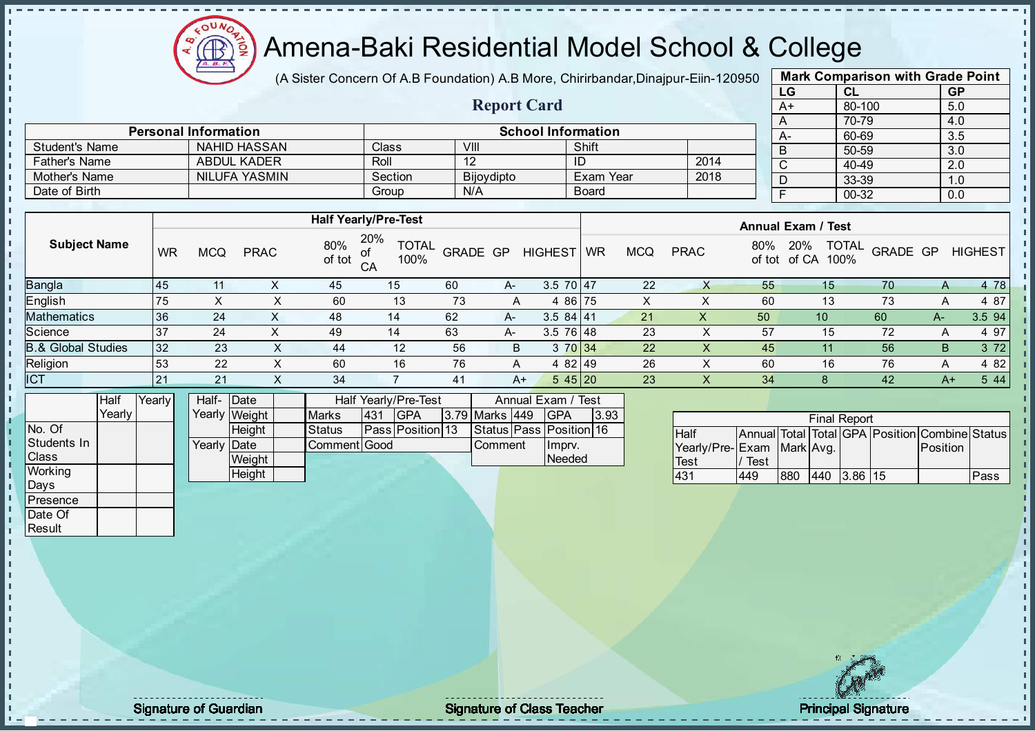# Amena-Baki Residential Model School & College

(A Sister Concern Of A.B Foundation) A.B More, Chirirbandar,Dinajpur-Eiin-120950

## Report Card

| Mark Comparison with Grade Point | | |
|---|---|---|
| LG | CL | GP |
| A+ | 80-100 | 5.0 |
| A | 70-79 | 4.0 |
| A- | 60-69 | 3.5 |
| B | 50-59 | 3.0 |
| C | 40-49 | 2.0 |
| D | 33-39 | 1.0 |
| F | 00-32 | 0.0 |

| Personal Information | | School Information | | | |
|---|---|---|---|---|---|
| Student's Name | NAHID HASSAN | Class | VIII | Shift | |
| Father's Name | ABDUL KADER | Roll | 12 | ID | 2014 |
| Mother's Name | NILUFA YASMIN | Section | Bijoydipto | Exam Year | 2018 |
| Date of Birth | | Group | N/A | Board | |

| Subject Name | Half Yearly/Pre-Test | | | | | | | | | Annual Exam / Test | | | | | | | | |
|---|---|---|---|---|---|---|---|---|---|---|---|---|---|---|---|---|---|---|
| | WR | MCQ | PRAC | 80% of tot | 20% of CA | TOTAL 100% | GRADE | GP | HIGHEST | WR | MCQ | PRAC | 80% of tot | 20% of CA | TOTAL 100% | GRADE | GP | HIGHEST |
| Bangla | 45 | 11 | X | 45 | 15 | 60 | A- | 3.5 | 70 | 47 | 22 | X | 55 | 15 | 70 | A | 4 | 78 |
| English | 75 | X | X | 60 | 13 | 73 | A | 4 | 86 | 75 | X | X | 60 | 13 | 73 | A | 4 | 87 |
| Mathematics | 36 | 24 | X | 48 | 14 | 62 | A- | 3.5 | 84 | 41 | 21 | X | 50 | 10 | 60 | A- | 3.5 | 94 |
| Science | 37 | 24 | X | 49 | 14 | 63 | A- | 3.5 | 76 | 48 | 23 | X | 57 | 15 | 72 | A | 4 | 97 |
| B.& Global Studies | 32 | 23 | X | 44 | 12 | 56 | B | 3 | 70 | 34 | 22 | X | 45 | 11 | 56 | B | 3 | 72 |
| Religion | 53 | 22 | X | 60 | 16 | 76 | A | 4 | 82 | 49 | 26 | X | 60 | 16 | 76 | A | 4 | 82 |
| ICT | 21 | 21 | X | 34 | 7 | 41 | A+ | 5 | 45 | 20 | 23 | X | 34 | 8 | 42 | A+ | 5 | 44 |

| | Half Yearly | Yearly |
|---|---|---|
| No. Of Students In Class | | |
| Working Days | | |
| Presence | | |
| Date Of Result | | |

| | | |
|---|---|---|
| Half-Yearly | Date | |
| | Weight | |
| | Height | |
| Yearly | Date | |
| | Weight | |
| | Height | |

| Half Yearly/Pre-Test | | | |
|---|---|---|---|
| Marks | 431 | GPA | 3.79 |
| Status | Pass | Position | 13 |
| Comment | Good | | |

| Annual Exam / Test | | | |
|---|---|---|---|
| Marks | 449 | GPA | 3.93 |
| Status | Pass | Position | 16 |
| Comment | | Imprv. Needed | |

| Final Report | | | | | | | |
|---|---|---|---|---|---|---|---|
| Half Yearly/Pre-Test | Annual Exam / Test | Total Mark | Total Avg. | GPA | Position | Combine Position | Status |
| 431 | 449 | 880 | 440 | 3.86 | 15 | | Pass |

Signature of Guardian

Signature of Class Teacher

Principal Signature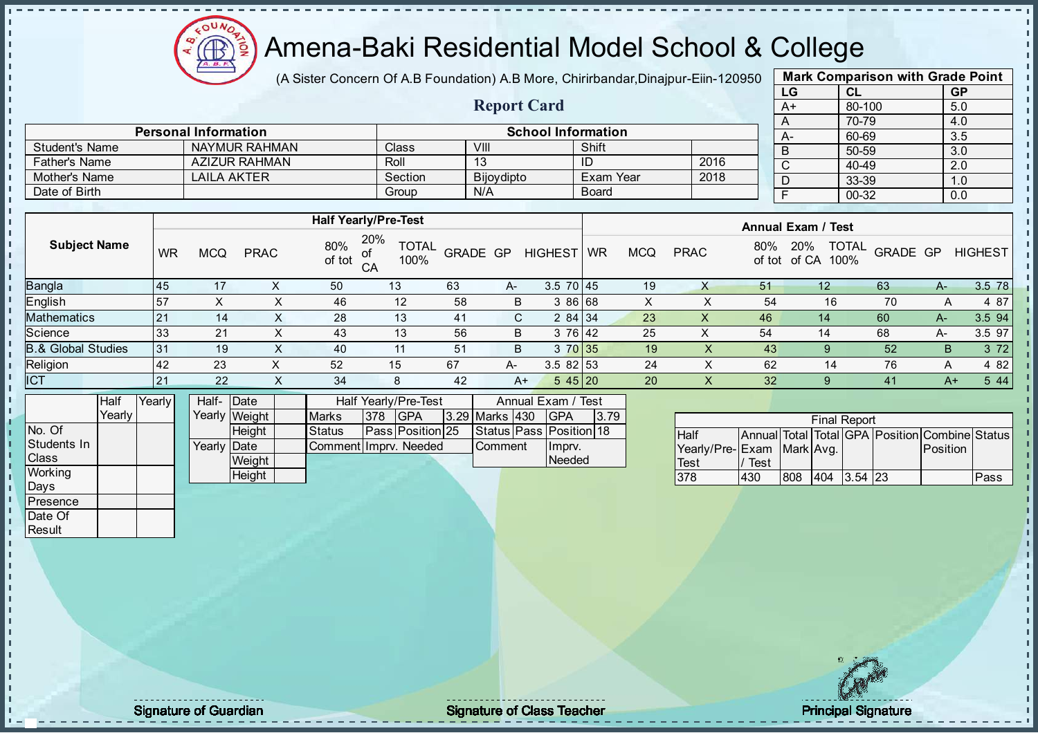# Amena-Baki Residential Model School & College

(A Sister Concern Of A.B Foundation) A.B More, Chirirbandar,Dinajpur-Eiin-120950

## Report Card

| Personal Information | | School Information | | | |
|---|---|---|---|---|---|
| Student's Name | NAYMUR RAHMAN | Class | VIII | Shift | |
| Father's Name | AZIZUR RAHMAN | Roll | 13 | ID | 2016 |
| Mother's Name | LAILA AKTER | Section | Bijoydipto | Exam Year | 2018 |
| Date of Birth | | Group | N/A | Board | |

**Mark Comparison with Grade Point**

| LG | CL | GP |
|---|---|---|
| A+ | 80-100 | 5.0 |
| A | 70-79 | 4.0 |
| A- | 60-69 | 3.5 |
| B | 50-59 | 3.0 |
| C | 40-49 | 2.0 |
| D | 33-39 | 1.0 |
| F | 00-32 | 0.0 |

| Subject Name | Half Yearly/Pre-Test | | | | | | | | | Annual Exam / Test | | | | | | | | |
|---|---|---|---|---|---|---|---|---|---|---|---|---|---|---|---|---|---|---|
| | WR | MCQ | PRAC | 80% of tot | 20% of CA | TOTAL 100% | GRADE | GP | HIGHEST | WR | MCQ | PRAC | 80% of tot | 20% of CA | TOTAL 100% | GRADE | GP | HIGHEST |
| Bangla | 45 | 17 | X | 50 | 13 | 63 | A- | 3.5 | 70 | 45 | 19 | X | 51 | 12 | 63 | A- | 3.5 | 78 |
| English | 57 | X | X | 46 | 12 | 58 | B | 3 | 86 | 68 | X | X | 54 | 16 | 70 | A | 4 | 87 |
| Mathematics | 21 | 14 | X | 28 | 13 | 41 | C | 2 | 84 | 34 | 23 | X | 46 | 14 | 60 | A- | 3.5 | 94 |
| Science | 33 | 21 | X | 43 | 13 | 56 | B | 3 | 76 | 42 | 25 | X | 54 | 14 | 68 | A- | 3.5 | 97 |
| B.& Global Studies | 31 | 19 | X | 40 | 11 | 51 | B | 3 | 70 | 35 | 19 | X | 43 | 9 | 52 | B | 3 | 72 |
| Religion | 42 | 23 | X | 52 | 15 | 67 | A- | 3.5 | 82 | 53 | 24 | X | 62 | 14 | 76 | A | 4 | 82 |
| ICT | 21 | 22 | X | 34 | 8 | 42 | A+ | 5 | 45 | 20 | 20 | X | 32 | 9 | 41 | A+ | 5 | 44 |

| | Half Yearly | Yearly |
|---|---|---|
| No. Of Students In Class | | |
| Working Days | | |
| Presence | | |
| Date Of Result | | |

| | | |
|---|---|---|
| Half-Yearly | Date | |
| | Weight | |
| | Height | |
| Yearly | Date | |
| | Weight | |
| | Height | |

| Half Yearly/Pre-Test | | | | Annual Exam / Test | | | |
|---|---|---|---|---|---|---|---|
| Marks | 378 | GPA | 3.29 | Marks | 430 | GPA | 3.79 |
| Status | Pass | Position | 25 | Status | Pass | Position | 18 |
| Comment | Imprv. Needed | | | Comment | Imprv. Needed | | |

**Final Report**

| Half Yearly/Pre-Test | Annual Exam / Test | Total Mark | Total Avg. | GPA | Position | Combine Position | Status |
|---|---|---|---|---|---|---|---|
| 378 | 430 | 808 | 404 | 3.54 | 23 | | Pass |

Signature of Guardian | Signature of Class Teacher | Principal Signature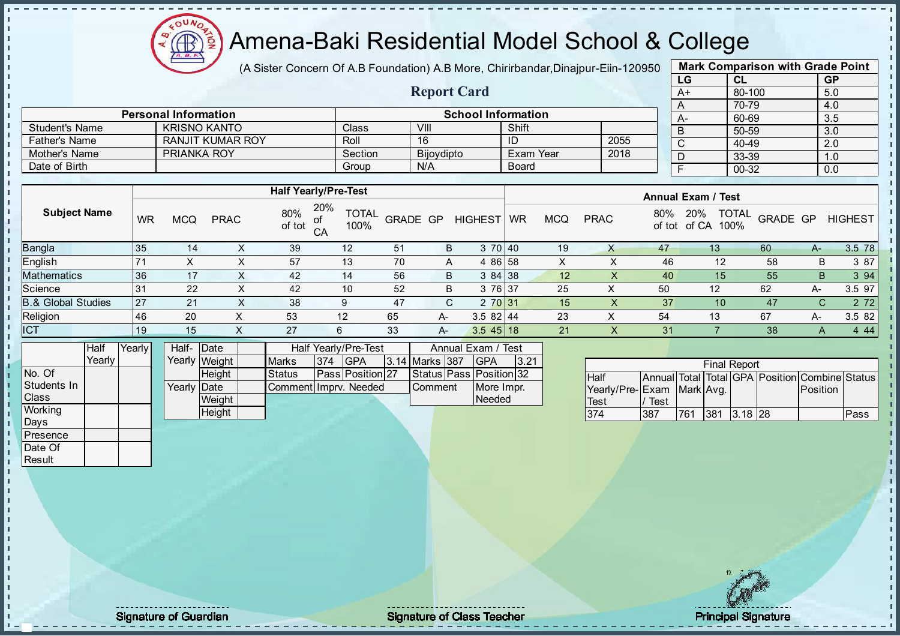# Amena-Baki Residential Model School & College

(A Sister Concern Of A.B Foundation) A.B More, Chirirbandar,Dinajpur-Eiin-120950

## Report Card

| Mark Comparison with Grade Point | | |
|---|---|---|
| LG | CL | GP |
| A+ | 80-100 | 5.0 |
| A | 70-79 | 4.0 |
| A- | 60-69 | 3.5 |
| B | 50-59 | 3.0 |
| C | 40-49 | 2.0 |
| D | 33-39 | 1.0 |
| F | 00-32 | 0.0 |

| Personal Information | | School Information | | | |
|---|---|---|---|---|---|
| Student's Name | KRISNO KANTO | Class | VIII | Shift | |
| Father's Name | RANJIT KUMAR ROY | Roll | 16 | ID | 2055 |
| Mother's Name | PRIANKA ROY | Section | Bijoydipto | Exam Year | 2018 |
| Date of Birth | | Group | N/A | Board | |

| Subject Name | Half Yearly/Pre-Test | | | | | | | | | Annual Exam / Test | | | | | | | | |
|---|---|---|---|---|---|---|---|---|---|---|---|---|---|---|---|---|---|---|
| | WR | MCQ | PRAC | 80% of tot | 20% of CA | TOTAL 100% | GRADE | GP | HIGHEST | WR | MCQ | PRAC | 80% of tot | 20% of CA | TOTAL 100% | GRADE | GP | HIGHEST |
| Bangla | 35 | 14 | X | 39 | 12 | 51 | B | 3 | 70 | 40 | 19 | X | 47 | 13 | 60 | A- | 3.5 | 78 |
| English | 71 | X | X | 57 | 13 | 70 | A | 4 | 86 | 58 | X | X | 46 | 12 | 58 | B | 3 | 87 |
| Mathematics | 36 | 17 | X | 42 | 14 | 56 | B | 3 | 84 | 38 | 12 | X | 40 | 15 | 55 | B | 3 | 94 |
| Science | 31 | 22 | X | 42 | 10 | 52 | B | 3 | 76 | 37 | 25 | X | 50 | 12 | 62 | A- | 3.5 | 97 |
| B.& Global Studies | 27 | 21 | X | 38 | 9 | 47 | C | 2 | 70 | 31 | 15 | X | 37 | 10 | 47 | C | 2 | 72 |
| Religion | 46 | 20 | X | 53 | 12 | 65 | A- | 3.5 | 82 | 44 | 23 | X | 54 | 13 | 67 | A- | 3.5 | 82 |
| ICT | 19 | 15 | X | 27 | 6 | 33 | A- | 3.5 | 45 | 18 | 21 | X | 31 | 7 | 38 | A | 4 | 44 |

| | Half Yearly | Yearly |
|---|---|---|
| No. Of Students In Class | | |
| Working Days | | |
| Presence | | |
| Date Of Result | | |

| | | |
|---|---|---|
| Half-Yearly | Date | |
| | Weight | |
| | Height | |
| Yearly | Date | |
| | Weight | |
| | Height | |

| Half Yearly/Pre-Test | | | | Annual Exam / Test | | | |
|---|---|---|---|---|---|---|---|
| Marks | 374 | GPA | 3.14 | Marks | 387 | GPA | 3.21 |
| Status | Pass | Position | 27 | Status | Pass | Position | 32 |
| Comment | Imprv. Needed | | | Comment | More Impr. Needed | | |

| Final Report | | | | | | | |
|---|---|---|---|---|---|---|---|
| Half Yearly/Pre-Test | Annual Exam / Test | Total Mark | Total Avg. | GPA | Position | Combine Position | Status |
| 374 | 387 | 761 | 381 | 3.18 | 28 | | Pass |

Signature of Guardian　　　Signature of Class Teacher　　　Principal Signature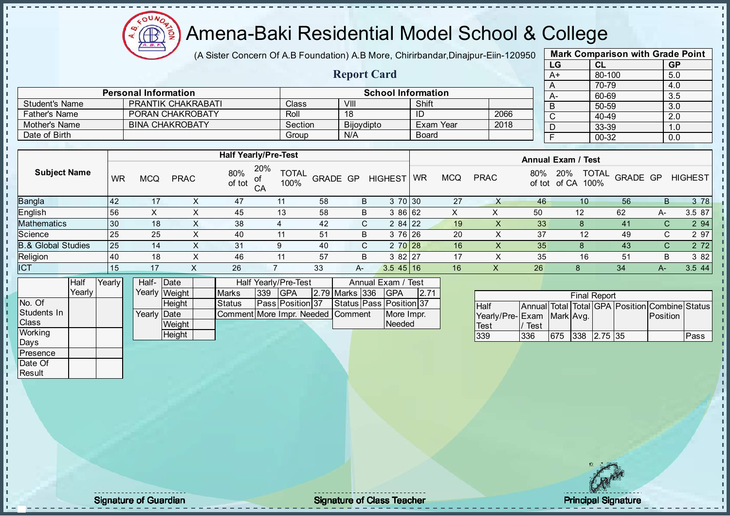# Amena-Baki Residential Model School & College

(A Sister Concern Of A.B Foundation) A.B More, Chirirbandar,Dinajpur-Eiin-120950

## Report Card

| Mark Comparison with Grade Point | | |
|---|---|---|
| LG | CL | GP |
| A+ | 80-100 | 5.0 |
| A | 70-79 | 4.0 |
| A- | 60-69 | 3.5 |
| B | 50-59 | 3.0 |
| C | 40-49 | 2.0 |
| D | 33-39 | 1.0 |
| F | 00-32 | 0.0 |

| Personal Information | | School Information | | | |
|---|---|---|---|---|---|
| Student's Name | PRANTIK CHAKRABATI | Class | VIII | Shift | |
| Father's Name | PORAN CHAKROBATY | Roll | 18 | ID | 2066 |
| Mother's Name | BINA CHAKROBATY | Section | Bijoydipto | Exam Year | 2018 |
| Date of Birth | | Group | N/A | Board | |

| Subject Name | Half Yearly/Pre-Test | | | | | | | | | Annual Exam / Test | | | | | | | | |
|---|---|---|---|---|---|---|---|---|---|---|---|---|---|---|---|---|---|---|
| | WR | MCQ | PRAC | 80% of tot | 20% of CA | TOTAL 100% | GRADE | GP | HIGHEST | WR | MCQ | PRAC | 80% of tot | 20% of CA | TOTAL 100% | GRADE | GP | HIGHEST |
| Bangla | 42 | 17 | X | 47 | 11 | 58 | B | 3 | 70 | 30 | 27 | X | 46 | 10 | 56 | B | 3 | 78 |
| English | 56 | X | X | 45 | 13 | 58 | B | 3 | 86 | 62 | X | X | 50 | 12 | 62 | A- | 3.5 | 87 |
| Mathematics | 30 | 18 | X | 38 | 4 | 42 | C | 2 | 84 | 22 | 19 | X | 33 | 8 | 41 | C | 2 | 94 |
| Science | 25 | 25 | X | 40 | 11 | 51 | B | 3 | 76 | 26 | 20 | X | 37 | 12 | 49 | C | 2 | 97 |
| B.& Global Studies | 25 | 14 | X | 31 | 9 | 40 | C | 2 | 70 | 28 | 16 | X | 35 | 8 | 43 | C | 2 | 72 |
| Religion | 40 | 18 | X | 46 | 11 | 57 | B | 3 | 82 | 27 | 17 | X | 35 | 16 | 51 | B | 3 | 82 |
| ICT | 15 | 17 | X | 26 | 7 | 33 | A- | 3.5 | 45 | 16 | 16 | X | 26 | 8 | 34 | A- | 3.5 | 44 |

| | Half Yearly | Yearly |
|---|---|---|
| No. Of Students In Class | | |
| Working Days | | |
| Presence | | |
| Date Of Result | | |

| | | |
|---|---|---|
| Half-Yearly | Date | |
| | Weight | |
| | Height | |
| Yearly | Date | |
| | Weight | |
| | Height | |

| Half Yearly/Pre-Test | | | | Annual Exam / Test | | | |
|---|---|---|---|---|---|---|---|
| Marks | 339 | GPA | 2.79 | Marks | 336 | GPA | 2.71 |
| Status | Pass | Position | 37 | Status | Pass | Position | 37 |
| Comment | More Impr. Needed | | | Comment | | More Impr. Needed | |

| Final Report | | | | | | | |
|---|---|---|---|---|---|---|---|
| Half Yearly/Pre-Test | Annual Exam / Test | Total Mark | Total Avg. | GPA | Position | Combine Position | Status |
| 339 | 336 | 675 | 338 | 2.75 | 35 | | Pass |

Signature of Guardian

Signature of Class Teacher

Principal Signature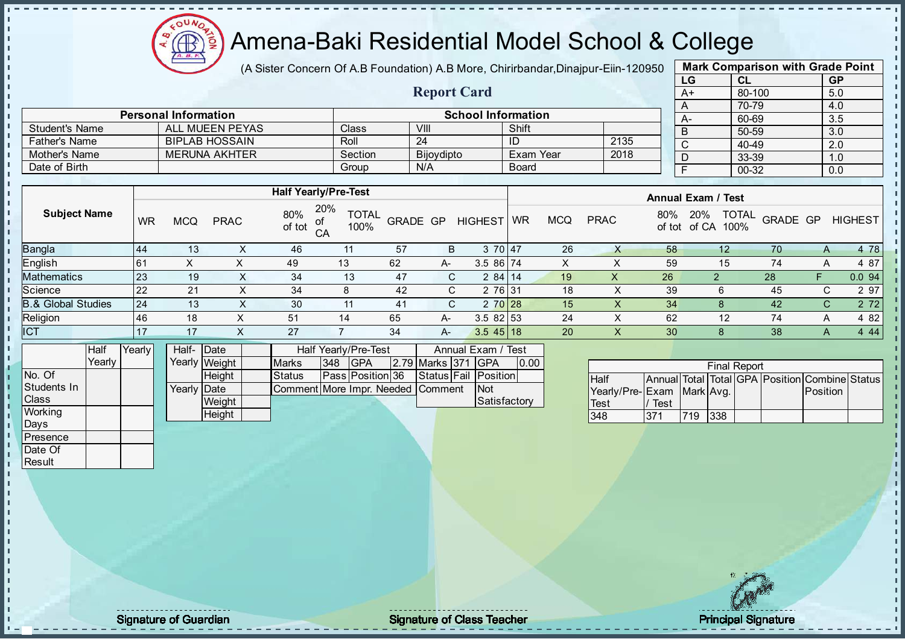# Amena-Baki Residential Model School & College

(A Sister Concern Of A.B Foundation) A.B More, Chirirbandar,Dinajpur-Eiin-120950

## Report Card

| Mark Comparison with Grade Point | | |
|---|---|---|
| LG | CL | GP |
| A+ | 80-100 | 5.0 |
| A | 70-79 | 4.0 |
| A- | 60-69 | 3.5 |
| B | 50-59 | 3.0 |
| C | 40-49 | 2.0 |
| D | 33-39 | 1.0 |
| F | 00-32 | 0.0 |

| Personal Information | | School Information | | | |
|---|---|---|---|---|---|
| Student's Name | ALL MUEEN PEYAS | Class | VIII | Shift | |
| Father's Name | BIPLAB HOSSAIN | Roll | 24 | ID | 2135 |
| Mother's Name | MERUNA AKHTER | Section | Bijoydipto | Exam Year | 2018 |
| Date of Birth | | Group | N/A | Board | |

| Subject Name | Half Yearly/Pre-Test | | | | | | | | | Annual Exam / Test | | | | | | | | |
|---|---|---|---|---|---|---|---|---|---|---|---|---|---|---|---|---|---|---|
| | WR | MCQ | PRAC | 80% of tot | 20% of CA | TOTAL 100% | GRADE | GP | HIGHEST | WR | MCQ | PRAC | 80% of tot | 20% of CA | TOTAL 100% | GRADE | GP | HIGHEST |
| Bangla | 44 | 13 | X | 46 | 11 | 57 | B | 3 | 70 | 47 | 26 | X | 58 | 12 | 70 | A | 4 | 78 |
| English | 61 | X | X | 49 | 13 | 62 | A- | 3.5 | 86 | 74 | X | X | 59 | 15 | 74 | A | 4 | 87 |
| Mathematics | 23 | 19 | X | 34 | 13 | 47 | C | 2 | 84 | 14 | 19 | X | 26 | 2 | 28 | F | 0.0 | 94 |
| Science | 22 | 21 | X | 34 | 8 | 42 | C | 2 | 76 | 31 | 18 | X | 39 | 6 | 45 | C | 2 | 97 |
| B.& Global Studies | 24 | 13 | X | 30 | 11 | 41 | C | 2 | 70 | 28 | 15 | X | 34 | 8 | 42 | C | 2 | 72 |
| Religion | 46 | 18 | X | 51 | 14 | 65 | A- | 3.5 | 82 | 53 | 24 | X | 62 | 12 | 74 | A | 4 | 82 |
| ICT | 17 | 17 | X | 27 | 7 | 34 | A- | 3.5 | 45 | 18 | 20 | X | 30 | 8 | 38 | A | 4 | 44 |

| | Half Yearly | Yearly |
|---|---|---|
| No. Of Students In Class | | |
| Working Days | | |
| Presence | | |
| Date Of Result | | |

| | | |
|---|---|---|
| Half-Yearly | Date | |
| | Weight | |
| | Height | |
| Yearly | Date | |
| | Weight | |
| | Height | |

| Half Yearly/Pre-Test | | | | Annual Exam / Test | | | |
|---|---|---|---|---|---|---|---|
| Marks | 348 | GPA | 2.79 | Marks | 371 | GPA | 0.00 |
| Status | Pass | Position | 36 | Status | Fail | Position | |
| Comment | More Impr. Needed | | | Comment | | Not Satisfactory | |

| Final Report | | | | | | | |
|---|---|---|---|---|---|---|---|
| Half Yearly/Pre-Test | Annual Exam / Test | Total Mark | Total Avg. | GPA | Position | Combine Position | Status |
| 348 | 371 | 719 | 338 | | | | |

Signature of Guardian | Signature of Class Teacher | Principal Signature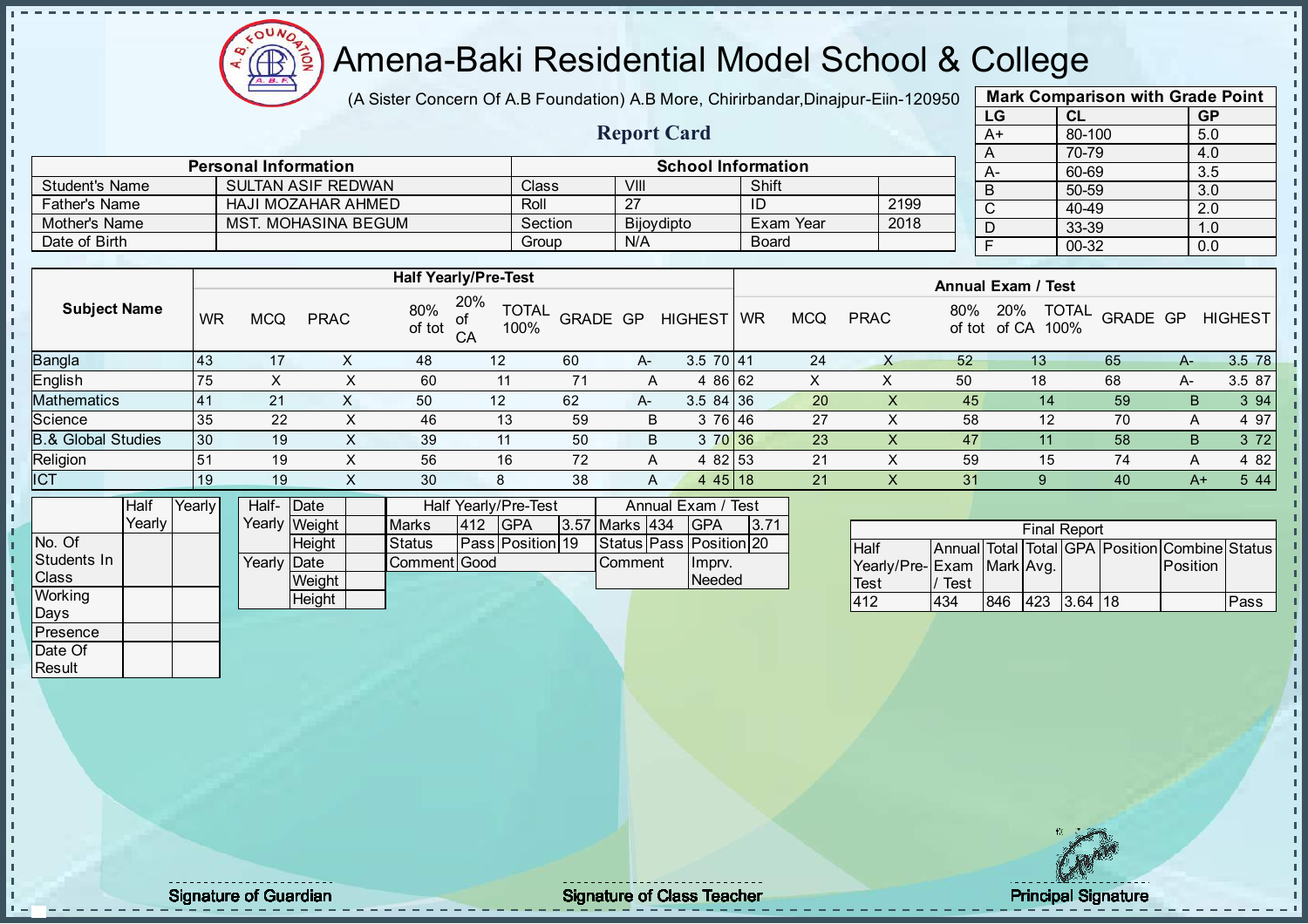# Amena-Baki Residential Model School & College

(A Sister Concern Of A.B Foundation) A.B More, Chirirbandar,Dinajpur-Eiin-120950

## Report Card

| Mark Comparison with Grade Point | | |
|---|---|---|
| LG | CL | GP |
| A+ | 80-100 | 5.0 |
| A | 70-79 | 4.0 |
| A- | 60-69 | 3.5 |
| B | 50-59 | 3.0 |
| C | 40-49 | 2.0 |
| D | 33-39 | 1.0 |
| F | 00-32 | 0.0 |

| Personal Information | | School Information | | | |
|---|---|---|---|---|---|
| Student's Name | SULTAN ASIF REDWAN | Class | VIII | Shift | |
| Father's Name | HAJI MOZAHAR AHMED | Roll | 27 | ID | 2199 |
| Mother's Name | MST. MOHASINA BEGUM | Section | Bijoydipto | Exam Year | 2018 |
| Date of Birth | | Group | N/A | Board | |

| Subject Name | Half Yearly/Pre-Test | | | | | | | | | Annual Exam / Test | | | | | | | | |
|---|---|---|---|---|---|---|---|---|---|---|---|---|---|---|---|---|---|---|
| | WR | MCQ | PRAC | 80% of tot | 20% of CA | TOTAL 100% | GRADE | GP | HIGHEST | WR | MCQ | PRAC | 80% of tot | 20% of CA | TOTAL 100% | GRADE | GP | HIGHEST |
| Bangla | 43 | 17 | X | 48 | 12 | 60 | A- | 3.5 | 70 | 41 | 24 | X | 52 | 13 | 65 | A- | 3.5 | 78 |
| English | 75 | X | X | 60 | 11 | 71 | A | 4 | 86 | 62 | X | X | 50 | 18 | 68 | A- | 3.5 | 87 |
| Mathematics | 41 | 21 | X | 50 | 12 | 62 | A- | 3.5 | 84 | 36 | 20 | X | 45 | 14 | 59 | B | 3 | 94 |
| Science | 35 | 22 | X | 46 | 13 | 59 | B | 3 | 76 | 46 | 27 | X | 58 | 12 | 70 | A | 4 | 97 |
| B.& Global Studies | 30 | 19 | X | 39 | 11 | 50 | B | 3 | 70 | 36 | 23 | X | 47 | 11 | 58 | B | 3 | 72 |
| Religion | 51 | 19 | X | 56 | 16 | 72 | A | 4 | 82 | 53 | 21 | X | 59 | 15 | 74 | A | 4 | 82 |
| ICT | 19 | 19 | X | 30 | 8 | 38 | A | 4 | 45 | 18 | 21 | X | 31 | 9 | 40 | A+ | 5 | 44 |

| | Half Yearly | Yearly |
|---|---|---|
| No. Of Students In Class | | |
| Working Days | | |
| Presence | | |
| Date Of Result | | |

| | | |
|---|---|---|
| Half-Yearly | Date | |
| | Weight | |
| | Height | |
| Yearly | Date | |
| | Weight | |
| | Height | |

| Half Yearly/Pre-Test | | | | Annual Exam / Test | | | |
|---|---|---|---|---|---|---|---|
| Marks | 412 | GPA | 3.57 | Marks | 434 | GPA | 3.71 |
| Status | Pass | Position | 19 | Status | Pass | Position | 20 |
| Comment | Good | | | Comment | | Imprv. Needed | |

| Final Report | | | | | | | |
|---|---|---|---|---|---|---|---|
| Half Yearly/Pre-Test | Annual Exam / Test | Total Mark | Total Avg. | GPA | Position | Combine Position | Status |
| 412 | 434 | 846 | 423 | 3.64 | 18 | | Pass |

Signature of Guardian

Signature of Class Teacher

Principal Signature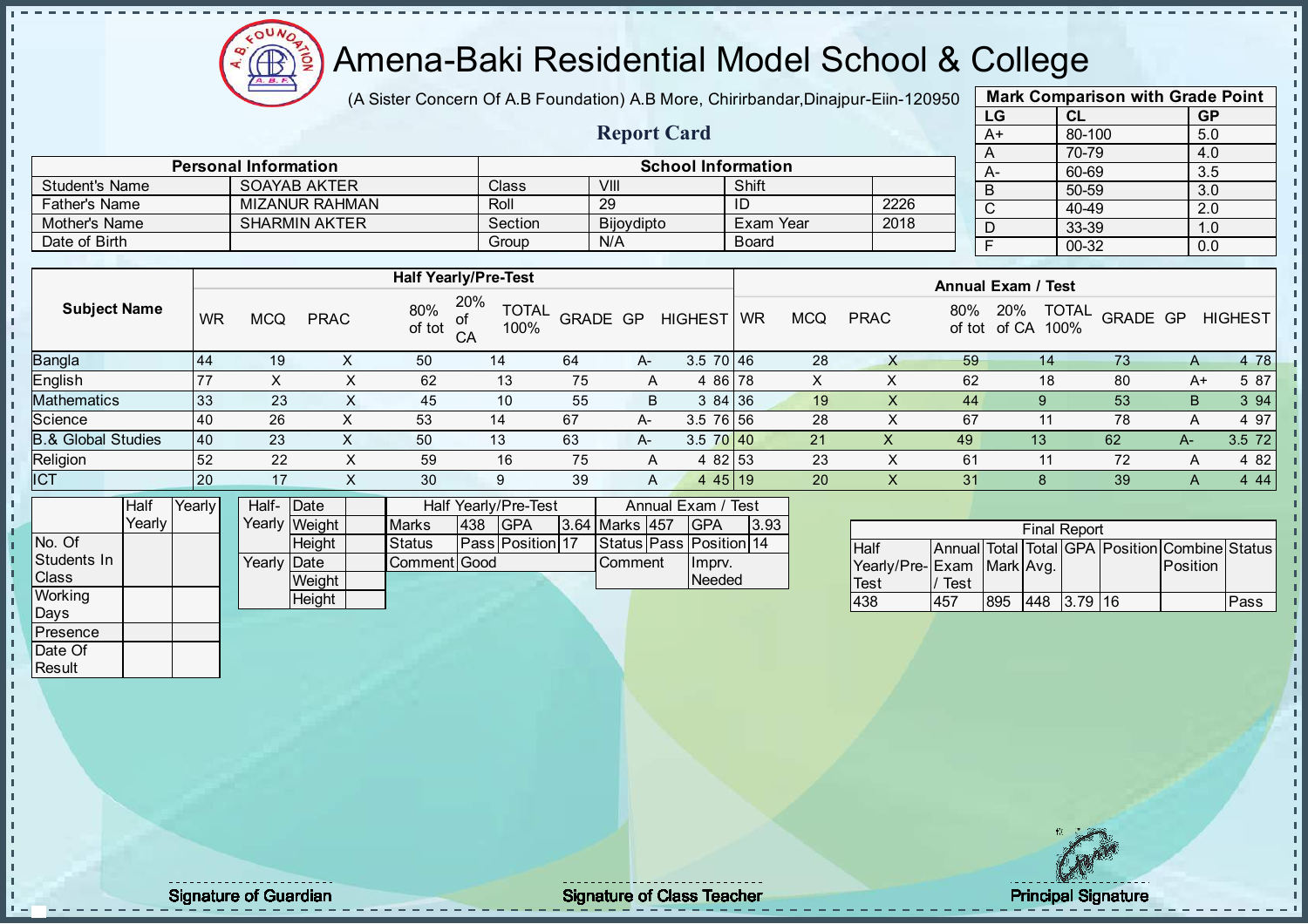# Amena-Baki Residential Model School & College

(A Sister Concern Of A.B Foundation) A.B More, Chirirbandar,Dinajpur-Eiin-120950

## Report Card

| Mark Comparison with Grade Point | | |
|---|---|---|
| LG | CL | GP |
| A+ | 80-100 | 5.0 |
| A | 70-79 | 4.0 |
| A- | 60-69 | 3.5 |
| B | 50-59 | 3.0 |
| C | 40-49 | 2.0 |
| D | 33-39 | 1.0 |
| F | 00-32 | 0.0 |

| Personal Information | | School Information | | | |
|---|---|---|---|---|---|
| Student's Name | SOAYAB AKTER | Class | VIII | Shift | |
| Father's Name | MIZANUR RAHMAN | Roll | 29 | ID | 2226 |
| Mother's Name | SHARMIN AKTER | Section | Bijoydipto | Exam Year | 2018 |
| Date of Birth | | Group | N/A | Board | |

| Subject Name | Half Yearly/Pre-Test | | | | | | | | | Annual Exam / Test | | | | | | | | |
|---|---|---|---|---|---|---|---|---|---|---|---|---|---|---|---|---|---|---|
| | WR | MCQ | PRAC | 80% of tot | 20% of CA | TOTAL 100% | GRADE | GP | HIGHEST | WR | MCQ | PRAC | 80% of tot | 20% of CA | TOTAL 100% | GRADE | GP | HIGHEST |
| Bangla | 44 | 19 | X | 50 | 14 | 64 | A- | 3.5 | 70 | 46 | 28 | X | 59 | 14 | 73 | A | 4 | 78 |
| English | 77 | X | X | 62 | 13 | 75 | A | 4 | 86 | 78 | X | X | 62 | 18 | 80 | A+ | 5 | 87 |
| Mathematics | 33 | 23 | X | 45 | 10 | 55 | B | 3 | 84 | 36 | 19 | X | 44 | 9 | 53 | B | 3 | 94 |
| Science | 40 | 26 | X | 53 | 14 | 67 | A- | 3.5 | 76 | 56 | 28 | X | 67 | 11 | 78 | A | 4 | 97 |
| B.& Global Studies | 40 | 23 | X | 50 | 13 | 63 | A- | 3.5 | 70 | 40 | 21 | X | 49 | 13 | 62 | A- | 3.5 | 72 |
| Religion | 52 | 22 | X | 59 | 16 | 75 | A | 4 | 82 | 53 | 23 | X | 61 | 11 | 72 | A | 4 | 82 |
| ICT | 20 | 17 | X | 30 | 9 | 39 | A | 4 | 45 | 19 | 20 | X | 31 | 8 | 39 | A | 4 | 44 |

| | Half Yearly | Yearly |
|---|---|---|
| No. Of Students In Class | | |
| Working Days | | |
| Presence | | |
| Date Of Result | | |

| | | |
|---|---|---|
| Half-Yearly | Date | |
| | Weight | |
| | Height | |
| Yearly | Date | |
| | Weight | |
| | Height | |

| Half Yearly/Pre-Test | | | | Annual Exam / Test | | | |
|---|---|---|---|---|---|---|---|
| Marks | 438 | GPA | 3.64 | Marks | 457 | GPA | 3.93 |
| Status | Pass | Position | 17 | Status | Pass | Position | 14 |
| Comment | Good | | | Comment | | Imprv. Needed | |

| Final Report | | | | | | | |
|---|---|---|---|---|---|---|---|
| Half Yearly/Pre-Test | Annual Exam / Test | Total Mark | Total Avg. | GPA | Position | Combine Position | Status |
| 438 | 457 | 895 | 448 | 3.79 | 16 | | Pass |

Signature of Guardian　　Signature of Class Teacher　　Principal Signature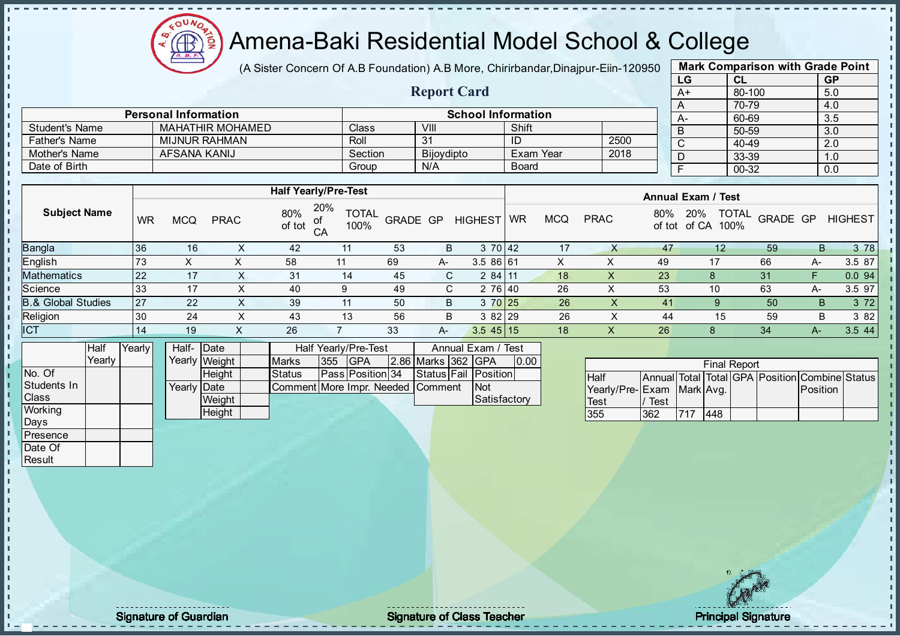# Amena-Baki Residential Model School & College

(A Sister Concern Of A.B Foundation) A.B More, Chirirbandar,Dinajpur-Eiin-120950

## Report Card

| Mark Comparison with Grade Point | | |
|---|---|---|
| LG | CL | GP |
| A+ | 80-100 | 5.0 |
| A | 70-79 | 4.0 |
| A- | 60-69 | 3.5 |
| B | 50-59 | 3.0 |
| C | 40-49 | 2.0 |
| D | 33-39 | 1.0 |
| F | 00-32 | 0.0 |

| Personal Information | | School Information | | | |
|---|---|---|---|---|---|
| Student's Name | MAHATHIR MOHAMED | Class | VIII | Shift | |
| Father's Name | MIJNUR RAHMAN | Roll | 31 | ID | 2500 |
| Mother's Name | AFSANA KANIJ | Section | Bijoydipto | Exam Year | 2018 |
| Date of Birth | | Group | N/A | Board | |

| Subject Name | Half Yearly/Pre-Test | | | | | | | | | Annual Exam / Test | | | | | | | | |
|---|---|---|---|---|---|---|---|---|---|---|---|---|---|---|---|---|---|---|
| | WR | MCQ | PRAC | 80% of tot | 20% of CA | TOTAL 100% | GRADE | GP | HIGHEST | WR | MCQ | PRAC | 80% of tot | 20% of CA | TOTAL 100% | GRADE | GP | HIGHEST |
| Bangla | 36 | 16 | X | 42 | 11 | 53 | B | 3 | 70 | 42 | 17 | X | 47 | 12 | 59 | B | 3 | 78 |
| English | 73 | X | X | 58 | 11 | 69 | A- | 3.5 | 86 | 61 | X | X | 49 | 17 | 66 | A- | 3.5 | 87 |
| Mathematics | 22 | 17 | X | 31 | 14 | 45 | C | 2 | 84 | 11 | 18 | X | 23 | 8 | 31 | F | 0.0 | 94 |
| Science | 33 | 17 | X | 40 | 9 | 49 | C | 2 | 76 | 40 | 26 | X | 53 | 10 | 63 | A- | 3.5 | 97 |
| B.& Global Studies | 27 | 22 | X | 39 | 11 | 50 | B | 3 | 70 | 25 | 26 | X | 41 | 9 | 50 | B | 3 | 72 |
| Religion | 30 | 24 | X | 43 | 13 | 56 | B | 3 | 82 | 29 | 26 | X | 44 | 15 | 59 | B | 3 | 82 |
| ICT | 14 | 19 | X | 26 | 7 | 33 | A- | 3.5 | 45 | 15 | 18 | X | 26 | 8 | 34 | A- | 3.5 | 44 |

| | Half Yearly | Yearly |
|---|---|---|
| No. Of Students In Class | | |
| Working Days | | |
| Presence | | |
| Date Of Result | | |

| | | |
|---|---|---|
| Half-Yearly | Date | |
| | Weight | |
| | Height | |
| Yearly | Date | |
| | Weight | |
| | Height | |

| Half Yearly/Pre-Test | | | | Annual Exam / Test | | | |
|---|---|---|---|---|---|---|---|
| Marks | 355 | GPA | 2.86 | Marks | 362 | GPA | 0.00 |
| Status | Pass | Position | 34 | Status | Fail | Position | |
| Comment | More Impr. Needed | | | Comment | | Not Satisfactory | |

| Final Report | | | | | | | |
|---|---|---|---|---|---|---|---|
| Half Yearly/Pre-Test | Annual Exam / Test | Total Mark | Total Avg. | GPA | Position | Combine Position | Status |
| 355 | 362 | 717 | 448 | | | | |

Signature of Guardian — Signature of Class Teacher — Principal Signature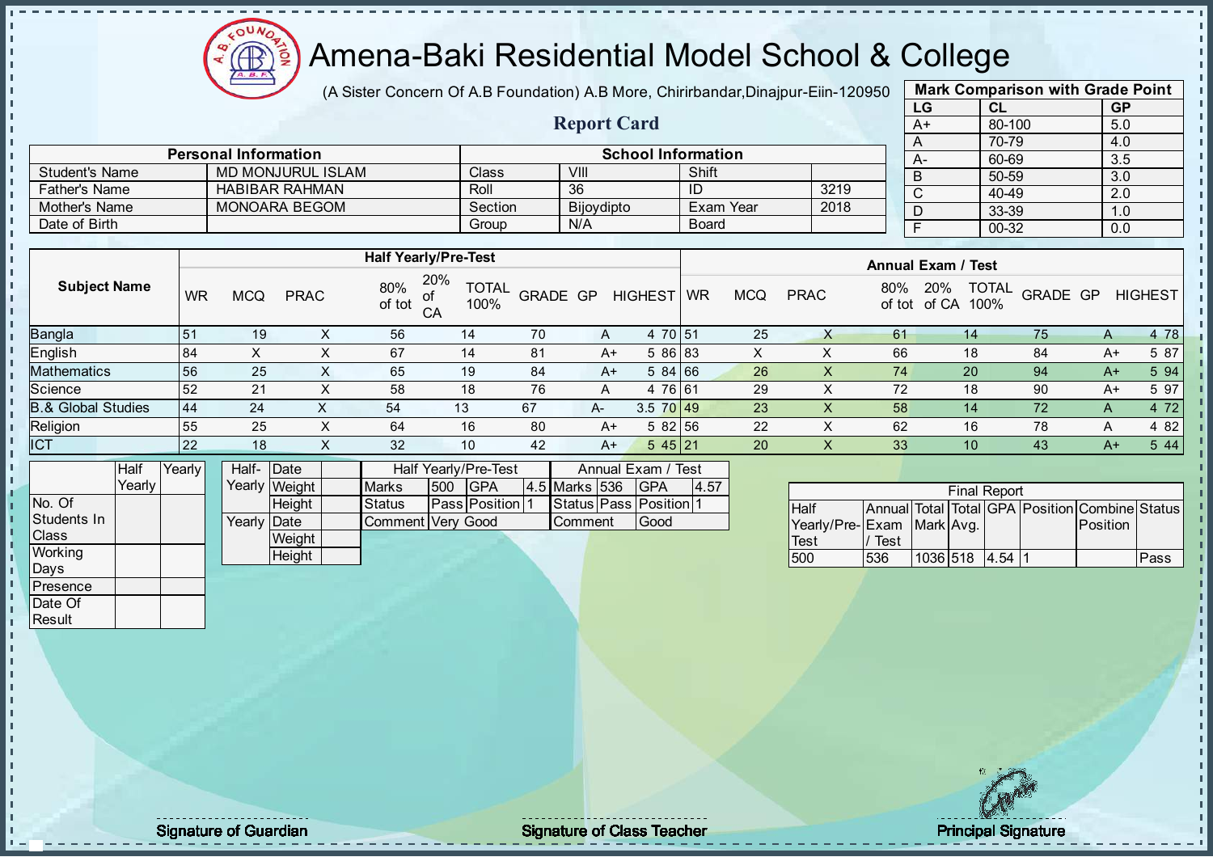# Amena-Baki Residential Model School & College

(A Sister Concern Of A.B Foundation) A.B More, Chirirbandar,Dinajpur-Eiin-120950

## Report Card

| Personal Information | | School Information | | | |
|---|---|---|---|---|---|
| Student's Name | MD MONJURUL ISLAM | Class | VIII | Shift | |
| Father's Name | HABIBAR RAHMAN | Roll | 36 | ID | 3219 |
| Mother's Name | MONOARA BEGOM | Section | Bijoydipto | Exam Year | 2018 |
| Date of Birth | | Group | N/A | Board | |

**Mark Comparison with Grade Point**

| LG | CL | GP |
|---|---|---|
| A+ | 80-100 | 5.0 |
| A | 70-79 | 4.0 |
| A- | 60-69 | 3.5 |
| B | 50-59 | 3.0 |
| C | 40-49 | 2.0 |
| D | 33-39 | 1.0 |
| F | 00-32 | 0.0 |

| Subject Name | Half Yearly/Pre-Test | | | | | | | | | Annual Exam / Test | | | | | | | | |
|---|---|---|---|---|---|---|---|---|---|---|---|---|---|---|---|---|---|---|
| | WR | MCQ | PRAC | 80% of tot | 20% of CA | TOTAL 100% | GRADE | GP | HIGHEST | WR | MCQ | PRAC | 80% of tot | 20% of CA | TOTAL 100% | GRADE | GP | HIGHEST |
| Bangla | 51 | 19 | X | 56 | 14 | 70 | A | 4 | 70 | 51 | 25 | X | 61 | 14 | 75 | A | 4 | 78 |
| English | 84 | X | X | 67 | 14 | 81 | A+ | 5 | 86 | 83 | X | X | 66 | 18 | 84 | A+ | 5 | 87 |
| Mathematics | 56 | 25 | X | 65 | 19 | 84 | A+ | 5 | 84 | 66 | 26 | X | 74 | 20 | 94 | A+ | 5 | 94 |
| Science | 52 | 21 | X | 58 | 18 | 76 | A | 4 | 76 | 61 | 29 | X | 72 | 18 | 90 | A+ | 5 | 97 |
| B.& Global Studies | 44 | 24 | X | 54 | 13 | 67 | A- | 3.5 | 70 | 49 | 23 | X | 58 | 14 | 72 | A | 4 | 72 |
| Religion | 55 | 25 | X | 64 | 16 | 80 | A+ | 5 | 82 | 56 | 22 | X | 62 | 16 | 78 | A | 4 | 82 |
| ICT | 22 | 18 | X | 32 | 10 | 42 | A+ | 5 | 45 | 21 | 20 | X | 33 | 10 | 43 | A+ | 5 | 44 |

| | Half Yearly | Yearly |
|---|---|---|
| No. Of Students In Class | | |
| Working Days | | |
| Presence | | |
| Date Of Result | | |

| | | |
|---|---|---|
| Half-Yearly | Date | |
| | Weight | |
| | Height | |
| Yearly | Date | |
| | Weight | |
| | Height | |

| Half Yearly/Pre-Test | | | | Annual Exam / Test | | | |
|---|---|---|---|---|---|---|---|
| Marks | 500 | GPA | 4.5 | Marks | 536 | GPA | 4.57 |
| Status | Pass | Position | 1 | Status | Pass | Position | 1 |
| Comment | Very Good | | | Comment | Good | | |

**Final Report**

| Half Yearly/Pre-Test | Annual Exam / Test | Total Mark | Total Avg. | GPA | Position | Combine Position | Status |
|---|---|---|---|---|---|---|---|
| 500 | 536 | 1036 | 518 | 4.54 | 1 | | Pass |

Signature of Guardian

Signature of Class Teacher

Principal Signature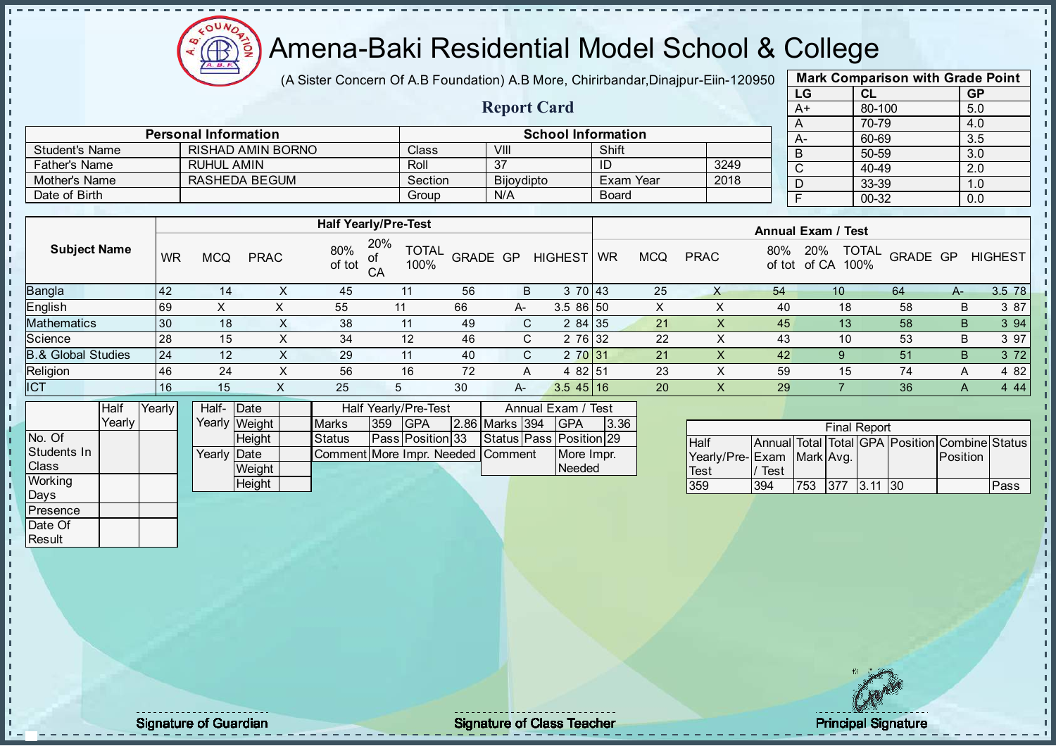# Amena-Baki Residential Model School & College

(A Sister Concern Of A.B Foundation) A.B More, Chirirbandar,Dinajpur-Eiin-120950

## Report Card

| Mark Comparison with Grade Point | | |
|---|---|---|
| LG | CL | GP |
| A+ | 80-100 | 5.0 |
| A | 70-79 | 4.0 |
| A- | 60-69 | 3.5 |
| B | 50-59 | 3.0 |
| C | 40-49 | 2.0 |
| D | 33-39 | 1.0 |
| F | 00-32 | 0.0 |

| Personal Information | | School Information | | | |
|---|---|---|---|---|---|
| Student's Name | RISHAD AMIN BORNO | Class | VIII | Shift | |
| Father's Name | RUHUL AMIN | Roll | 37 | ID | 3249 |
| Mother's Name | RASHEDA BEGUM | Section | Bijoydipto | Exam Year | 2018 |
| Date of Birth | | Group | N/A | Board | |

| Subject Name | Half Yearly/Pre-Test | | | | | | | | | Annual Exam / Test | | | | | | | | |
|---|---|---|---|---|---|---|---|---|---|---|---|---|---|---|---|---|---|---|
| | WR | MCQ | PRAC | 80% of tot | 20% of CA | TOTAL 100% | GRADE | GP | HIGHEST | WR | MCQ | PRAC | 80% of tot | 20% of CA | TOTAL 100% | GRADE | GP | HIGHEST |
| Bangla | 42 | 14 | X | 45 | 11 | 56 | B | 3 | 70 | 43 | 25 | X | 54 | 10 | 64 | A- | 3.5 | 78 |
| English | 69 | X | X | 55 | 11 | 66 | A- | 3.5 | 86 | 50 | X | X | 40 | 18 | 58 | B | 3 | 87 |
| Mathematics | 30 | 18 | X | 38 | 11 | 49 | C | 2 | 84 | 35 | 21 | X | 45 | 13 | 58 | B | 3 | 94 |
| Science | 28 | 15 | X | 34 | 12 | 46 | C | 2 | 76 | 32 | 22 | X | 43 | 10 | 53 | B | 3 | 97 |
| B.& Global Studies | 24 | 12 | X | 29 | 11 | 40 | C | 2 | 70 | 31 | 21 | X | 42 | 9 | 51 | B | 3 | 72 |
| Religion | 46 | 24 | X | 56 | 16 | 72 | A | 4 | 82 | 51 | 23 | X | 59 | 15 | 74 | A | 4 | 82 |
| ICT | 16 | 15 | X | 25 | 5 | 30 | A- | 3.5 | 45 | 16 | 20 | X | 29 | 7 | 36 | A | 4 | 44 |

| | Half Yearly | Yearly |
|---|---|---|
| No. Of Students In Class | | |
| Working Days | | |
| Presence | | |
| Date Of Result | | |

| | | |
|---|---|---|
| Half-Yearly | Date | |
| | Weight | |
| | Height | |
| Yearly | Date | |
| | Weight | |
| | Height | |

| Half Yearly/Pre-Test | | | | Annual Exam / Test | | | |
|---|---|---|---|---|---|---|---|
| Marks | 359 | GPA | 2.86 | Marks | 394 | GPA | 3.36 |
| Status | Pass | Position | 33 | Status | Pass | Position | 29 |
| Comment | More Impr. Needed | | | Comment | More Impr. Needed | | |

| Final Report | | | | | | | |
|---|---|---|---|---|---|---|---|
| Half Yearly/Pre-Test | Annual Exam / Test | Total Mark | Total Avg. | GPA | Position | Combine Position | Status |
| 359 | 394 | 753 | 377 | 3.11 | 30 | | Pass |

Signature of Guardian

Signature of Class Teacher

Principal Signature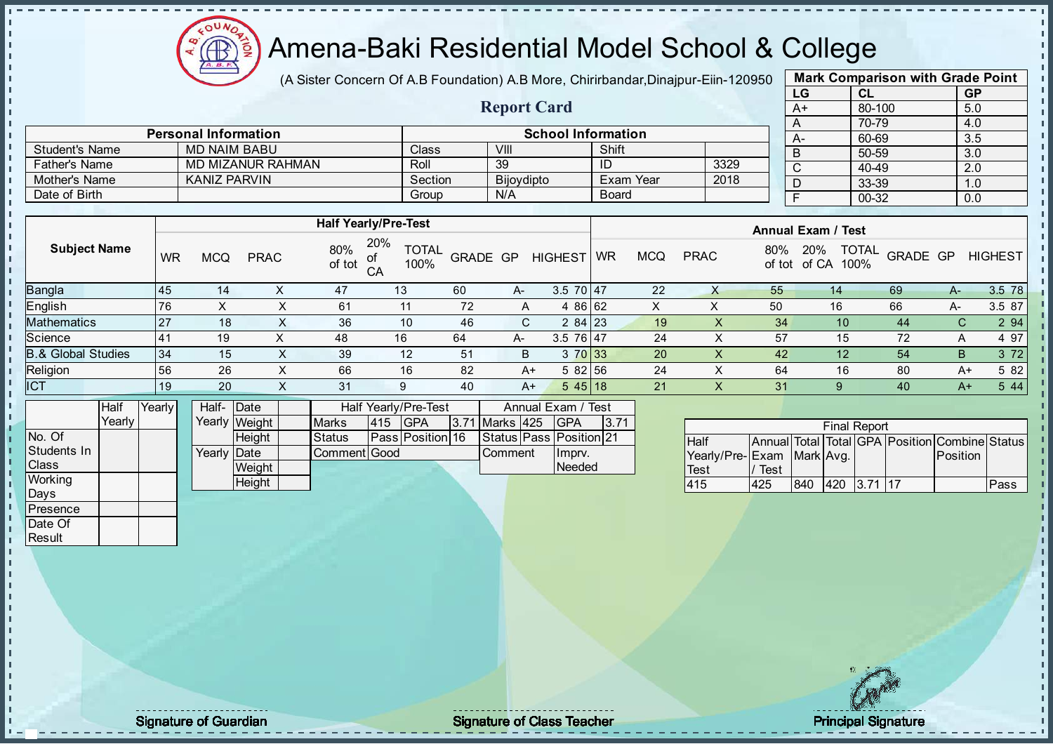# Amena-Baki Residential Model School & College

(A Sister Concern Of A.B Foundation) A.B More, Chirirbandar,Dinajpur-Eiin-120950

## Report Card

| Mark Comparison with Grade Point | | |
|---|---|---|
| LG | CL | GP |
| A+ | 80-100 | 5.0 |
| A | 70-79 | 4.0 |
| A- | 60-69 | 3.5 |
| B | 50-59 | 3.0 |
| C | 40-49 | 2.0 |
| D | 33-39 | 1.0 |
| F | 00-32 | 0.0 |

| Personal Information | | School Information | | | |
|---|---|---|---|---|---|
| Student's Name | MD NAIM BABU | Class | VIII | Shift | |
| Father's Name | MD MIZANUR RAHMAN | Roll | 39 | ID | 3329 |
| Mother's Name | KANIZ PARVIN | Section | Bijoydipto | Exam Year | 2018 |
| Date of Birth | | Group | N/A | Board | |

| Subject Name | Half Yearly/Pre-Test | | | | | | | | | Annual Exam / Test | | | | | | | | |
|---|---|---|---|---|---|---|---|---|---|---|---|---|---|---|---|---|---|---|
| | WR | MCQ | PRAC | 80% of tot | 20% of CA | TOTAL 100% | GRADE | GP | HIGHEST | WR | MCQ | PRAC | 80% of tot | 20% of CA | TOTAL 100% | GRADE | GP | HIGHEST |
| Bangla | 45 | 14 | X | 47 | 13 | 60 | A- | 3.5 | 70 | 47 | 22 | X | 55 | 14 | 69 | A- | 3.5 | 78 |
| English | 76 | X | X | 61 | 11 | 72 | A | 4 | 86 | 62 | X | X | 50 | 16 | 66 | A- | 3.5 | 87 |
| Mathematics | 27 | 18 | X | 36 | 10 | 46 | C | 2 | 84 | 23 | 19 | X | 34 | 10 | 44 | C | 2 | 94 |
| Science | 41 | 19 | X | 48 | 16 | 64 | A- | 3.5 | 76 | 47 | 24 | X | 57 | 15 | 72 | A | 4 | 97 |
| B.& Global Studies | 34 | 15 | X | 39 | 12 | 51 | B | 3 | 70 | 33 | 20 | X | 42 | 12 | 54 | B | 3 | 72 |
| Religion | 56 | 26 | X | 66 | 16 | 82 | A+ | 5 | 82 | 56 | 24 | X | 64 | 16 | 80 | A+ | 5 | 82 |
| ICT | 19 | 20 | X | 31 | 9 | 40 | A+ | 5 | 45 | 18 | 21 | X | 31 | 9 | 40 | A+ | 5 | 44 |

| | Half Yearly | Yearly |
|---|---|---|
| No. Of Students In Class | | |
| Working Days | | |
| Presence | | |
| Date Of Result | | |

| | | |
|---|---|---|
| Half-Yearly | Date | |
| | Weight | |
| | Height | |
| Yearly | Date | |
| | Weight | |
| | Height | |

| Half Yearly/Pre-Test | | | | Annual Exam / Test | | | |
|---|---|---|---|---|---|---|---|
| Marks | 415 | GPA | 3.71 | Marks | 425 | GPA | 3.71 |
| Status | Pass | Position | 16 | Status | Pass | Position | 21 |
| Comment | Good | | | Comment | Imprv. Needed | | |

| Final Report | | | | | | | |
|---|---|---|---|---|---|---|---|
| Half Yearly/Pre-Test | Annual Exam / Test | Total Mark | Total Avg. | GPA | Position | Combine Position | Status |
| 415 | 425 | 840 | 420 | 3.71 | 17 | | Pass |

Signature of Guardian

Signature of Class Teacher

Principal Signature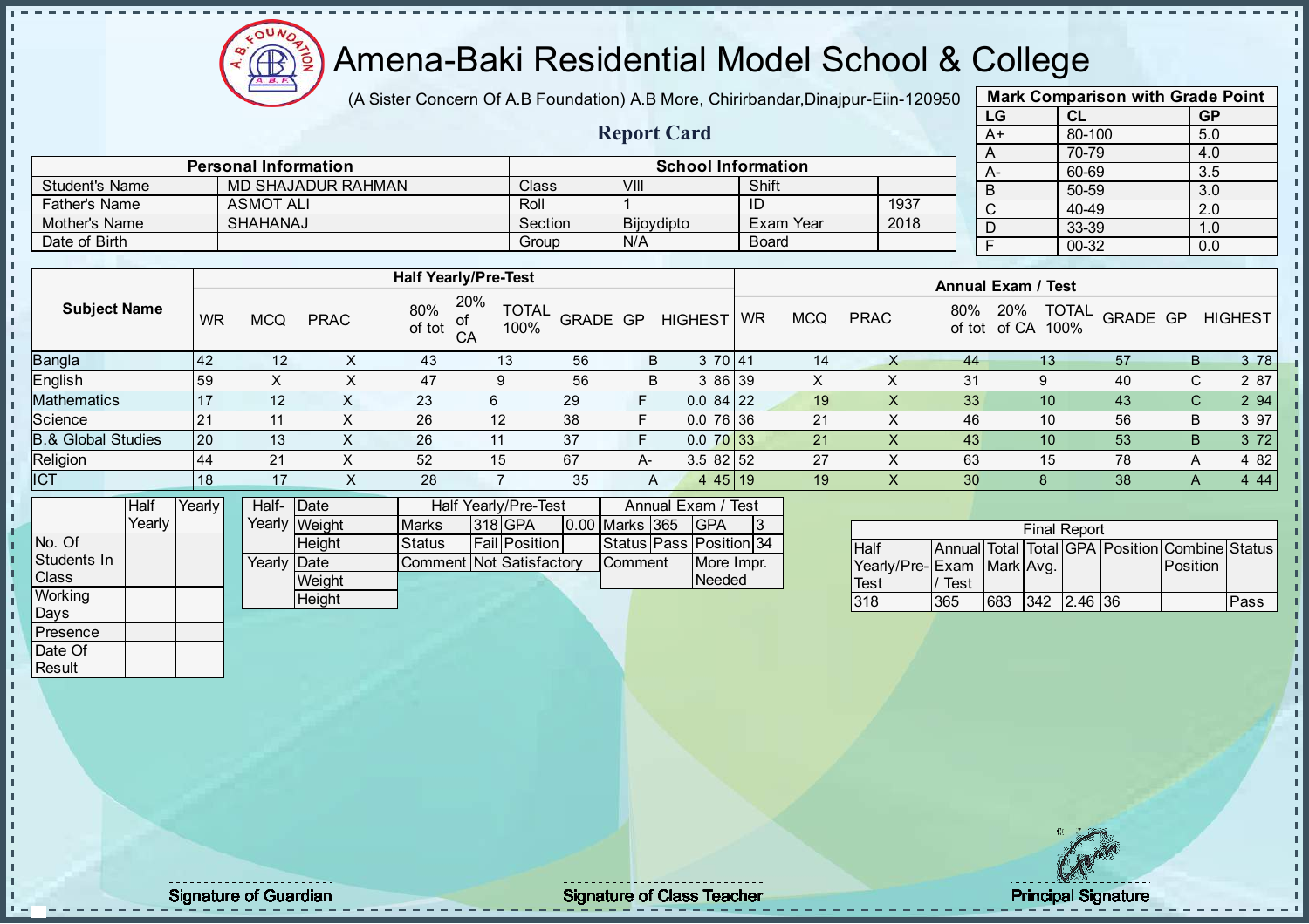# Amena-Baki Residential Model School & College

(A Sister Concern Of A.B Foundation) A.B More, Chirirbandar,Dinajpur-Eiin-120950

## Report Card

| Mark Comparison with Grade Point | | |
|---|---|---|
| LG | CL | GP |
| A+ | 80-100 | 5.0 |
| A | 70-79 | 4.0 |
| A- | 60-69 | 3.5 |
| B | 50-59 | 3.0 |
| C | 40-49 | 2.0 |
| D | 33-39 | 1.0 |
| F | 00-32 | 0.0 |

| Personal Information | | School Information | | | |
|---|---|---|---|---|---|
| Student's Name | MD SHAJADUR RAHMAN | Class | VIII | Shift | |
| Father's Name | ASMOT ALI | Roll | 1 | ID | 1937 |
| Mother's Name | SHAHANAJ | Section | Bijoydipto | Exam Year | 2018 |
| Date of Birth | | Group | N/A | Board | |

| Subject Name | Half Yearly/Pre-Test | | | | | | | | | Annual Exam / Test | | | | | | | | |
|---|---|---|---|---|---|---|---|---|---|---|---|---|---|---|---|---|---|---|
| | WR | MCQ | PRAC | 80% of tot | 20% of CA | TOTAL 100% | GRADE | GP | HIGHEST | WR | MCQ | PRAC | 80% of tot | 20% of CA | TOTAL 100% | GRADE | GP | HIGHEST |
| Bangla | 42 | 12 | X | 43 | 13 | 56 | B | 3 | 70 | 41 | 14 | X | 44 | 13 | 57 | B | 3 | 78 |
| English | 59 | X | X | 47 | 9 | 56 | B | 3 | 86 | 39 | X | X | 31 | 9 | 40 | C | 2 | 87 |
| Mathematics | 17 | 12 | X | 23 | 6 | 29 | F | 0.0 | 84 | 22 | 19 | X | 33 | 10 | 43 | C | 2 | 94 |
| Science | 21 | 11 | X | 26 | 12 | 38 | F | 0.0 | 76 | 36 | 21 | X | 46 | 10 | 56 | B | 3 | 97 |
| B.& Global Studies | 20 | 13 | X | 26 | 11 | 37 | F | 0.0 | 70 | 33 | 21 | X | 43 | 10 | 53 | B | 3 | 72 |
| Religion | 44 | 21 | X | 52 | 15 | 67 | A- | 3.5 | 82 | 52 | 27 | X | 63 | 15 | 78 | A | 4 | 82 |
| ICT | 18 | 17 | X | 28 | 7 | 35 | A | 4 | 45 | 19 | 19 | X | 30 | 8 | 38 | A | 4 | 44 |

| | Half Yearly | Yearly |
|---|---|---|
| No. Of Students In Class | | |
| Working Days | | |
| Presence | | |
| Date Of Result | | |

| Half-Yearly | Date | |
|---|---|---|
| | Weight | |
| | Height | |
| Yearly | Date | |
| | Weight | |
| | Height | |

| Half Yearly/Pre-Test | | | | Annual Exam / Test | | | |
|---|---|---|---|---|---|---|---|
| Marks | 318 | GPA | 0.00 | Marks | 365 | GPA | 3 |
| Status | Fail | Position | | Status | Pass | Position | 34 |
| Comment | Not Satisfactory | | | Comment | More Impr. Needed | | |

| Final Report | | | | | | | |
|---|---|---|---|---|---|---|---|
| Half Yearly/Pre-Test | Annual Exam / Test | Total Mark | Total Avg. | GPA | Position | Combine Position | Status |
| 318 | 365 | 683 | 342 | 2.46 | 36 | | Pass |

Signature of Guardian — Signature of Class Teacher — Principal Signature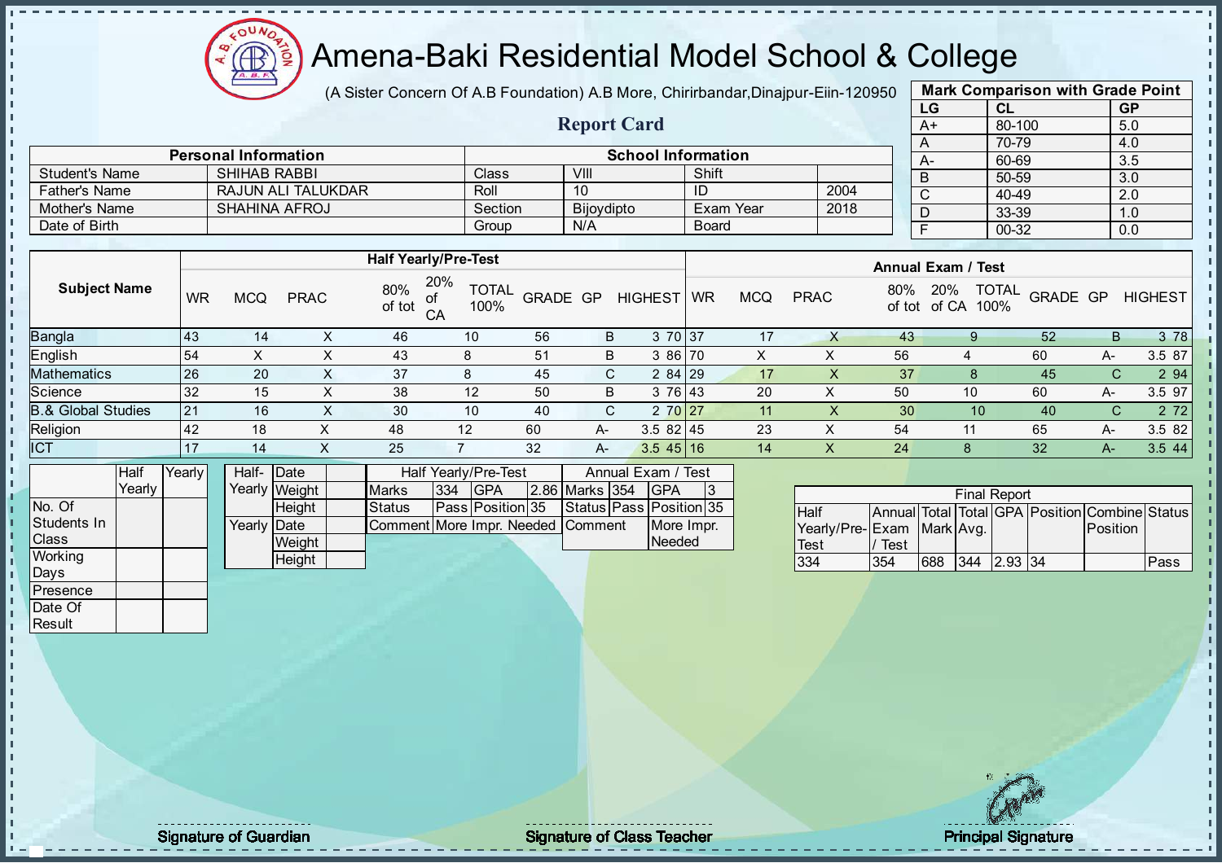# Amena-Baki Residential Model School & College

(A Sister Concern Of A.B Foundation) A.B More, Chirirbandar,Dinajpur-Eiin-120950

## Report Card

| Mark Comparison with Grade Point | | |
|---|---|---|
| LG | CL | GP |
| A+ | 80-100 | 5.0 |
| A | 70-79 | 4.0 |
| A- | 60-69 | 3.5 |
| B | 50-59 | 3.0 |
| C | 40-49 | 2.0 |
| D | 33-39 | 1.0 |
| F | 00-32 | 0.0 |

| Personal Information | | School Information | | | |
|---|---|---|---|---|---|
| Student's Name | SHIHAB RABBI | Class | VIII | Shift | |
| Father's Name | RAJUN ALI TALUKDAR | Roll | 10 | ID | 2004 |
| Mother's Name | SHAHINA AFROJ | Section | Bijoydipto | Exam Year | 2018 |
| Date of Birth | | Group | N/A | Board | |

| Subject Name | Half Yearly/Pre-Test | | | | | | | | | Annual Exam / Test | | | | | | | | |
|---|---|---|---|---|---|---|---|---|---|---|---|---|---|---|---|---|---|---|
| | WR | MCQ | PRAC | 80% of tot | 20% of CA | TOTAL 100% | GRADE | GP | HIGHEST | WR | MCQ | PRAC | 80% of tot | 20% of CA | TOTAL 100% | GRADE | GP | HIGHEST |
| Bangla | 43 | 14 | X | 46 | 10 | 56 | B | 3 | 70 | 37 | 17 | X | 43 | 9 | 52 | B | 3 | 78 |
| English | 54 | X | X | 43 | 8 | 51 | B | 3 | 86 | 70 | X | X | 56 | 4 | 60 | A- | 3.5 | 87 |
| Mathematics | 26 | 20 | X | 37 | 8 | 45 | C | 2 | 84 | 29 | 17 | X | 37 | 8 | 45 | C | 2 | 94 |
| Science | 32 | 15 | X | 38 | 12 | 50 | B | 3 | 76 | 43 | 20 | X | 50 | 10 | 60 | A- | 3.5 | 97 |
| B.& Global Studies | 21 | 16 | X | 30 | 10 | 40 | C | 2 | 70 | 27 | 11 | X | 30 | 10 | 40 | C | 2 | 72 |
| Religion | 42 | 18 | X | 48 | 12 | 60 | A- | 3.5 | 82 | 45 | 23 | X | 54 | 11 | 65 | A- | 3.5 | 82 |
| ICT | 17 | 14 | X | 25 | 7 | 32 | A- | 3.5 | 45 | 16 | 14 | X | 24 | 8 | 32 | A- | 3.5 | 44 |

| | Half Yearly | Yearly |
|---|---|---|
| No. Of Students In Class | | |
| Working Days | | |
| Presence | | |
| Date Of Result | | |

| | | |
|---|---|---|
| Half-Yearly | Date | |
| | Weight | |
| | Height | |
| Yearly | Date | |
| | Weight | |
| | Height | |

| Half Yearly/Pre-Test | | | | Annual Exam / Test | | | |
|---|---|---|---|---|---|---|---|
| Marks | 334 | GPA | 2.86 | Marks | 354 | GPA | 3 |
| Status | Pass | Position | 35 | Status | Pass | Position | 35 |
| Comment | More Impr. Needed | | | Comment | | More Impr. Needed | |

| Final Report | | | | | | | |
|---|---|---|---|---|---|---|---|
| Half Yearly/Pre-Test | Annual Exam / Test | Total Mark | Total Avg. | GPA | Position | Combine Position | Status |
| 334 | 354 | 688 | 344 | 2.93 | 34 | | Pass |

Signature of Guardian

Signature of Class Teacher

Principal Signature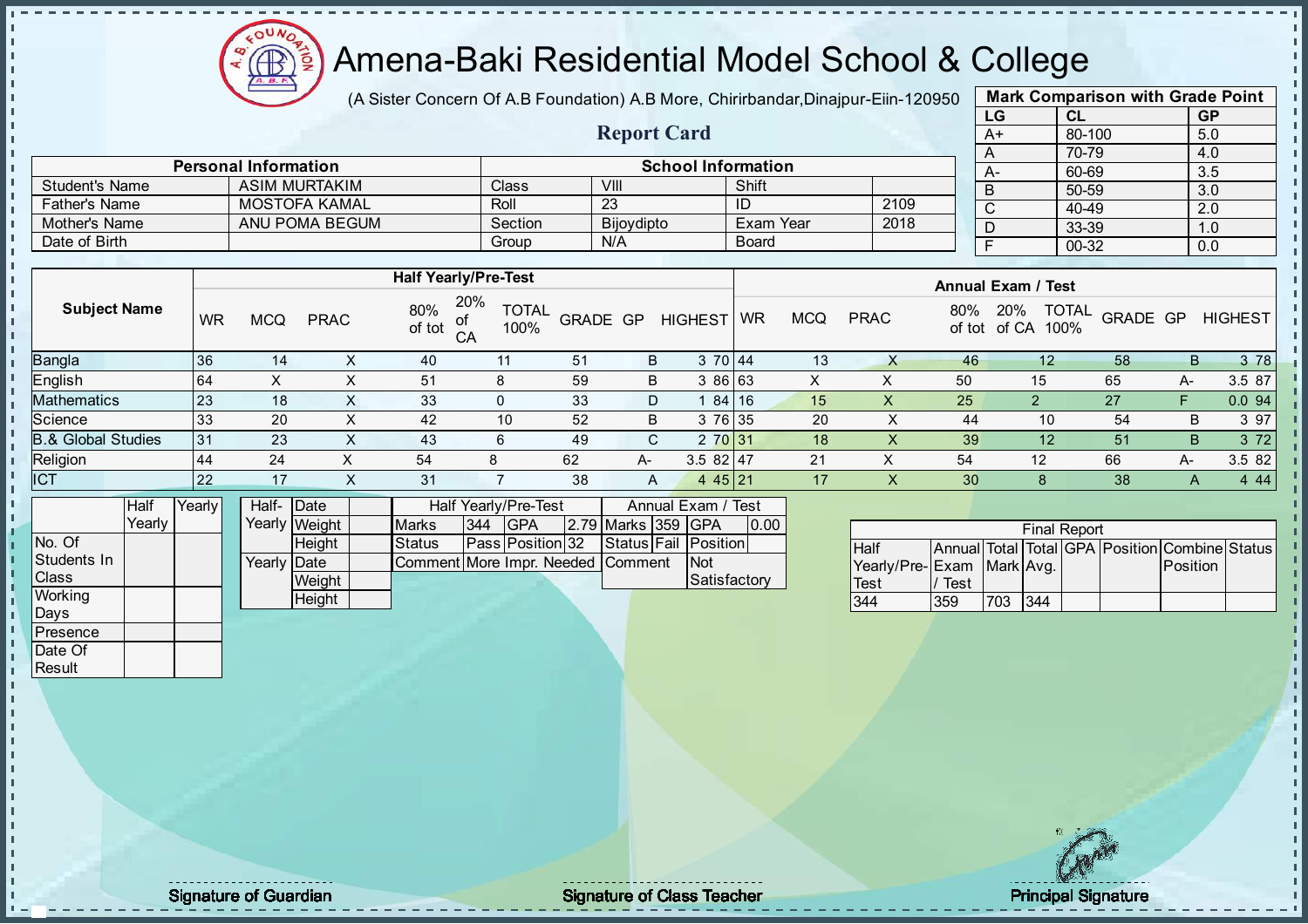# Amena-Baki Residential Model School & College

(A Sister Concern Of A.B Foundation) A.B More, Chirirbandar,Dinajpur-Eiin-120950

## Report Card

| Mark Comparison with Grade Point | | |
|---|---|---|
| LG | CL | GP |
| A+ | 80-100 | 5.0 |
| A | 70-79 | 4.0 |
| A- | 60-69 | 3.5 |
| B | 50-59 | 3.0 |
| C | 40-49 | 2.0 |
| D | 33-39 | 1.0 |
| F | 00-32 | 0.0 |

| Personal Information | | School Information | | | |
|---|---|---|---|---|---|
| Student's Name | ASIM MURTAKIM | Class | VIII | Shift | |
| Father's Name | MOSTOFA KAMAL | Roll | 23 | ID | 2109 |
| Mother's Name | ANU POMA BEGUM | Section | Bijoydipto | Exam Year | 2018 |
| Date of Birth | | Group | N/A | Board | |

| Subject Name | Half Yearly/Pre-Test | | | | | | | | | Annual Exam / Test | | | | | | | | |
|---|---|---|---|---|---|---|---|---|---|---|---|---|---|---|---|---|---|---|
| | WR | MCQ | PRAC | 80% of tot | 20% of CA | TOTAL 100% | GRADE | GP | HIGHEST | WR | MCQ | PRAC | 80% of tot | 20% of CA | TOTAL 100% | GRADE | GP | HIGHEST |
| Bangla | 36 | 14 | X | 40 | 11 | 51 | B | 3 | 70 | 44 | 13 | X | 46 | 12 | 58 | B | 3 | 78 |
| English | 64 | X | X | 51 | 8 | 59 | B | 3 | 86 | 63 | X | X | 50 | 15 | 65 | A- | 3.5 | 87 |
| Mathematics | 23 | 18 | X | 33 | 0 | 33 | D | 1 | 84 | 16 | 15 | X | 25 | 2 | 27 | F | 0.0 | 94 |
| Science | 33 | 20 | X | 42 | 10 | 52 | B | 3 | 76 | 35 | 20 | X | 44 | 10 | 54 | B | 3 | 97 |
| B.& Global Studies | 31 | 23 | X | 43 | 6 | 49 | C | 2 | 70 | 31 | 18 | X | 39 | 12 | 51 | B | 3 | 72 |
| Religion | 44 | 24 | X | 54 | 8 | 62 | A- | 3.5 | 82 | 47 | 21 | X | 54 | 12 | 66 | A- | 3.5 | 82 |
| ICT | 22 | 17 | X | 31 | 7 | 38 | A | 4 | 45 | 21 | 17 | X | 30 | 8 | 38 | A | 4 | 44 |

| | Half Yearly | Yearly |
|---|---|---|
| No. Of Students In Class | | |
| Working Days | | |
| Presence | | |
| Date Of Result | | |

| | | |
|---|---|---|
| Half-Yearly | Date | |
| | Weight | |
| | Height | |
| Yearly | Date | |
| | Weight | |
| | Height | |

| Half Yearly/Pre-Test | | | | Annual Exam / Test | | | |
|---|---|---|---|---|---|---|---|
| Marks | 344 | GPA | 2.79 | Marks | 359 | GPA | 0.00 |
| Status | Pass | Position | 32 | Status | Fail | Position | |
| Comment | More Impr. Needed | | | Comment | | Not Satisfactory | |

| Final Report | | | | | | | |
|---|---|---|---|---|---|---|---|
| Half Yearly/Pre-Test | Annual Exam / Test | Total Mark | Total Avg. | GPA | Position | Combine Position | Status |
| 344 | 359 | 703 | 344 | | | | |

Signature of Guardian

Signature of Class Teacher

Principal Signature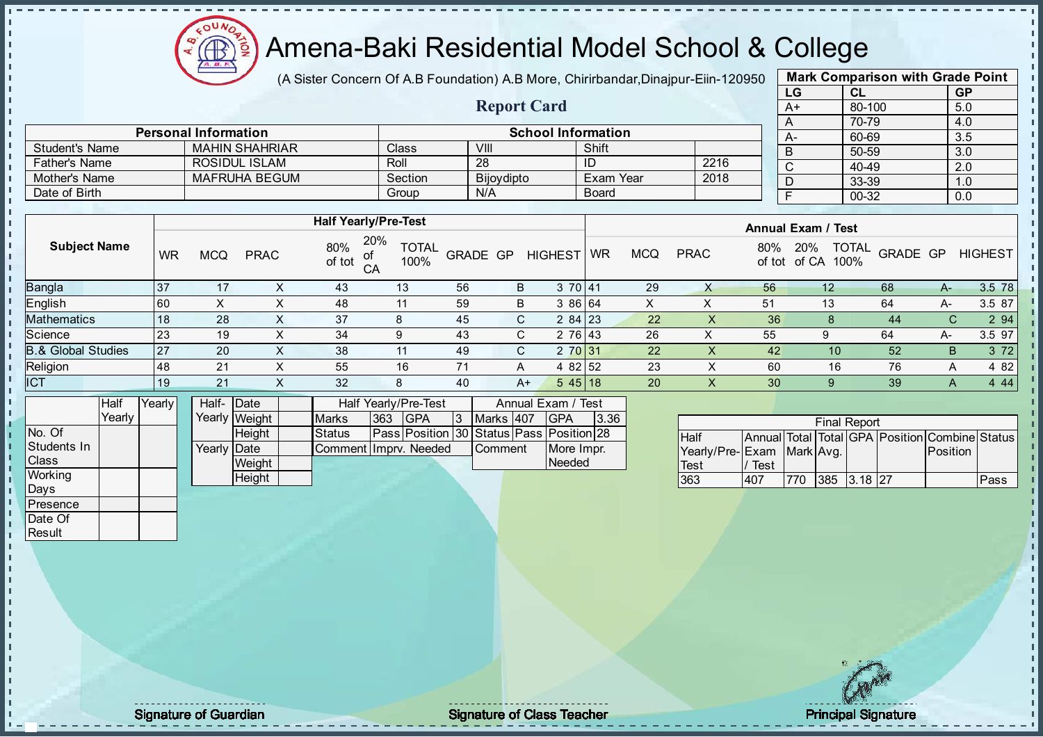# Amena-Baki Residential Model School & College

(A Sister Concern Of A.B Foundation) A.B More, Chirirbandar,Dinajpur-Eiin-120950

## Report Card

| Mark Comparison with Grade Point | | |
|---|---|---|
| LG | CL | GP |
| A+ | 80-100 | 5.0 |
| A | 70-79 | 4.0 |
| A- | 60-69 | 3.5 |
| B | 50-59 | 3.0 |
| C | 40-49 | 2.0 |
| D | 33-39 | 1.0 |
| F | 00-32 | 0.0 |

| Personal Information | | School Information | | | |
|---|---|---|---|---|---|
| Student's Name | MAHIN SHAHRIAR | Class | VIII | Shift | |
| Father's Name | ROSIDUL ISLAM | Roll | 28 | ID | 2216 |
| Mother's Name | MAFRUHA BEGUM | Section | Bijoydipto | Exam Year | 2018 |
| Date of Birth | | Group | N/A | Board | |

| Subject Name | Half Yearly/Pre-Test | | | | | | | | | Annual Exam / Test | | | | | | | | |
|---|---|---|---|---|---|---|---|---|---|---|---|---|---|---|---|---|---|---|
| | WR | MCQ | PRAC | 80% of tot | 20% of CA | TOTAL 100% | GRADE | GP | HIGHEST | WR | MCQ | PRAC | 80% of tot | 20% of CA | TOTAL 100% | GRADE | GP | HIGHEST |
| Bangla | 37 | 17 | X | 43 | 13 | 56 | B | 3 | 70 | 41 | 29 | X | 56 | 12 | 68 | A- | 3.5 | 78 |
| English | 60 | X | X | 48 | 11 | 59 | B | 3 | 86 | 64 | X | X | 51 | 13 | 64 | A- | 3.5 | 87 |
| Mathematics | 18 | 28 | X | 37 | 8 | 45 | C | 2 | 84 | 23 | 22 | X | 36 | 8 | 44 | C | 2 | 94 |
| Science | 23 | 19 | X | 34 | 9 | 43 | C | 2 | 76 | 43 | 26 | X | 55 | 9 | 64 | A- | 3.5 | 97 |
| B.& Global Studies | 27 | 20 | X | 38 | 11 | 49 | C | 2 | 70 | 31 | 22 | X | 42 | 10 | 52 | B | 3 | 72 |
| Religion | 48 | 21 | X | 55 | 16 | 71 | A | 4 | 82 | 52 | 23 | X | 60 | 16 | 76 | A | 4 | 82 |
| ICT | 19 | 21 | X | 32 | 8 | 40 | A+ | 5 | 45 | 18 | 20 | X | 30 | 9 | 39 | A | 4 | 44 |

| | Half Yearly | Yearly |
|---|---|---|
| No. Of Students In Class | | |
| Working Days | | |
| Presence | | |
| Date Of Result | | |

| | | |
|---|---|---|
| Half-Yearly | Date | |
| | Weight | |
| | Height | |
| Yearly | Date | |
| | Weight | |
| | Height | |

| Half Yearly/Pre-Test | | | | Annual Exam / Test | | | |
|---|---|---|---|---|---|---|---|
| Marks | 363 | GPA | 3 | Marks | 407 | GPA | 3.36 |
| Status | Pass | Position | 30 | Status | Pass | Position | 28 |
| Comment | Imprv. Needed | | | Comment | | More Impr. Needed | |

| Final Report | | | | | | | |
|---|---|---|---|---|---|---|---|
| Half Yearly/Pre-Test | Annual Exam / Test | Total Mark | Total Avg. | GPA | Position | Combine Position | Status |
| 363 | 407 | 770 | 385 | 3.18 | 27 | | Pass |

Signature of Guardian

Signature of Class Teacher

Principal Signature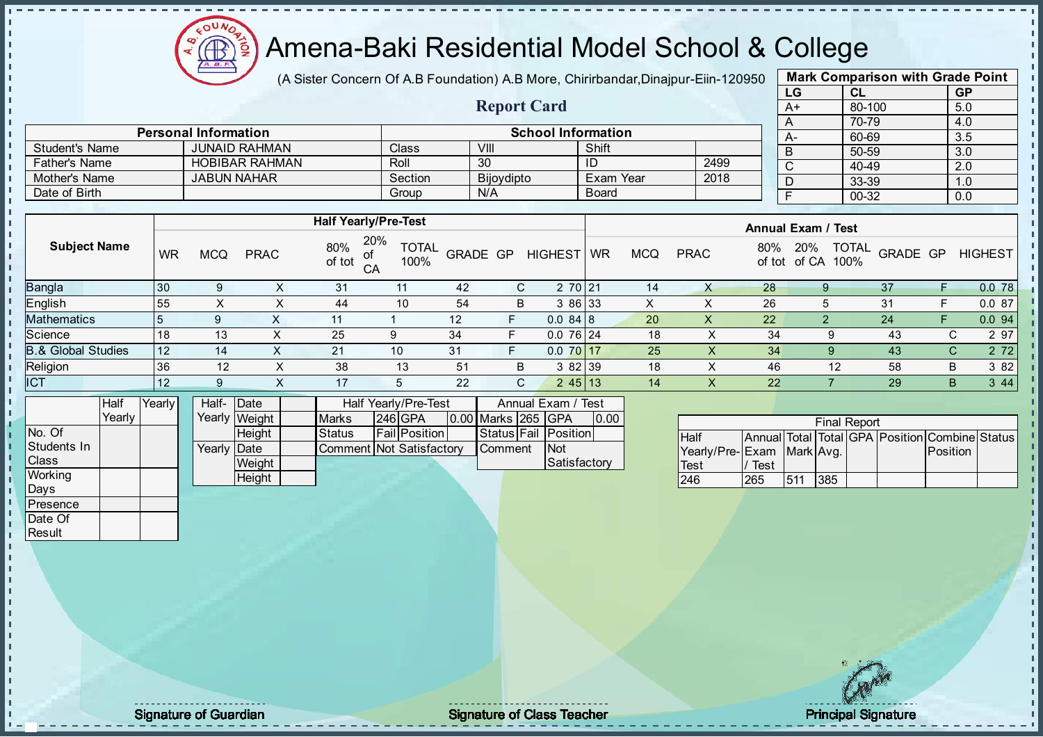# Amena-Baki Residential Model School & College

(A Sister Concern Of A.B Foundation) A.B More, Chirirbandar,Dinajpur-Eiin-120950

## Report Card

| Mark Comparison with Grade Point | | |
|---|---|---|
| LG | CL | GP |
| A+ | 80-100 | 5.0 |
| A | 70-79 | 4.0 |
| A- | 60-69 | 3.5 |
| B | 50-59 | 3.0 |
| C | 40-49 | 2.0 |
| D | 33-39 | 1.0 |
| F | 00-32 | 0.0 |

| Personal Information | | School Information | | | |
|---|---|---|---|---|---|
| Student's Name | JUNAID RAHMAN | Class | VIII | Shift | |
| Father's Name | HOBIBAR RAHMAN | Roll | 30 | ID | 2499 |
| Mother's Name | JABUN NAHAR | Section | Bijoydipto | Exam Year | 2018 |
| Date of Birth | | Group | N/A | Board | |

| Subject Name | Half Yearly/Pre-Test | | | | | | | | | Annual Exam / Test | | | | | | | | |
|---|---|---|---|---|---|---|---|---|---|---|---|---|---|---|---|---|---|---|
| | WR | MCQ | PRAC | 80% of tot | 20% of CA | TOTAL 100% | GRADE | GP | HIGHEST | WR | MCQ | PRAC | 80% of tot | 20% of CA | TOTAL 100% | GRADE | GP | HIGHEST |
| Bangla | 30 | 9 | X | 31 | 11 | 42 | C | 2 | 70 | 21 | 14 | X | 28 | 9 | 37 | F | 0.0 | 78 |
| English | 55 | X | X | 44 | 10 | 54 | B | 3 | 86 | 33 | X | X | 26 | 5 | 31 | F | 0.0 | 87 |
| Mathematics | 5 | 9 | X | 11 | 1 | 12 | F | 0.0 | 84 | 8 | 20 | X | 22 | 2 | 24 | F | 0.0 | 94 |
| Science | 18 | 13 | X | 25 | 9 | 34 | F | 0.0 | 76 | 24 | 18 | X | 34 | 9 | 43 | C | 2 | 97 |
| B.& Global Studies | 12 | 14 | X | 21 | 10 | 31 | F | 0.0 | 70 | 17 | 25 | X | 34 | 9 | 43 | C | 2 | 72 |
| Religion | 36 | 12 | X | 38 | 13 | 51 | B | 3 | 82 | 39 | 18 | X | 46 | 12 | 58 | B | 3 | 82 |
| ICT | 12 | 9 | X | 17 | 5 | 22 | C | 2 | 45 | 13 | 14 | X | 22 | 7 | 29 | B | 3 | 44 |

| | Half Yearly | Yearly |
|---|---|---|
| No. Of Students In Class | | |
| Working Days | | |
| Presence | | |
| Date Of Result | | |

| | | |
|---|---|---|
| Half-Yearly | Date | |
| | Weight | |
| | Height | |
| Yearly | Date | |
| | Weight | |
| | Height | |

| Half Yearly/Pre-Test | | | | Annual Exam / Test | | | |
|---|---|---|---|---|---|---|---|
| Marks | 246 | GPA | 0.00 | Marks | 265 | GPA | 0.00 |
| Status | Fail | Position | | Status | Fail | Position | |
| Comment | Not Satisfactory | | | Comment | Not Satisfactory | | |

| Final Report | | | | | | | |
|---|---|---|---|---|---|---|---|
| Half Yearly/Pre-Test | Annual Exam / Test | Total Mark | Total Avg. | GPA | Position | Combine Position | Status |
| 246 | 265 | 511 | 385 | | | | |

Signature of Guardian

Signature of Class Teacher

Principal Signature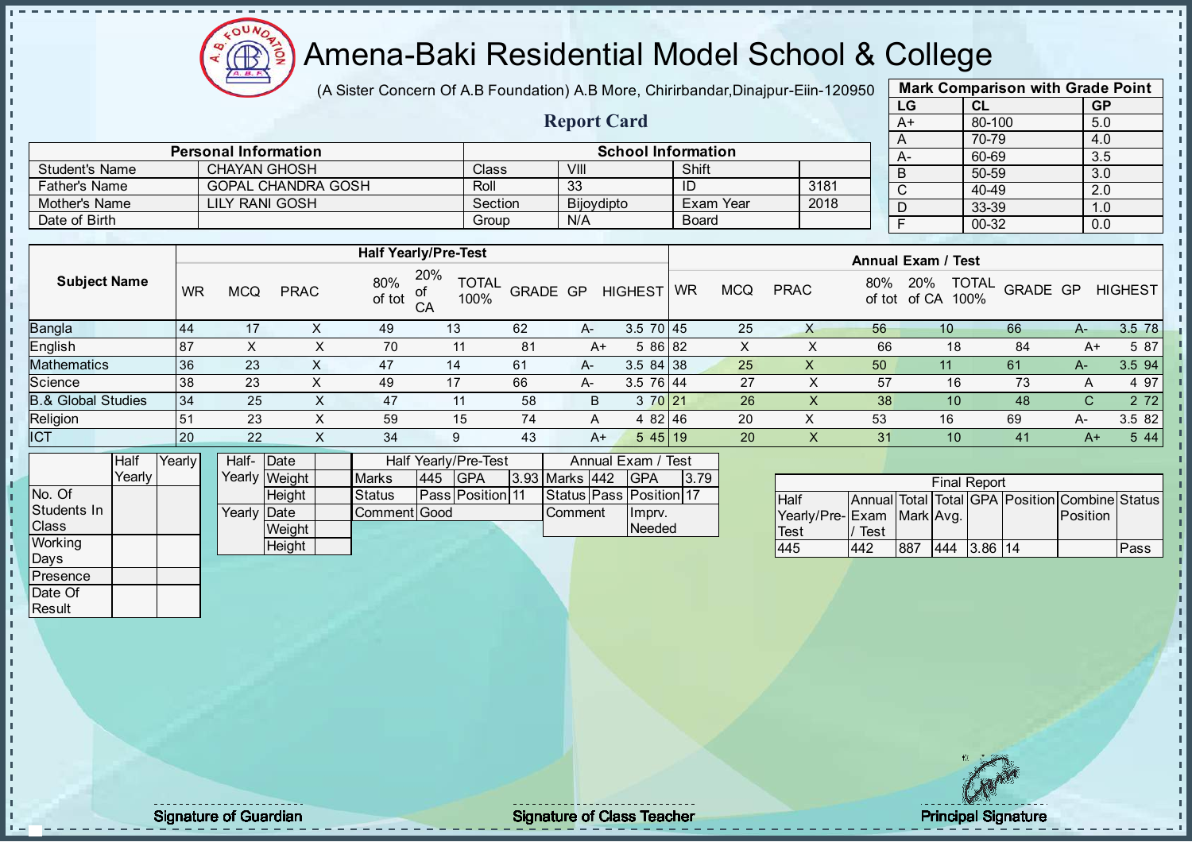# Amena-Baki Residential Model School & College

(A Sister Concern Of A.B Foundation) A.B More, Chirirbandar,Dinajpur-Eiin-120950

## Report Card

| Mark Comparison with Grade Point | | |
|---|---|---|
| LG | CL | GP |
| A+ | 80-100 | 5.0 |
| A | 70-79 | 4.0 |
| A- | 60-69 | 3.5 |
| B | 50-59 | 3.0 |
| C | 40-49 | 2.0 |
| D | 33-39 | 1.0 |
| F | 00-32 | 0.0 |

| Personal Information | | School Information | | | |
|---|---|---|---|---|---|
| Student's Name | CHAYAN GHOSH | Class | VIII | Shift | |
| Father's Name | GOPAL CHANDRA GOSH | Roll | 33 | ID | 3181 |
| Mother's Name | LILY RANI GOSH | Section | Bijoydipto | Exam Year | 2018 |
| Date of Birth | | Group | N/A | Board | |

| Subject Name | Half Yearly/Pre-Test | | | | | | | | | Annual Exam / Test | | | | | | | | |
|---|---|---|---|---|---|---|---|---|---|---|---|---|---|---|---|---|---|---|
| | WR | MCQ | PRAC | 80% of tot | 20% of CA | TOTAL 100% | GRADE | GP | HIGHEST | WR | MCQ | PRAC | 80% of tot | 20% of CA | TOTAL 100% | GRADE | GP | HIGHEST |
| Bangla | 44 | 17 | X | 49 | 13 | 62 | A- | 3.5 | 70 | 45 | 25 | X | 56 | 10 | 66 | A- | 3.5 | 78 |
| English | 87 | X | X | 70 | 11 | 81 | A+ | 5 | 86 | 82 | X | X | 66 | 18 | 84 | A+ | 5 | 87 |
| Mathematics | 36 | 23 | X | 47 | 14 | 61 | A- | 3.5 | 84 | 38 | 25 | X | 50 | 11 | 61 | A- | 3.5 | 94 |
| Science | 38 | 23 | X | 49 | 17 | 66 | A- | 3.5 | 76 | 44 | 27 | X | 57 | 16 | 73 | A | 4 | 97 |
| B.& Global Studies | 34 | 25 | X | 47 | 11 | 58 | B | 3 | 70 | 21 | 26 | X | 38 | 10 | 48 | C | 2 | 72 |
| Religion | 51 | 23 | X | 59 | 15 | 74 | A | 4 | 82 | 46 | 20 | X | 53 | 16 | 69 | A- | 3.5 | 82 |
| ICT | 20 | 22 | X | 34 | 9 | 43 | A+ | 5 | 45 | 19 | 20 | X | 31 | 10 | 41 | A+ | 5 | 44 |

| | Half Yearly | Yearly |
|---|---|---|
| No. Of Students In Class | | |
| Working Days | | |
| Presence | | |
| Date Of Result | | |

| | | |
|---|---|---|
| Half-Yearly | Date | |
| | Weight | |
| | Height | |
| Yearly | Date | |
| | Weight | |
| | Height | |

| Half Yearly/Pre-Test | | | | Annual Exam / Test | | | |
|---|---|---|---|---|---|---|---|
| Marks | 445 | GPA | 3.93 | Marks | 442 | GPA | 3.79 |
| Status | Pass | Position | 11 | Status | Pass | Position | 17 |
| Comment | Good | | | Comment | | Imprv. Needed | |

| Final Report | | | | | | | |
|---|---|---|---|---|---|---|---|
| Half Yearly/Pre-Test | Annual Exam / Test | Total Mark | Total Avg. | GPA | Position | Combine Position | Status |
| 445 | 442 | 887 | 444 | 3.86 | 14 | | Pass |

Signature of Guardian

Signature of Class Teacher

Principal Signature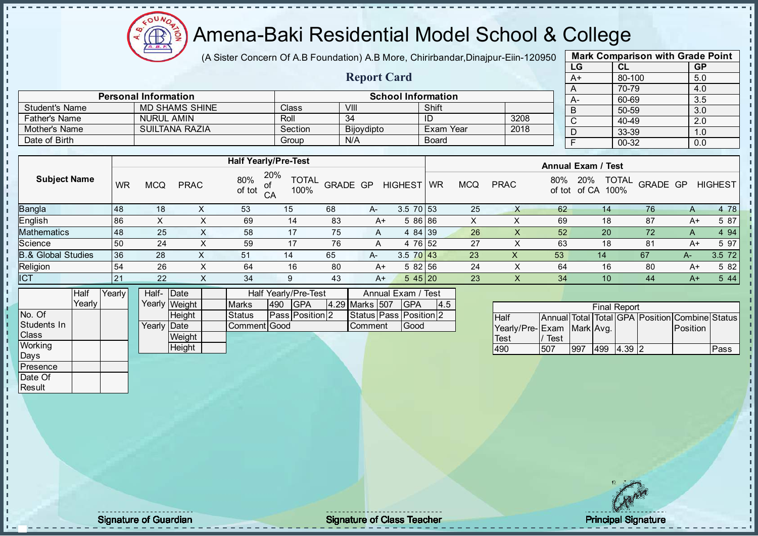# Amena-Baki Residential Model School & College

(A Sister Concern Of A.B Foundation) A.B More, Chirirbandar,Dinajpur-Eiin-120950

## Report Card

| Mark Comparison with Grade Point | | |
|---|---|---|
| LG | CL | GP |
| A+ | 80-100 | 5.0 |
| A | 70-79 | 4.0 |
| A- | 60-69 | 3.5 |
| B | 50-59 | 3.0 |
| C | 40-49 | 2.0 |
| D | 33-39 | 1.0 |
| F | 00-32 | 0.0 |

| Personal Information | | School Information | | | |
|---|---|---|---|---|---|
| Student's Name | MD SHAMS SHINE | Class | VIII | Shift | |
| Father's Name | NURUL AMIN | Roll | 34 | ID | 3208 |
| Mother's Name | SUILTANA RAZIA | Section | Bijoydipto | Exam Year | 2018 |
| Date of Birth | | Group | N/A | Board | |

| Subject Name | Half Yearly/Pre-Test | | | | | | | | | Annual Exam / Test | | | | | | | | |
|---|---|---|---|---|---|---|---|---|---|---|---|---|---|---|---|---|---|---|
| | WR | MCQ | PRAC | 80% of tot | 20% of CA | TOTAL 100% | GRADE | GP | HIGHEST | WR | MCQ | PRAC | 80% of tot | 20% of CA | TOTAL 100% | GRADE | GP | HIGHEST |
| Bangla | 48 | 18 | X | 53 | 15 | 68 | A- | 3.5 | 70 | 53 | 25 | X | 62 | 14 | 76 | A | 4 | 78 |
| English | 86 | X | X | 69 | 14 | 83 | A+ | 5 | 86 | 86 | X | X | 69 | 18 | 87 | A+ | 5 | 87 |
| Mathematics | 48 | 25 | X | 58 | 17 | 75 | A | 4 | 84 | 39 | 26 | X | 52 | 20 | 72 | A | 4 | 94 |
| Science | 50 | 24 | X | 59 | 17 | 76 | A | 4 | 76 | 52 | 27 | X | 63 | 18 | 81 | A+ | 5 | 97 |
| B.& Global Studies | 36 | 28 | X | 51 | 14 | 65 | A- | 3.5 | 70 | 43 | 23 | X | 53 | 14 | 67 | A- | 3.5 | 72 |
| Religion | 54 | 26 | X | 64 | 16 | 80 | A+ | 5 | 82 | 56 | 24 | X | 64 | 16 | 80 | A+ | 5 | 82 |
| ICT | 21 | 22 | X | 34 | 9 | 43 | A+ | 5 | 45 | 20 | 23 | X | 34 | 10 | 44 | A+ | 5 | 44 |

| | Half Yearly | Yearly |
|---|---|---|
| No. Of Students In Class | | |
| Working Days | | |
| Presence | | |
| Date Of Result | | |

| | | |
|---|---|---|
| Half-Yearly | Date | |
| | Weight | |
| | Height | |
| Yearly | Date | |
| | Weight | |
| | Height | |

| Half Yearly/Pre-Test | | | | Annual Exam / Test | | | |
|---|---|---|---|---|---|---|---|
| Marks | 490 | GPA | 4.29 | Marks | 507 | GPA | 4.5 |
| Status | Pass | Position | 2 | Status | Pass | Position | 2 |
| Comment | Good | | | Comment | Good | | |

| Final Report | | | | | | | |
|---|---|---|---|---|---|---|---|
| Half Yearly/Pre-Test | Annual Exam / Test | Total Mark | Total Avg. | GPA | Position | Combine Position | Status |
| 490 | 507 | 997 | 499 | 4.39 | 2 | | Pass |

Signature of Guardian

Signature of Class Teacher

Principal Signature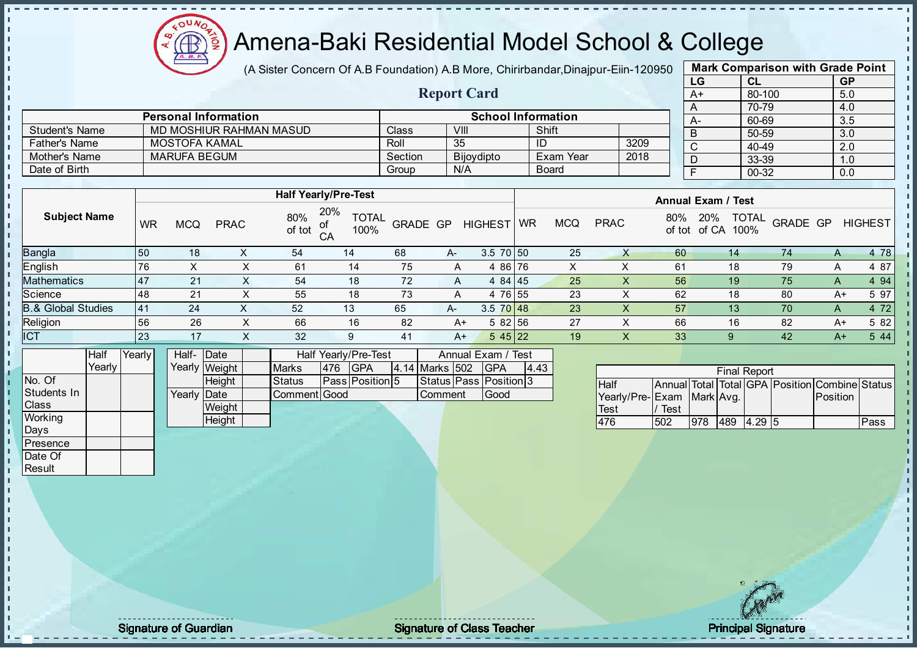# Amena-Baki Residential Model School & College

(A Sister Concern Of A.B Foundation) A.B More, Chirirbandar,Dinajpur-Eiin-120950

## Report Card

| Mark Comparison with Grade Point | | |
|---|---|---|
| LG | CL | GP |
| A+ | 80-100 | 5.0 |
| A | 70-79 | 4.0 |
| A- | 60-69 | 3.5 |
| B | 50-59 | 3.0 |
| C | 40-49 | 2.0 |
| D | 33-39 | 1.0 |
| F | 00-32 | 0.0 |

| Personal Information | | School Information | | | |
|---|---|---|---|---|---|
| Student's Name | MD MOSHIUR RAHMAN MASUD | Class | VIII | Shift | |
| Father's Name | MOSTOFA KAMAL | Roll | 35 | ID | 3209 |
| Mother's Name | MARUFA BEGUM | Section | Bijoydipto | Exam Year | 2018 |
| Date of Birth | | Group | N/A | Board | |

| Subject Name | Half Yearly/Pre-Test | | | | | | | | | Annual Exam / Test | | | | | | | | |
|---|---|---|---|---|---|---|---|---|---|---|---|---|---|---|---|---|---|---|
| | WR | MCQ | PRAC | 80% of tot | 20% of CA | TOTAL 100% | GRADE | GP | HIGHEST | WR | MCQ | PRAC | 80% of tot | 20% of CA | TOTAL 100% | GRADE | GP | HIGHEST |
| Bangla | 50 | 18 | X | 54 | 14 | 68 | A- | 3.5 | 70 | 50 | 25 | X | 60 | 14 | 74 | A | 4 | 78 |
| English | 76 | X | X | 61 | 14 | 75 | A | 4 | 86 | 76 | X | X | 61 | 18 | 79 | A | 4 | 87 |
| Mathematics | 47 | 21 | X | 54 | 18 | 72 | A | 4 | 84 | 45 | 25 | X | 56 | 19 | 75 | A | 4 | 94 |
| Science | 48 | 21 | X | 55 | 18 | 73 | A | 4 | 76 | 55 | 23 | X | 62 | 18 | 80 | A+ | 5 | 97 |
| B.& Global Studies | 41 | 24 | X | 52 | 13 | 65 | A- | 3.5 | 70 | 48 | 23 | X | 57 | 13 | 70 | A | 4 | 72 |
| Religion | 56 | 26 | X | 66 | 16 | 82 | A+ | 5 | 82 | 56 | 27 | X | 66 | 16 | 82 | A+ | 5 | 82 |
| ICT | 23 | 17 | X | 32 | 9 | 41 | A+ | 5 | 45 | 22 | 19 | X | 33 | 9 | 42 | A+ | 5 | 44 |

| | Half Yearly | Yearly |
|---|---|---|
| No. Of Students In Class | | |
| Working Days | | |
| Presence | | |
| Date Of Result | | |

| | | |
|---|---|---|
| Half-Yearly | Date | |
| | Weight | |
| | Height | |
| Yearly | Date | |
| | Weight | |
| | Height | |

| Half Yearly/Pre-Test | | | | Annual Exam / Test | | | |
|---|---|---|---|---|---|---|---|
| Marks | 476 | GPA | 4.14 | Marks | 502 | GPA | 4.43 |
| Status | Pass | Position | 5 | Status | Pass | Position | 3 |
| Comment | Good | | | Comment | Good | | |

| Final Report | | | | | | | |
|---|---|---|---|---|---|---|---|
| Half Yearly/Pre-Test | Annual Exam / Test | Total Mark | Total Avg. | GPA | Position | Combine Position | Status |
| 476 | 502 | 978 | 489 | 4.29 | 5 | | Pass |

Signature of Guardian

Signature of Class Teacher

Principal Signature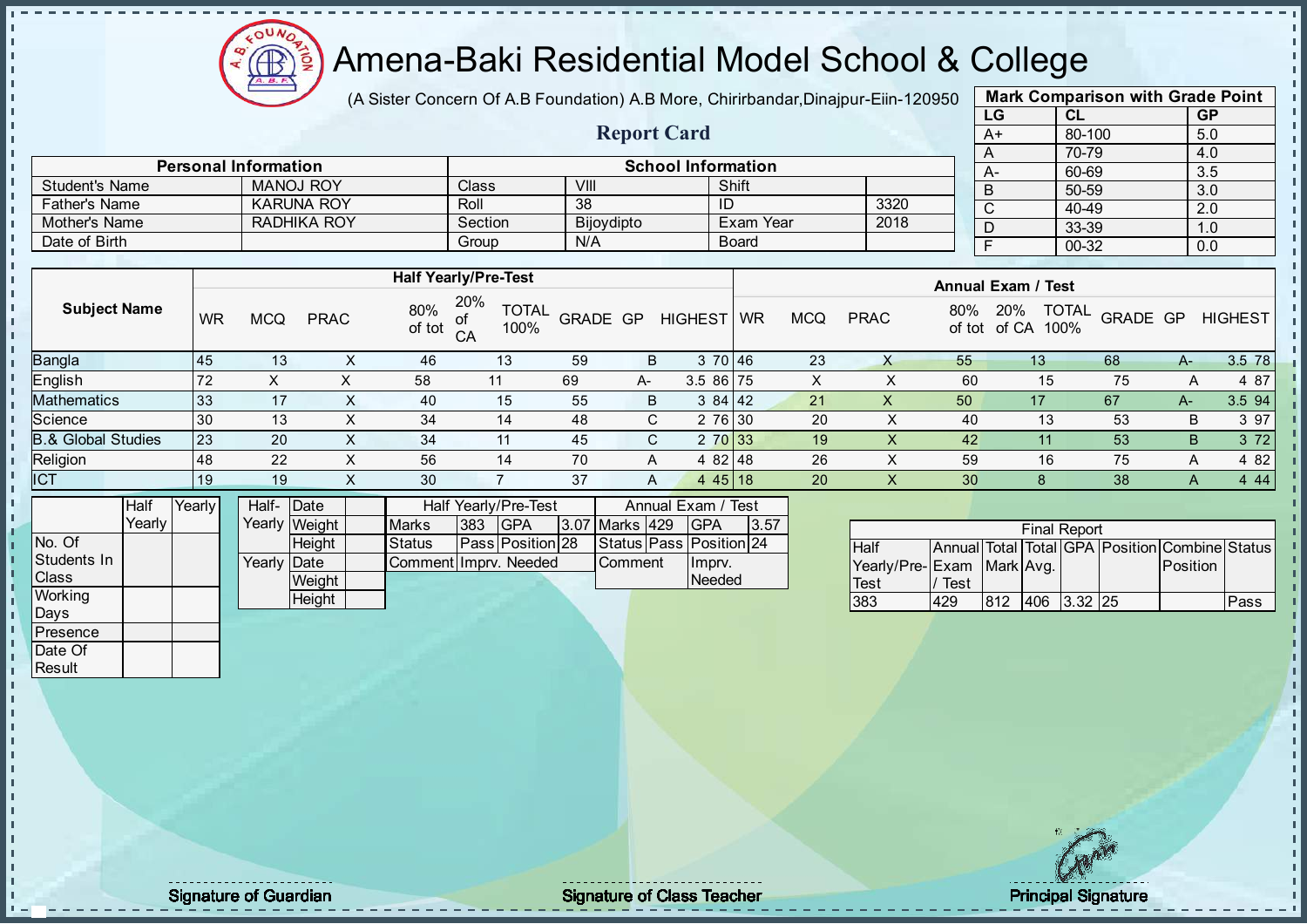# Amena-Baki Residential Model School & College

(A Sister Concern Of A.B Foundation) A.B More, Chirirbandar,Dinajpur-Eiin-120950

## Report Card

| Mark Comparison with Grade Point | | |
|---|---|---|
| LG | CL | GP |
| A+ | 80-100 | 5.0 |
| A | 70-79 | 4.0 |
| A- | 60-69 | 3.5 |
| B | 50-59 | 3.0 |
| C | 40-49 | 2.0 |
| D | 33-39 | 1.0 |
| F | 00-32 | 0.0 |

| Personal Information | | School Information | | | |
|---|---|---|---|---|---|
| Student's Name | MANOJ ROY | Class | VIII | Shift | |
| Father's Name | KARUNA ROY | Roll | 38 | ID | 3320 |
| Mother's Name | RADHIKA ROY | Section | Bijoydipto | Exam Year | 2018 |
| Date of Birth | | Group | N/A | Board | |

| Subject Name | Half Yearly/Pre-Test | | | | | | | | | Annual Exam / Test | | | | | | | | |
|---|---|---|---|---|---|---|---|---|---|---|---|---|---|---|---|---|---|---|
| | WR | MCQ | PRAC | 80% of tot | 20% of CA | TOTAL 100% | GRADE | GP | HIGHEST | WR | MCQ | PRAC | 80% of tot | 20% of CA | TOTAL 100% | GRADE | GP | HIGHEST |
| Bangla | 45 | 13 | X | 46 | 13 | 59 | B | 3 | 70 | 46 | 23 | X | 55 | 13 | 68 | A- | 3.5 | 78 |
| English | 72 | X | X | 58 | 11 | 69 | A- | 3.5 | 86 | 75 | X | X | 60 | 15 | 75 | A | 4 | 87 |
| Mathematics | 33 | 17 | X | 40 | 15 | 55 | B | 3 | 84 | 42 | 21 | X | 50 | 17 | 67 | A- | 3.5 | 94 |
| Science | 30 | 13 | X | 34 | 14 | 48 | C | 2 | 76 | 30 | 20 | X | 40 | 13 | 53 | B | 3 | 97 |
| B.& Global Studies | 23 | 20 | X | 34 | 11 | 45 | C | 2 | 70 | 33 | 19 | X | 42 | 11 | 53 | B | 3 | 72 |
| Religion | 48 | 22 | X | 56 | 14 | 70 | A | 4 | 82 | 48 | 26 | X | 59 | 16 | 75 | A | 4 | 82 |
| ICT | 19 | 19 | X | 30 | 7 | 37 | A | 4 | 45 | 18 | 20 | X | 30 | 8 | 38 | A | 4 | 44 |

| | Half Yearly | Yearly |
|---|---|---|
| No. Of Students In Class | | |
| Working Days | | |
| Presence | | |
| Date Of Result | | |

| Half-Yearly | Date | |
|---|---|---|
| | Weight | |
| | Height | |
| Yearly | Date | |
| | Weight | |
| | Height | |

| Half Yearly/Pre-Test | | | | Annual Exam / Test | | | |
|---|---|---|---|---|---|---|---|
| Marks | 383 | GPA | 3.07 | Marks | 429 | GPA | 3.57 |
| Status | Pass | Position | 28 | Status | Pass | Position | 24 |
| Comment | Imprv. Needed | | | Comment | Imprv. Needed | | |

| Final Report | | | | | | | |
|---|---|---|---|---|---|---|---|
| Half Yearly/Pre-Test | Annual Exam / Test | Total Mark | Total Avg. | GPA | Position | Combine Position | Status |
| 383 | 429 | 812 | 406 | 3.32 | 25 | | Pass |

Signature of Guardian

Signature of Class Teacher

Principal Signature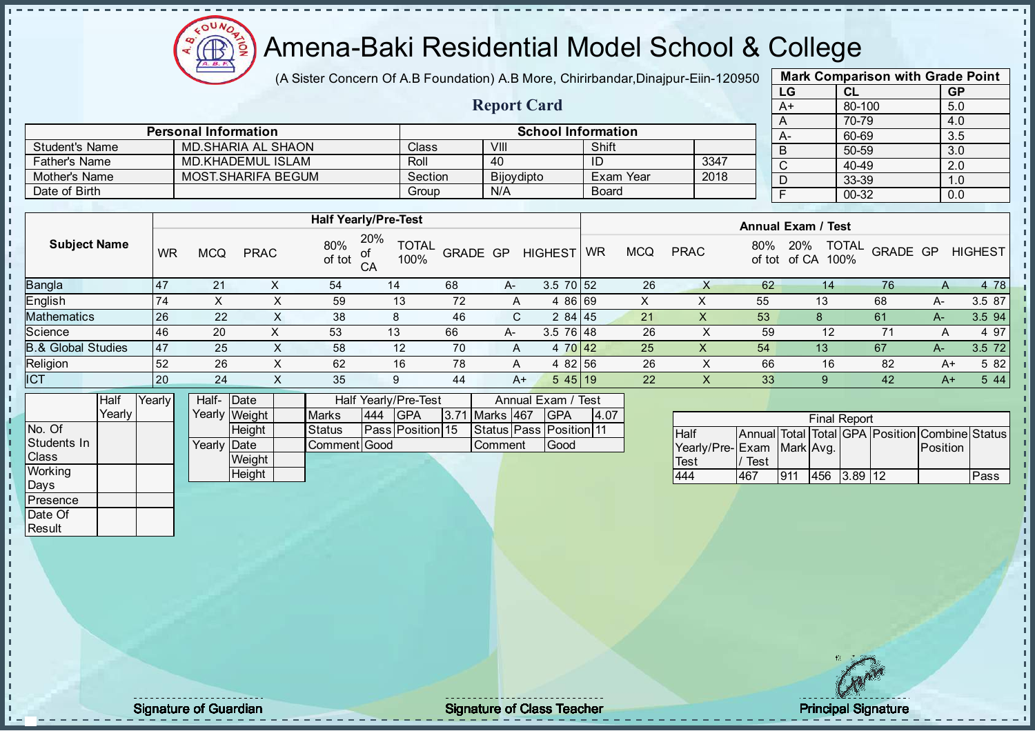# Amena-Baki Residential Model School & College

(A Sister Concern Of A.B Foundation) A.B More, Chirirbandar,Dinajpur-Eiin-120950

## Report Card

| Mark Comparison with Grade Point | | |
|---|---|---|
| LG | CL | GP |
| A+ | 80-100 | 5.0 |
| A | 70-79 | 4.0 |
| A- | 60-69 | 3.5 |
| B | 50-59 | 3.0 |
| C | 40-49 | 2.0 |
| D | 33-39 | 1.0 |
| F | 00-32 | 0.0 |

| Personal Information | | School Information | | | |
|---|---|---|---|---|---|
| Student's Name | MD.SHARIA AL SHAON | Class | VIII | Shift | |
| Father's Name | MD.KHADEMUL ISLAM | Roll | 40 | ID | 3347 |
| Mother's Name | MOST.SHARIFA BEGUM | Section | Bijoydipto | Exam Year | 2018 |
| Date of Birth | | Group | N/A | Board | |

| Subject Name | Half Yearly/Pre-Test | | | | | | | | | Annual Exam / Test | | | | | | | | |
|---|---|---|---|---|---|---|---|---|---|---|---|---|---|---|---|---|---|---|
| | WR | MCQ | PRAC | 80% of tot | 20% of CA | TOTAL 100% | GRADE | GP | HIGHEST | WR | MCQ | PRAC | 80% of tot | 20% of CA | TOTAL 100% | GRADE | GP | HIGHEST |
| Bangla | 47 | 21 | X | 54 | 14 | 68 | A- | 3.5 | 70 | 52 | 26 | X | 62 | 14 | 76 | A | 4 | 78 |
| English | 74 | X | X | 59 | 13 | 72 | A | 4 | 86 | 69 | X | X | 55 | 13 | 68 | A- | 3.5 | 87 |
| Mathematics | 26 | 22 | X | 38 | 8 | 46 | C | 2 | 84 | 45 | 21 | X | 53 | 8 | 61 | A- | 3.5 | 94 |
| Science | 46 | 20 | X | 53 | 13 | 66 | A- | 3.5 | 76 | 48 | 26 | X | 59 | 12 | 71 | A | 4 | 97 |
| B.& Global Studies | 47 | 25 | X | 58 | 12 | 70 | A | 4 | 70 | 42 | 25 | X | 54 | 13 | 67 | A- | 3.5 | 72 |
| Religion | 52 | 26 | X | 62 | 16 | 78 | A | 4 | 82 | 56 | 26 | X | 66 | 16 | 82 | A+ | 5 | 82 |
| ICT | 20 | 24 | X | 35 | 9 | 44 | A+ | 5 | 45 | 19 | 22 | X | 33 | 9 | 42 | A+ | 5 | 44 |

| | Half Yearly | Yearly |
|---|---|---|
| No. Of Students In Class | | |
| Working Days | | |
| Presence | | |
| Date Of Result | | |

| | | |
|---|---|---|
| Half-Yearly | Date | |
| | Weight | |
| | Height | |
| Yearly | Date | |
| | Weight | |
| | Height | |

| Half Yearly/Pre-Test | | | | Annual Exam / Test | | | |
|---|---|---|---|---|---|---|---|
| Marks | 444 | GPA | 3.71 | Marks | 467 | GPA | 4.07 |
| Status | Pass | Position | 15 | Status | Pass | Position | 11 |
| Comment | Good | | | Comment | Good | | |

| Final Report | | | | | | | |
|---|---|---|---|---|---|---|---|
| Half Yearly/Pre-Test | Annual Exam / Test | Total Mark | Total Avg. | GPA | Position | Combine Position | Status |
| 444 | 467 | 911 | 456 | 3.89 | 12 | | Pass |

Signature of Guardian — Signature of Class Teacher — Principal Signature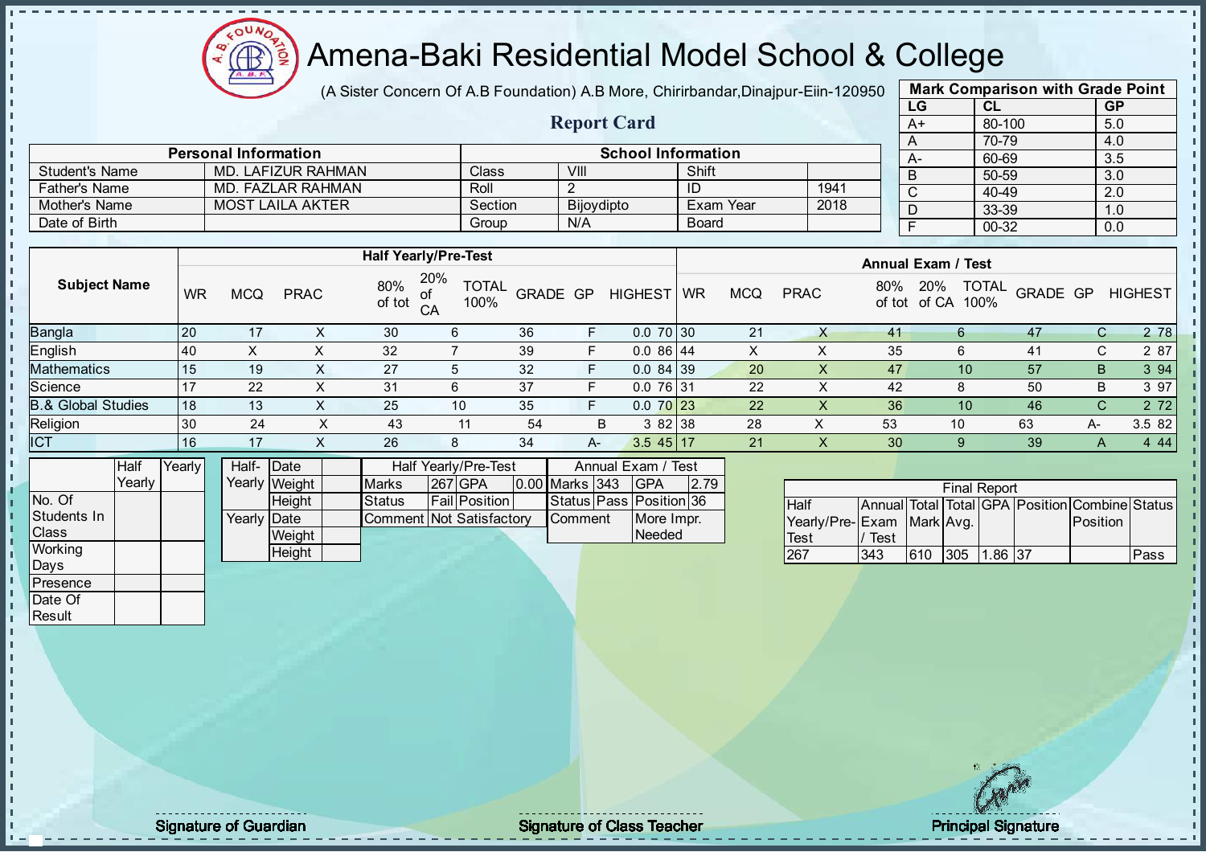# Amena-Baki Residential Model School & College

(A Sister Concern Of A.B Foundation) A.B More, Chirirbandar,Dinajpur-Eiin-120950

## Report Card

| Mark Comparison with Grade Point | | |
|---|---|---|
| LG | CL | GP |
| A+ | 80-100 | 5.0 |
| A | 70-79 | 4.0 |
| A- | 60-69 | 3.5 |
| B | 50-59 | 3.0 |
| C | 40-49 | 2.0 |
| D | 33-39 | 1.0 |
| F | 00-32 | 0.0 |

| Personal Information | | School Information | | | |
|---|---|---|---|---|---|
| Student's Name | MD. LAFIZUR RAHMAN | Class | VIII | Shift | |
| Father's Name | MD. FAZLAR RAHMAN | Roll | 2 | ID | 1941 |
| Mother's Name | MOST LAILA AKTER | Section | Bijoydipto | Exam Year | 2018 |
| Date of Birth | | Group | N/A | Board | |

| Subject Name | Half Yearly/Pre-Test | | | | | | | | | Annual Exam / Test | | | | | | | | |
|---|---|---|---|---|---|---|---|---|---|---|---|---|---|---|---|---|---|---|
| | WR | MCQ | PRAC | 80% of tot | 20% of CA | TOTAL 100% | GRADE | GP | HIGHEST | WR | MCQ | PRAC | 80% of tot | 20% of CA | TOTAL 100% | GRADE | GP | HIGHEST |
| Bangla | 20 | 17 | X | 30 | 6 | 36 | F | 0.0 | 70 | 30 | 21 | X | 41 | 6 | 47 | C | 2 | 78 |
| English | 40 | X | X | 32 | 7 | 39 | F | 0.0 | 86 | 44 | X | X | 35 | 6 | 41 | C | 2 | 87 |
| Mathematics | 15 | 19 | X | 27 | 5 | 32 | F | 0.0 | 84 | 39 | 20 | X | 47 | 10 | 57 | B | 3 | 94 |
| Science | 17 | 22 | X | 31 | 6 | 37 | F | 0.0 | 76 | 31 | 22 | X | 42 | 8 | 50 | B | 3 | 97 |
| B.& Global Studies | 18 | 13 | X | 25 | 10 | 35 | F | 0.0 | 70 | 23 | 22 | X | 36 | 10 | 46 | C | 2 | 72 |
| Religion | 30 | 24 | X | 43 | 11 | 54 | B | 3 | 82 | 38 | 28 | X | 53 | 10 | 63 | A- | 3.5 | 82 |
| ICT | 16 | 17 | X | 26 | 8 | 34 | A- | 3.5 | 45 | 17 | 21 | X | 30 | 9 | 39 | A | 4 | 44 |

| | Half Yearly | Yearly |
|---|---|---|
| No. Of Students In Class | | |
| Working Days | | |
| Presence | | |
| Date Of Result | | |

| | | |
|---|---|---|
| Half-Yearly | Date | |
| | Weight | |
| | Height | |
| Yearly | Date | |
| | Weight | |
| | Height | |

| Half Yearly/Pre-Test | | | |
|---|---|---|---|
| Marks | 267 | GPA | 0.00 |
| Status | Fail | Position | |
| Comment | Not Satisfactory | | |

| Annual Exam / Test | | | |
|---|---|---|---|
| Marks | 343 | GPA | 2.79 |
| Status | Pass | Position | 36 |
| Comment | | More Impr. Needed | |

| Final Report | | | | | | | |
|---|---|---|---|---|---|---|---|
| Half Yearly/Pre-Test | Annual Exam / Test | Total Mark | Total Avg. | GPA | Position | Combine Position | Status |
| 267 | 343 | 610 | 305 | 1.86 | 37 | | Pass |

Signature of Guardian

Signature of Class Teacher

Principal Signature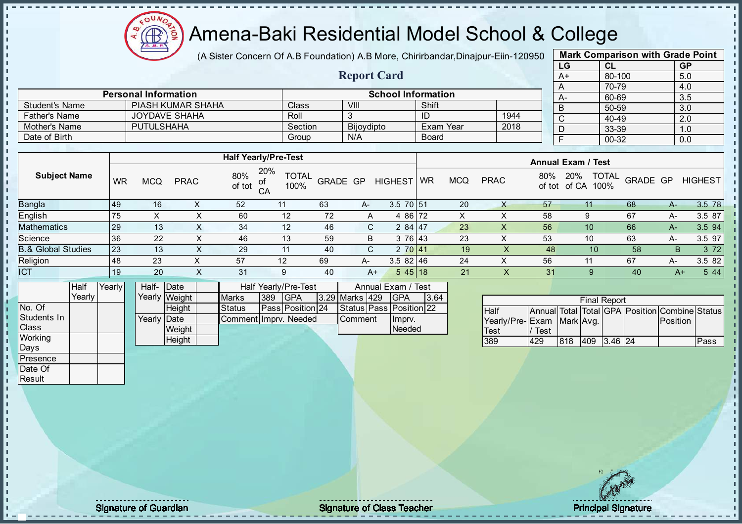# Amena-Baki Residential Model School & College

(A Sister Concern Of A.B Foundation) A.B More, Chirirbandar,Dinajpur-Eiin-120950

## Report Card

| Mark Comparison with Grade Point | | |
|---|---|---|
| LG | CL | GP |
| A+ | 80-100 | 5.0 |
| A | 70-79 | 4.0 |
| A- | 60-69 | 3.5 |
| B | 50-59 | 3.0 |
| C | 40-49 | 2.0 |
| D | 33-39 | 1.0 |
| F | 00-32 | 0.0 |

| Personal Information | | School Information | | | |
|---|---|---|---|---|---|
| Student's Name | PIASH KUMAR SHAHA | Class | VIII | Shift | |
| Father's Name | JOYDAVE SHAHA | Roll | 3 | ID | 1944 |
| Mother's Name | PUTULSHAHA | Section | Bijoydipto | Exam Year | 2018 |
| Date of Birth | | Group | N/A | Board | |

| Subject Name | Half Yearly/Pre-Test | | | | | | | | | Annual Exam / Test | | | | | | | | |
|---|---|---|---|---|---|---|---|---|---|---|---|---|---|---|---|---|---|---|
| | WR | MCQ | PRAC | 80% of tot | 20% of CA | TOTAL 100% | GRADE | GP | HIGHEST | WR | MCQ | PRAC | 80% of tot | 20% of CA | TOTAL 100% | GRADE | GP | HIGHEST |
| Bangla | 49 | 16 | X | 52 | 11 | 63 | A- | 3.5 | 70 | 51 | 20 | X | 57 | 11 | 68 | A- | 3.5 | 78 |
| English | 75 | X | X | 60 | 12 | 72 | A | 4 | 86 | 72 | X | X | 58 | 9 | 67 | A- | 3.5 | 87 |
| Mathematics | 29 | 13 | X | 34 | 12 | 46 | C | 2 | 84 | 47 | 23 | X | 56 | 10 | 66 | A- | 3.5 | 94 |
| Science | 36 | 22 | X | 46 | 13 | 59 | B | 3 | 76 | 43 | 23 | X | 53 | 10 | 63 | A- | 3.5 | 97 |
| B.& Global Studies | 23 | 13 | X | 29 | 11 | 40 | C | 2 | 70 | 41 | 19 | X | 48 | 10 | 58 | B | 3 | 72 |
| Religion | 48 | 23 | X | 57 | 12 | 69 | A- | 3.5 | 82 | 46 | 24 | X | 56 | 11 | 67 | A- | 3.5 | 82 |
| ICT | 19 | 20 | X | 31 | 9 | 40 | A+ | 5 | 45 | 18 | 21 | X | 31 | 9 | 40 | A+ | 5 | 44 |

| | Half Yearly | Yearly |
|---|---|---|
| No. Of Students In Class | | |
| Working Days | | |
| Presence | | |
| Date Of Result | | |

| Half-Yearly | Date | |
|---|---|---|
| | Weight | |
| | Height | |
| Yearly | Date | |
| | Weight | |
| | Height | |

| Half Yearly/Pre-Test | | | |
|---|---|---|---|
| Marks | 389 | GPA | 3.29 |
| Status | Pass | Position | 24 |
| Comment | Imprv. Needed | | |

| Annual Exam / Test | | | |
|---|---|---|---|
| Marks | 429 | GPA | 3.64 |
| Status | Pass | Position | 22 |
| Comment | | Imprv. Needed | |

| Final Report | | | | | | | |
|---|---|---|---|---|---|---|---|
| Half Yearly/Pre-Test | Annual Exam / Test | Total Mark | Total Avg. | GPA | Position | Combine Position | Status |
| 389 | 429 | 818 | 409 | 3.46 | 24 | | Pass |

Signature of Guardian | Signature of Class Teacher | Principal Signature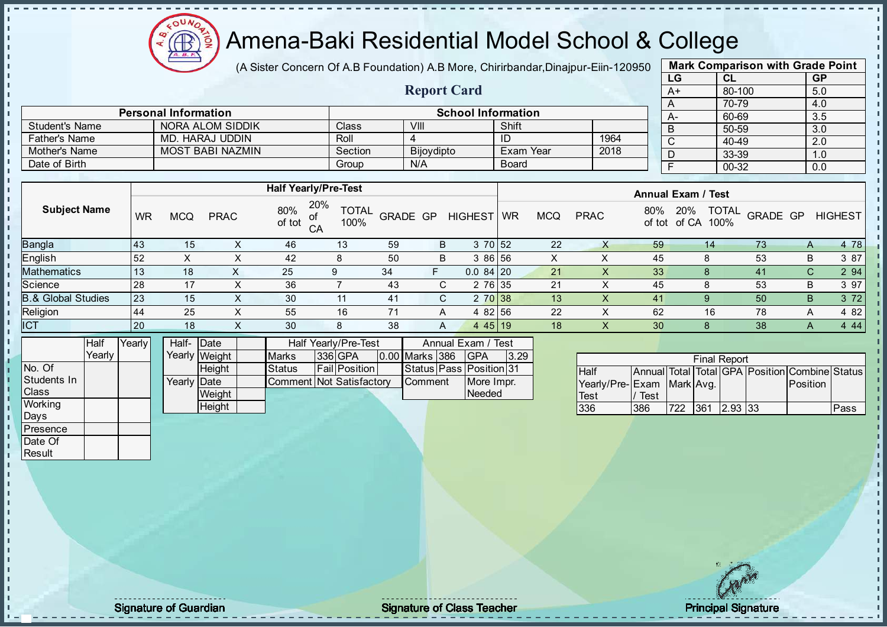# Amena-Baki Residential Model School & College

(A Sister Concern Of A.B Foundation) A.B More, Chirirbandar,Dinajpur-Eiin-120950

## Report Card

| Mark Comparison with Grade Point | | |
|---|---|---|
| **LG** | **CL** | **GP** |
| A+ | 80-100 | 5.0 |
| A | 70-79 | 4.0 |
| A- | 60-69 | 3.5 |
| B | 50-59 | 3.0 |
| C | 40-49 | 2.0 |
| D | 33-39 | 1.0 |
| F | 00-32 | 0.0 |

| Personal Information | | School Information | | | |
|---|---|---|---|---|---|
| Student's Name | NORA ALOM SIDDIK | Class | VIII | Shift | |
| Father's Name | MD. HARAJ UDDIN | Roll | 4 | ID | 1964 |
| Mother's Name | MOST BABI NAZMIN | Section | Bijoydipto | Exam Year | 2018 |
| Date of Birth | | Group | N/A | Board | |

| Subject Name | Half Yearly/Pre-Test | | | | | | | | | Annual Exam / Test | | | | | | | | |
|---|---|---|---|---|---|---|---|---|---|---|---|---|---|---|---|---|---|---|
| | WR | MCQ | PRAC | 80% of tot | 20% of CA | TOTAL 100% | GRADE | GP | HIGHEST | WR | MCQ | PRAC | 80% of tot | 20% of CA | TOTAL 100% | GRADE | GP | HIGHEST |
| Bangla | 43 | 15 | X | 46 | 13 | 59 | B | 3 | 70 | 52 | 22 | X | 59 | 14 | 73 | A | 4 | 78 |
| English | 52 | X | X | 42 | 8 | 50 | B | 3 | 86 | 56 | X | X | 45 | 8 | 53 | B | 3 | 87 |
| Mathematics | 13 | 18 | X | 25 | 9 | 34 | F | 0.0 | 84 | 20 | 21 | X | 33 | 8 | 41 | C | 2 | 94 |
| Science | 28 | 17 | X | 36 | 7 | 43 | C | 2 | 76 | 35 | 21 | X | 45 | 8 | 53 | B | 3 | 97 |
| B.& Global Studies | 23 | 15 | X | 30 | 11 | 41 | C | 2 | 70 | 38 | 13 | X | 41 | 9 | 50 | B | 3 | 72 |
| Religion | 44 | 25 | X | 55 | 16 | 71 | A | 4 | 82 | 56 | 22 | X | 62 | 16 | 78 | A | 4 | 82 |
| ICT | 20 | 18 | X | 30 | 8 | 38 | A | 4 | 45 | 19 | 18 | X | 30 | 8 | 38 | A | 4 | 44 |

| | Half Yearly | Yearly |
|---|---|---|
| No. Of Students In Class | | |
| Working Days | | |
| Presence | | |
| Date Of Result | | |

| | | |
|---|---|---|
| Half-Yearly | Date | |
| | Weight | |
| | Height | |
| Yearly | Date | |
| | Weight | |
| | Height | |

| Half Yearly/Pre-Test | | | |
|---|---|---|---|
| Marks | 336 | GPA | 0.00 |
| Status | Fail | Position | |
| Comment | Not Satisfactory | | |

| Annual Exam / Test | | | |
|---|---|---|---|
| Marks | 386 | GPA | 3.29 |
| Status | Pass | Position | 31 |
| Comment | | More Impr. Needed | |

| Final Report | | | | | | | |
|---|---|---|---|---|---|---|---|
| Half Yearly/Pre-Test | Annual Exam / Test | Total Mark | Total Avg. | GPA | Position | Combine Position | Status |
| 336 | 386 | 722 | 361 | 2.93 | 33 | | Pass |

Signature of Guardian &nbsp;&nbsp;&nbsp;&nbsp; Signature of Class Teacher &nbsp;&nbsp;&nbsp;&nbsp; Principal Signature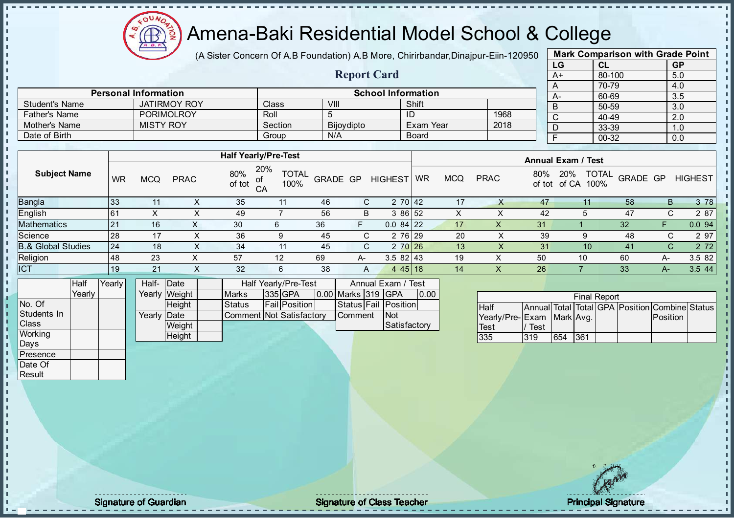# Amena-Baki Residential Model School & College

(A Sister Concern Of A.B Foundation) A.B More, Chirirbandar,Dinajpur-Eiin-120950

## Report Card

| Mark Comparison with Grade Point | | |
|---|---|---|
| LG | CL | GP |
| A+ | 80-100 | 5.0 |
| A | 70-79 | 4.0 |
| A- | 60-69 | 3.5 |
| B | 50-59 | 3.0 |
| C | 40-49 | 2.0 |
| D | 33-39 | 1.0 |
| F | 00-32 | 0.0 |

| Personal Information | | School Information | | | |
|---|---|---|---|---|---|
| Student's Name | JATIRMOY ROY | Class | VIII | Shift | |
| Father's Name | PORIMOLROY | Roll | 5 | ID | 1968 |
| Mother's Name | MISTY ROY | Section | Bijoydipto | Exam Year | 2018 |
| Date of Birth | | Group | N/A | Board | |

| Subject Name | Half Yearly/Pre-Test | | | | | | | | | Annual Exam / Test | | | | | | | | |
|---|---|---|---|---|---|---|---|---|---|---|---|---|---|---|---|---|---|---|
| | WR | MCQ | PRAC | 80% of tot | 20% of CA | TOTAL 100% | GRADE | GP | HIGHEST | WR | MCQ | PRAC | 80% of tot | 20% of CA | TOTAL 100% | GRADE | GP | HIGHEST |
| Bangla | 33 | 11 | X | 35 | 11 | 46 | C | 2 | 70 | 42 | 17 | X | 47 | 11 | 58 | B | 3 | 78 |
| English | 61 | X | X | 49 | 7 | 56 | B | 3 | 86 | 52 | X | X | 42 | 5 | 47 | C | 2 | 87 |
| Mathematics | 21 | 16 | X | 30 | 6 | 36 | F | 0.0 | 84 | 22 | 17 | X | 31 | 1 | 32 | F | 0.0 | 94 |
| Science | 28 | 17 | X | 36 | 9 | 45 | C | 2 | 76 | 29 | 20 | X | 39 | 9 | 48 | C | 2 | 97 |
| B.& Global Studies | 24 | 18 | X | 34 | 11 | 45 | C | 2 | 70 | 26 | 13 | X | 31 | 10 | 41 | C | 2 | 72 |
| Religion | 48 | 23 | X | 57 | 12 | 69 | A- | 3.5 | 82 | 43 | 19 | X | 50 | 10 | 60 | A- | 3.5 | 82 |
| ICT | 19 | 21 | X | 32 | 6 | 38 | A | 4 | 45 | 18 | 14 | X | 26 | 7 | 33 | A- | 3.5 | 44 |

| | Half Yearly | Yearly |
|---|---|---|
| No. Of Students In Class | | |
| Working Days | | |
| Presence | | |
| Date Of Result | | |

| | | |
|---|---|---|
| Half-Yearly | Date | |
| | Weight | |
| | Height | |
| Yearly | Date | |
| | Weight | |
| | Height | |

| Half Yearly/Pre-Test | | | | Annual Exam / Test | | | |
|---|---|---|---|---|---|---|---|
| Marks | 335 | GPA | 0.00 | Marks | 319 | GPA | 0.00 |
| Status | Fail | Position | | Status | Fail | Position | |
| Comment | Not Satisfactory | | | Comment | Not Satisfactory | | |

| Final Report | | | | | | | |
|---|---|---|---|---|---|---|---|
| Half Yearly/Pre-Test | Annual Exam / Test | Total Mark | Total Avg. | GPA | Position | Combine Position | Status |
| 335 | 319 | 654 | 361 | | | | |

Signature of Guardian

Signature of Class Teacher

Principal Signature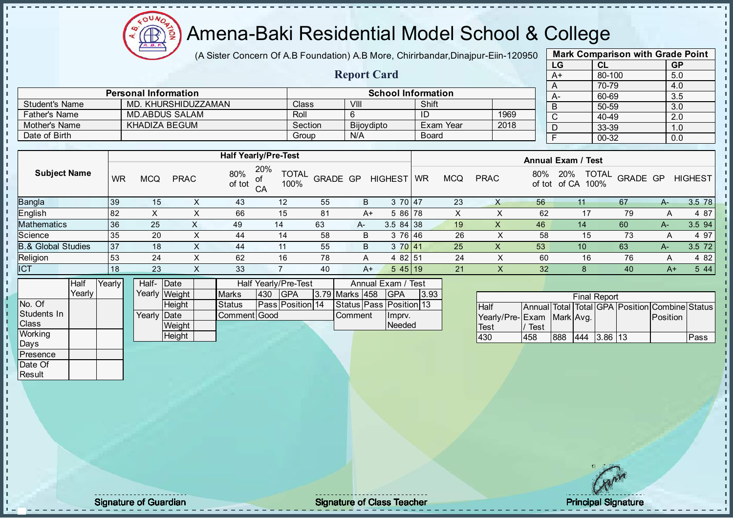# Amena-Baki Residential Model School & College

(A Sister Concern Of A.B Foundation) A.B More, Chirirbandar,Dinajpur-Eiin-120950

## Report Card

| Mark Comparison with Grade Point | | |
|---|---|---|
| LG | CL | GP |
| A+ | 80-100 | 5.0 |
| A | 70-79 | 4.0 |
| A- | 60-69 | 3.5 |
| B | 50-59 | 3.0 |
| C | 40-49 | 2.0 |
| D | 33-39 | 1.0 |
| F | 00-32 | 0.0 |

| Personal Information | | School Information | | | |
|---|---|---|---|---|---|
| Student's Name | MD. KHURSHIDUZZAMAN | Class | VIII | Shift | |
| Father's Name | MD.ABDUS SALAM | Roll | 6 | ID | 1969 |
| Mother's Name | KHADIZA BEGUM | Section | Bijoydipto | Exam Year | 2018 |
| Date of Birth | | Group | N/A | Board | |

| Subject Name | Half Yearly/Pre-Test | | | | | | | | | Annual Exam / Test | | | | | | | | |
|---|---|---|---|---|---|---|---|---|---|---|---|---|---|---|---|---|---|---|
| | WR | MCQ | PRAC | 80% of tot | 20% of CA | TOTAL 100% | GRADE | GP | HIGHEST | WR | MCQ | PRAC | 80% of tot | 20% of CA | TOTAL 100% | GRADE | GP | HIGHEST |
| Bangla | 39 | 15 | X | 43 | 12 | 55 | B | 3 | 70 | 47 | 23 | X | 56 | 11 | 67 | A- | 3.5 | 78 |
| English | 82 | X | X | 66 | 15 | 81 | A+ | 5 | 86 | 78 | X | X | 62 | 17 | 79 | A | 4 | 87 |
| Mathematics | 36 | 25 | X | 49 | 14 | 63 | A- | 3.5 | 84 | 38 | 19 | X | 46 | 14 | 60 | A- | 3.5 | 94 |
| Science | 35 | 20 | X | 44 | 14 | 58 | B | 3 | 76 | 46 | 26 | X | 58 | 15 | 73 | A | 4 | 97 |
| B.& Global Studies | 37 | 18 | X | 44 | 11 | 55 | B | 3 | 70 | 41 | 25 | X | 53 | 10 | 63 | A- | 3.5 | 72 |
| Religion | 53 | 24 | X | 62 | 16 | 78 | A | 4 | 82 | 51 | 24 | X | 60 | 16 | 76 | A | 4 | 82 |
| ICT | 18 | 23 | X | 33 | 7 | 40 | A+ | 5 | 45 | 19 | 21 | X | 32 | 8 | 40 | A+ | 5 | 44 |

| | Half Yearly | Yearly |
|---|---|---|
| No. Of Students In Class | | |
| Working Days | | |
| Presence | | |
| Date Of Result | | |

| | | |
|---|---|---|
| Half-Yearly | Date | |
| | Weight | |
| | Height | |
| Yearly | Date | |
| | Weight | |
| | Height | |

| Half Yearly/Pre-Test | | | |
|---|---|---|---|
| Marks | 430 | GPA | 3.79 |
| Status | Pass | Position | 14 |
| Comment | Good | | |

| Annual Exam / Test | | | |
|---|---|---|---|
| Marks | 458 | GPA | 3.93 |
| Status | Pass | Position | 13 |
| Comment | | Imprv. Needed | |

| Final Report | | | | | | | |
|---|---|---|---|---|---|---|---|
| Half Yearly/Pre-Test | Annual Exam / Test | Total Mark | Total Avg. | GPA | Position | Combine Position | Status |
| 430 | 458 | 888 | 444 | 3.86 | 13 | | Pass |

Signature of Guardian | Signature of Class Teacher | Principal Signature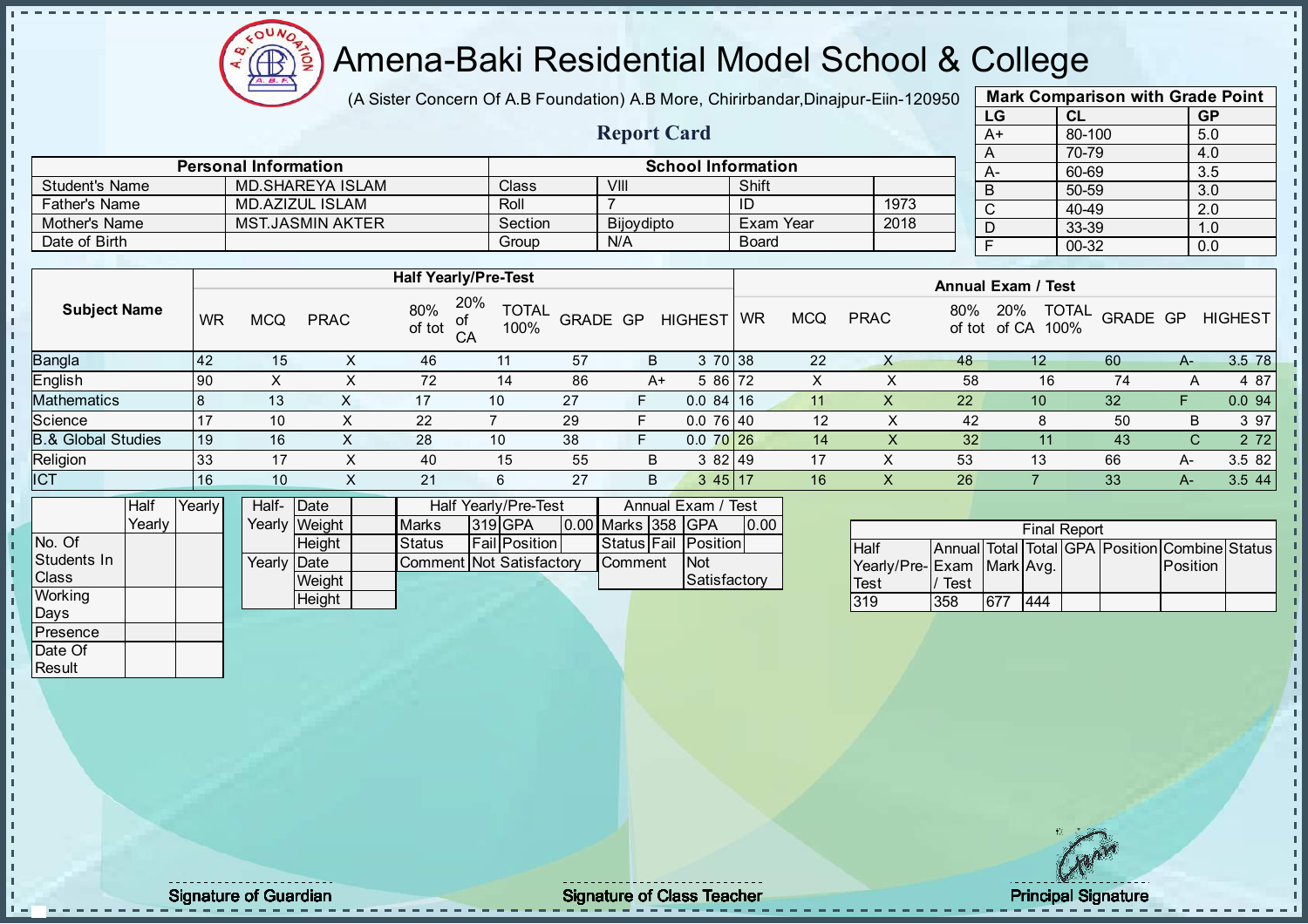# Amena-Baki Residential Model School & College

(A Sister Concern Of A.B Foundation) A.B More, Chirirbandar,Dinajpur-Eiin-120950

## Report Card

| Mark Comparison with Grade Point | | |
|---|---|---|
| LG | CL | GP |
| A+ | 80-100 | 5.0 |
| A | 70-79 | 4.0 |
| A- | 60-69 | 3.5 |
| B | 50-59 | 3.0 |
| C | 40-49 | 2.0 |
| D | 33-39 | 1.0 |
| F | 00-32 | 0.0 |

| Personal Information | | School Information | | | |
|---|---|---|---|---|---|
| Student's Name | MD.SHAREYA ISLAM | Class | VIII | Shift | |
| Father's Name | MD.AZIZUL ISLAM | Roll | 7 | ID | 1973 |
| Mother's Name | MST.JASMIN AKTER | Section | Bijoydipto | Exam Year | 2018 |
| Date of Birth | | Group | N/A | Board | |

| Subject Name | Half Yearly/Pre-Test | | | | | | | | | Annual Exam / Test | | | | | | | | |
|---|---|---|---|---|---|---|---|---|---|---|---|---|---|---|---|---|---|---|
| | WR | MCQ | PRAC | 80% of tot | 20% of CA | TOTAL 100% | GRADE | GP | HIGHEST | WR | MCQ | PRAC | 80% of tot | 20% of CA | TOTAL 100% | GRADE | GP | HIGHEST |
| Bangla | 42 | 15 | X | 46 | 11 | 57 | B | 3 | 70 | 38 | 22 | X | 48 | 12 | 60 | A- | 3.5 | 78 |
| English | 90 | X | X | 72 | 14 | 86 | A+ | 5 | 86 | 72 | X | X | 58 | 16 | 74 | A | 4 | 87 |
| Mathematics | 8 | 13 | X | 17 | 10 | 27 | F | 0.0 | 84 | 16 | 11 | X | 22 | 10 | 32 | F | 0.0 | 94 |
| Science | 17 | 10 | X | 22 | 7 | 29 | F | 0.0 | 76 | 40 | 12 | X | 42 | 8 | 50 | B | 3 | 97 |
| B.& Global Studies | 19 | 16 | X | 28 | 10 | 38 | F | 0.0 | 70 | 26 | 14 | X | 32 | 11 | 43 | C | 2 | 72 |
| Religion | 33 | 17 | X | 40 | 15 | 55 | B | 3 | 82 | 49 | 17 | X | 53 | 13 | 66 | A- | 3.5 | 82 |
| ICT | 16 | 10 | X | 21 | 6 | 27 | B | 3 | 45 | 17 | 16 | X | 26 | 7 | 33 | A- | 3.5 | 44 |

| | Half Yearly | Yearly |
|---|---|---|
| No. Of Students In Class | | |
| Working Days | | |
| Presence | | |
| Date Of Result | | |

| | | |
|---|---|---|
| Half-Yearly | Date | |
| | Weight | |
| | Height | |
| Yearly | Date | |
| | Weight | |
| | Height | |

| Half Yearly/Pre-Test | | | | Annual Exam / Test | | | |
|---|---|---|---|---|---|---|---|
| Marks | 319 | GPA | 0.00 | Marks | 358 | GPA | 0.00 |
| Status | Fail | Position | | Status | Fail | Position | |
| Comment | Not Satisfactory | | | Comment | Not Satisfactory | | |

| Final Report | | | | | | | |
|---|---|---|---|---|---|---|---|
| Half Yearly/Pre-Test | Annual Exam / Test | Total Mark | Total Avg. | GPA | Position | Combine Position | Status |
| 319 | 358 | 677 | 444 | | | | |

Signature of Guardian | Signature of Class Teacher | Principal Signature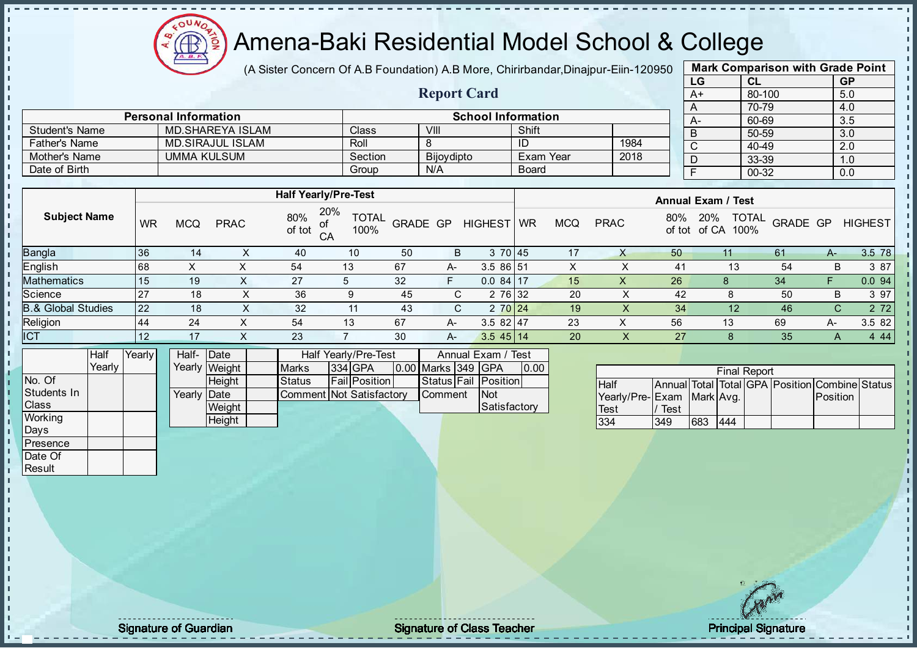# Amena-Baki Residential Model School & College

(A Sister Concern Of A.B Foundation) A.B More, Chirirbandar,Dinajpur-Eiin-120950

## Report Card

| Mark Comparison with Grade Point | | |
|---|---|---|
| LG | CL | GP |
| A+ | 80-100 | 5.0 |
| A | 70-79 | 4.0 |
| A- | 60-69 | 3.5 |
| B | 50-59 | 3.0 |
| C | 40-49 | 2.0 |
| D | 33-39 | 1.0 |
| F | 00-32 | 0.0 |

| Personal Information | | School Information | | | |
|---|---|---|---|---|---|
| Student's Name | MD.SHAREYA ISLAM | Class | VIII | Shift | |
| Father's Name | MD.SIRAJUL ISLAM | Roll | 8 | ID | 1984 |
| Mother's Name | UMMA KULSUM | Section | Bijoydipto | Exam Year | 2018 |
| Date of Birth | | Group | N/A | Board | |

| Subject Name | Half Yearly/Pre-Test | | | | | | | | | | Annual Exam / Test | | | | | | | | | |
|---|---|---|---|---|---|---|---|---|---|---|---|---|---|---|---|---|---|---|---|---|
| | WR | MCQ | PRAC | 80% of tot | 20% of CA | TOTAL 100% | GRADE | GP | HIGHEST | | WR | MCQ | PRAC | 80% of tot | 20% of CA | TOTAL 100% | GRADE | GP | HIGHEST |
| Bangla | 36 | 14 | X | 40 | 10 | 50 | B | 3 | 70 | | 45 | 17 | X | 50 | 11 | 61 | A- | 3.5 | 78 |
| English | 68 | X | X | 54 | 13 | 67 | A- | 3.5 | 86 | | 51 | X | X | 41 | 13 | 54 | B | 3 | 87 |
| Mathematics | 15 | 19 | X | 27 | 5 | 32 | F | 0.0 | 84 | | 17 | 15 | X | 26 | 8 | 34 | F | 0.0 | 94 |
| Science | 27 | 18 | X | 36 | 9 | 45 | C | 2 | 76 | | 32 | 20 | X | 42 | 8 | 50 | B | 3 | 97 |
| B.& Global Studies | 22 | 18 | X | 32 | 11 | 43 | C | 2 | 70 | | 24 | 19 | X | 34 | 12 | 46 | C | 2 | 72 |
| Religion | 44 | 24 | X | 54 | 13 | 67 | A- | 3.5 | 82 | | 47 | 23 | X | 56 | 13 | 69 | A- | 3.5 | 82 |
| ICT | 12 | 17 | X | 23 | 7 | 30 | A- | 3.5 | 45 | | 14 | 20 | X | 27 | 8 | 35 | A | 4 | 44 |

| | Half Yearly | Yearly |
|---|---|---|
| No. Of Students In Class | | |
| Working Days | | |
| Presence | | |
| Date Of Result | | |

| | | |
|---|---|---|
| Half-Yearly | Date | |
| | Weight | |
| | Height | |
| Yearly | Date | |
| | Weight | |
| | Height | |

| Half Yearly/Pre-Test | | | | Annual Exam / Test | | | |
|---|---|---|---|---|---|---|---|
| Marks | 334 | GPA | 0.00 | Marks | 349 | GPA | 0.00 |
| Status | Fail | Position | | Status | Fail | Position | |
| Comment | Not Satisfactory | | | Comment | Not Satisfactory | | |

| Final Report | | | | | | | |
|---|---|---|---|---|---|---|---|
| Half Yearly/Pre-Test | Annual Exam / Test | Total Mark | Total Avg. | GPA | Position | Combine Position | Status |
| 334 | 349 | 683 | 444 | | | | |

Signature of Guardian

Signature of Class Teacher

Principal Signature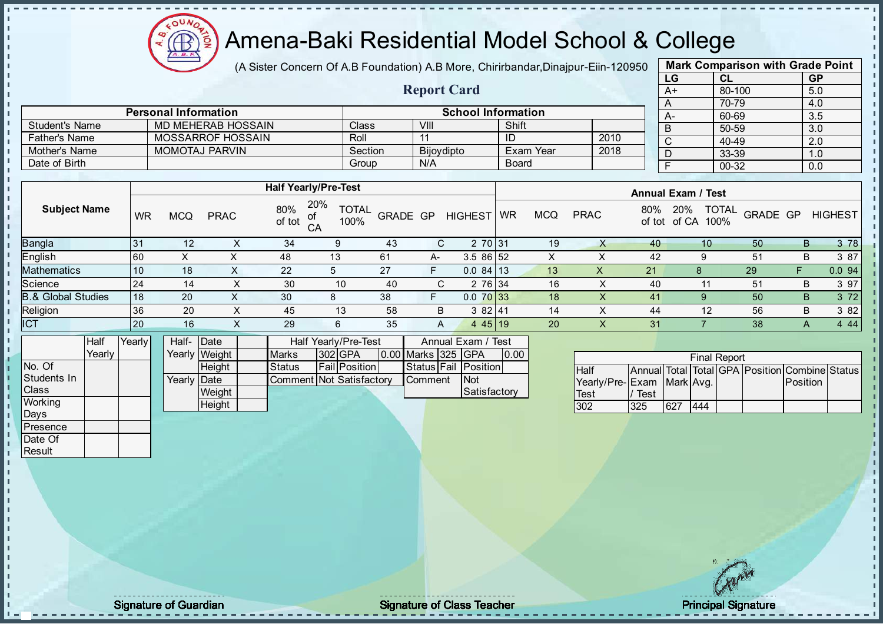# Amena-Baki Residential Model School & College

(A Sister Concern Of A.B Foundation) A.B More, Chirirbandar,Dinajpur-Eiin-120950

## Report Card

| Mark Comparison with Grade Point | | |
|---|---|---|
| LG | CL | GP |
| A+ | 80-100 | 5.0 |
| A | 70-79 | 4.0 |
| A- | 60-69 | 3.5 |
| B | 50-59 | 3.0 |
| C | 40-49 | 2.0 |
| D | 33-39 | 1.0 |
| F | 00-32 | 0.0 |

| Personal Information | | School Information | | | |
|---|---|---|---|---|---|
| Student's Name | MD MEHERAB HOSSAIN | Class | VIII | Shift | |
| Father's Name | MOSSARROF HOSSAIN | Roll | 11 | ID | 2010 |
| Mother's Name | MOMOTAJ PARVIN | Section | Bijoydipto | Exam Year | 2018 |
| Date of Birth | | Group | N/A | Board | |

| Subject Name | Half Yearly/Pre-Test | | | | | | | | | Annual Exam / Test | | | | | | | | |
|---|---|---|---|---|---|---|---|---|---|---|---|---|---|---|---|---|---|---|
| | WR | MCQ | PRAC | 80% of tot | 20% of CA | TOTAL 100% | GRADE | GP | HIGHEST | WR | MCQ | PRAC | 80% of tot | 20% of CA | TOTAL 100% | GRADE | GP | HIGHEST |
| Bangla | 31 | 12 | X | 34 | 9 | 43 | C | 2 | 70 | 31 | 19 | X | 40 | 10 | 50 | B | 3 | 78 |
| English | 60 | X | X | 48 | 13 | 61 | A- | 3.5 | 86 | 52 | X | X | 42 | 9 | 51 | B | 3 | 87 |
| Mathematics | 10 | 18 | X | 22 | 5 | 27 | F | 0.0 | 84 | 13 | 13 | X | 21 | 8 | 29 | F | 0.0 | 94 |
| Science | 24 | 14 | X | 30 | 10 | 40 | C | 2 | 76 | 34 | 16 | X | 40 | 11 | 51 | B | 3 | 97 |
| B.& Global Studies | 18 | 20 | X | 30 | 8 | 38 | F | 0.0 | 70 | 33 | 18 | X | 41 | 9 | 50 | B | 3 | 72 |
| Religion | 36 | 20 | X | 45 | 13 | 58 | B | 3 | 82 | 41 | 14 | X | 44 | 12 | 56 | B | 3 | 82 |
| ICT | 20 | 16 | X | 29 | 6 | 35 | A | 4 | 45 | 19 | 20 | X | 31 | 7 | 38 | A | 4 | 44 |

| | Half Yearly | Yearly |
|---|---|---|
| No. Of Students In Class | | |
| Working Days | | |
| Presence | | |
| Date Of Result | | |

| | | |
|---|---|---|
| Half-Yearly | Date | |
| | Weight | |
| | Height | |
| Yearly | Date | |
| | Weight | |
| | Height | |

| Half Yearly/Pre-Test | | | | Annual Exam / Test | | | |
|---|---|---|---|---|---|---|---|
| Marks | 302 | GPA | 0.00 | Marks | 325 | GPA | 0.00 |
| Status | Fail | Position | | Status | Fail | Position | |
| Comment | Not Satisfactory | | | Comment | | Not Satisfactory | |

| Final Report | | | | | | | |
|---|---|---|---|---|---|---|---|
| Half Yearly/Pre-Test | Annual Exam / Test | Total Mark | Total Avg. | GPA | Position | Combine Position | Status |
| 302 | 325 | 627 | 444 | | | | |

Signature of Guardian — Signature of Class Teacher — Principal Signature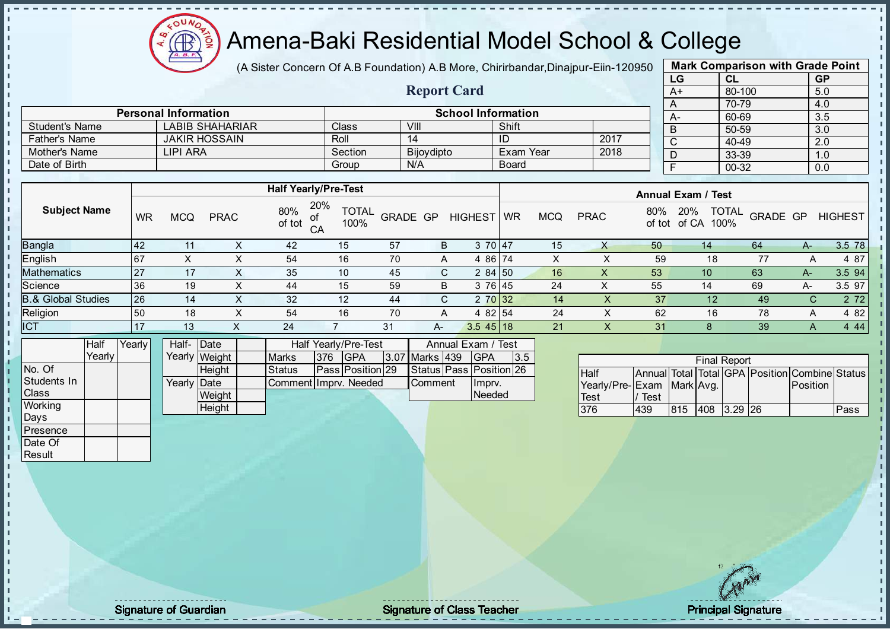# Amena-Baki Residential Model School & College

(A Sister Concern Of A.B Foundation) A.B More, Chirirbandar,Dinajpur-Eiin-120950

## Report Card

| Mark Comparison with Grade Point | | |
|---|---|---|
| LG | CL | GP |
| A+ | 80-100 | 5.0 |
| A | 70-79 | 4.0 |
| A- | 60-69 | 3.5 |
| B | 50-59 | 3.0 |
| C | 40-49 | 2.0 |
| D | 33-39 | 1.0 |
| F | 00-32 | 0.0 |

| Personal Information | | School Information | | | |
|---|---|---|---|---|---|
| Student's Name | LABIB SHAHARIAR | Class | VIII | Shift | |
| Father's Name | JAKIR HOSSAIN | Roll | 14 | ID | 2017 |
| Mother's Name | LIPI ARA | Section | Bijoydipto | Exam Year | 2018 |
| Date of Birth | | Group | N/A | Board | |

| Subject Name | Half Yearly/Pre-Test | | | | | | | | | Annual Exam / Test | | | | | | | | |
|---|---|---|---|---|---|---|---|---|---|---|---|---|---|---|---|---|---|---|
| | WR | MCQ | PRAC | 80% of tot | 20% of CA | TOTAL 100% | GRADE | GP | HIGHEST | WR | MCQ | PRAC | 80% of tot | 20% of CA | TOTAL 100% | GRADE | GP | HIGHEST |
| Bangla | 42 | 11 | X | 42 | 15 | 57 | B | 3 | 70 | 47 | 15 | X | 50 | 14 | 64 | A- | 3.5 | 78 |
| English | 67 | X | X | 54 | 16 | 70 | A | 4 | 86 | 74 | X | X | 59 | 18 | 77 | A | 4 | 87 |
| Mathematics | 27 | 17 | X | 35 | 10 | 45 | C | 2 | 84 | 50 | 16 | X | 53 | 10 | 63 | A- | 3.5 | 94 |
| Science | 36 | 19 | X | 44 | 15 | 59 | B | 3 | 76 | 45 | 24 | X | 55 | 14 | 69 | A- | 3.5 | 97 |
| B.& Global Studies | 26 | 14 | X | 32 | 12 | 44 | C | 2 | 70 | 32 | 14 | X | 37 | 12 | 49 | C | 2 | 72 |
| Religion | 50 | 18 | X | 54 | 16 | 70 | A | 4 | 82 | 54 | 24 | X | 62 | 16 | 78 | A | 4 | 82 |
| ICT | 17 | 13 | X | 24 | 7 | 31 | A- | 3.5 | 45 | 18 | 21 | X | 31 | 8 | 39 | A | 4 | 44 |

| | Half Yearly | Yearly |
|---|---|---|
| No. Of Students In Class | | |
| Working Days | | |
| Presence | | |
| Date Of Result | | |

| | | |
|---|---|---|
| Half-Yearly | Date | |
| | Weight | |
| | Height | |
| Yearly | Date | |
| | Weight | |
| | Height | |

| Half Yearly/Pre-Test | | | | Annual Exam / Test | | | |
|---|---|---|---|---|---|---|---|
| Marks | 376 | GPA | 3.07 | Marks | 439 | GPA | 3.5 |
| Status | Pass | Position | 29 | Status | Pass | Position | 26 |
| Comment | Imprv. Needed | | | Comment | | Imprv. Needed | |

| Final Report | | | | | | | |
|---|---|---|---|---|---|---|---|
| Half Yearly/Pre-Test | Annual Exam / Test | Total Mark | Total Avg. | GPA | Position | Combine Position | Status |
| 376 | 439 | 815 | 408 | 3.29 | 26 | | Pass |

Signature of Guardian | Signature of Class Teacher | Principal Signature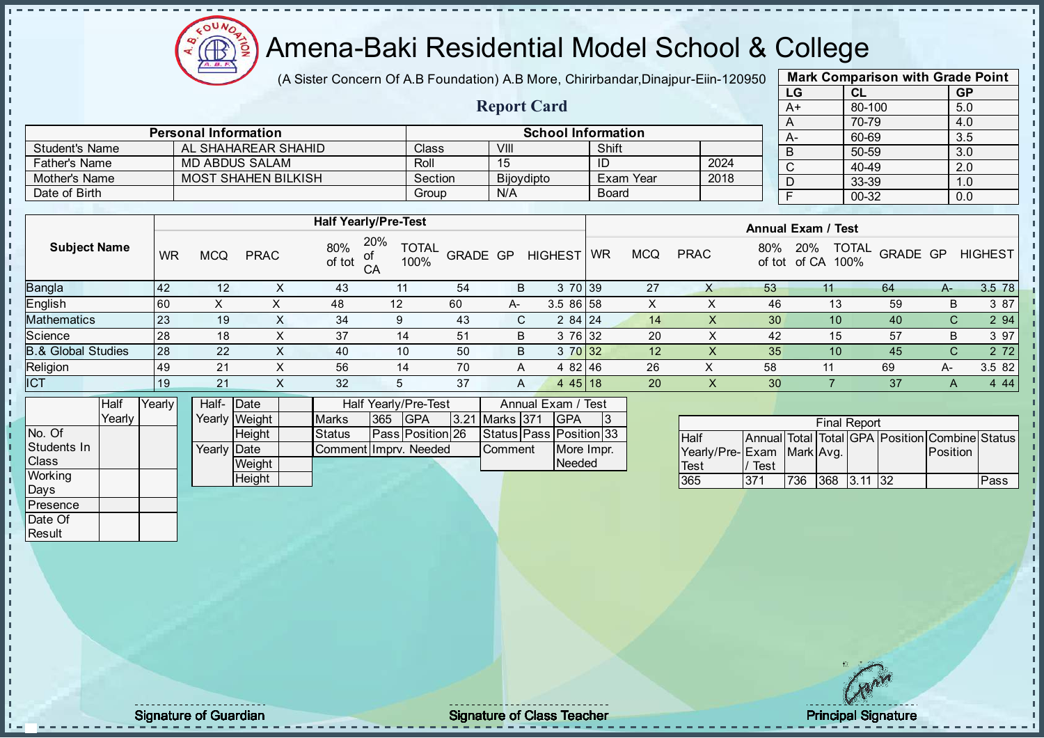# Amena-Baki Residential Model School & College

(A Sister Concern Of A.B Foundation) A.B More, Chirirbandar,Dinajpur-Eiin-120950

## Report Card

| Mark Comparison with Grade Point | | |
|---|---|---|
| LG | CL | GP |
| A+ | 80-100 | 5.0 |
| A | 70-79 | 4.0 |
| A- | 60-69 | 3.5 |
| B | 50-59 | 3.0 |
| C | 40-49 | 2.0 |
| D | 33-39 | 1.0 |
| F | 00-32 | 0.0 |

| Personal Information | | School Information | | | |
|---|---|---|---|---|---|
| Student's Name | AL SHAHAREAR SHAHID | Class | VIII | Shift | |
| Father's Name | MD ABDUS SALAM | Roll | 15 | ID | 2024 |
| Mother's Name | MOST SHAHEN BILKISH | Section | Bijoydipto | Exam Year | 2018 |
| Date of Birth | | Group | N/A | Board | |

| Subject Name | Half Yearly/Pre-Test | | | | | | | | | Annual Exam / Test | | | | | | | | |
|---|---|---|---|---|---|---|---|---|---|---|---|---|---|---|---|---|---|---|
| | WR | MCQ | PRAC | 80% of tot | 20% of CA | TOTAL 100% | GRADE | GP | HIGHEST | WR | MCQ | PRAC | 80% of tot | 20% of CA | TOTAL 100% | GRADE | GP | HIGHEST |
| Bangla | 42 | 12 | X | 43 | 11 | 54 | B | 3 | 70 | 39 | 27 | X | 53 | 11 | 64 | A- | 3.5 | 78 |
| English | 60 | X | X | 48 | 12 | 60 | A- | 3.5 | 86 | 58 | X | X | 46 | 13 | 59 | B | 3 | 87 |
| Mathematics | 23 | 19 | X | 34 | 9 | 43 | C | 2 | 84 | 24 | 14 | X | 30 | 10 | 40 | C | 2 | 94 |
| Science | 28 | 18 | X | 37 | 14 | 51 | B | 3 | 76 | 32 | 20 | X | 42 | 15 | 57 | B | 3 | 97 |
| B.& Global Studies | 28 | 22 | X | 40 | 10 | 50 | B | 3 | 70 | 32 | 12 | X | 35 | 10 | 45 | C | 2 | 72 |
| Religion | 49 | 21 | X | 56 | 14 | 70 | A | 4 | 82 | 46 | 26 | X | 58 | 11 | 69 | A- | 3.5 | 82 |
| ICT | 19 | 21 | X | 32 | 5 | 37 | A | 4 | 45 | 18 | 20 | X | 30 | 7 | 37 | A | 4 | 44 |

| | Half Yearly | Yearly |
|---|---|---|
| No. Of Students In Class | | |
| Working Days | | |
| Presence | | |
| Date Of Result | | |

| | | |
|---|---|---|
| Half-Yearly | Date | |
| | Weight | |
| | Height | |
| Yearly | Date | |
| | Weight | |
| | Height | |

| Half Yearly/Pre-Test | | | | Annual Exam / Test | | | |
|---|---|---|---|---|---|---|---|
| Marks | 365 | GPA | 3.21 | Marks | 371 | GPA | 3 |
| Status | Pass | Position | 26 | Status | Pass | Position | 33 |
| Comment | Imprv. Needed | | | Comment | | More Impr. Needed | |

| Final Report | | | | | | | |
|---|---|---|---|---|---|---|---|
| Half Yearly/Pre-Test | Annual Exam / Test | Total Mark | Total Avg. | GPA | Position | Combine Position | Status |
| 365 | 371 | 736 | 368 | 3.11 | 32 | | Pass |

Signature of Guardian    Signature of Class Teacher    Principal Signature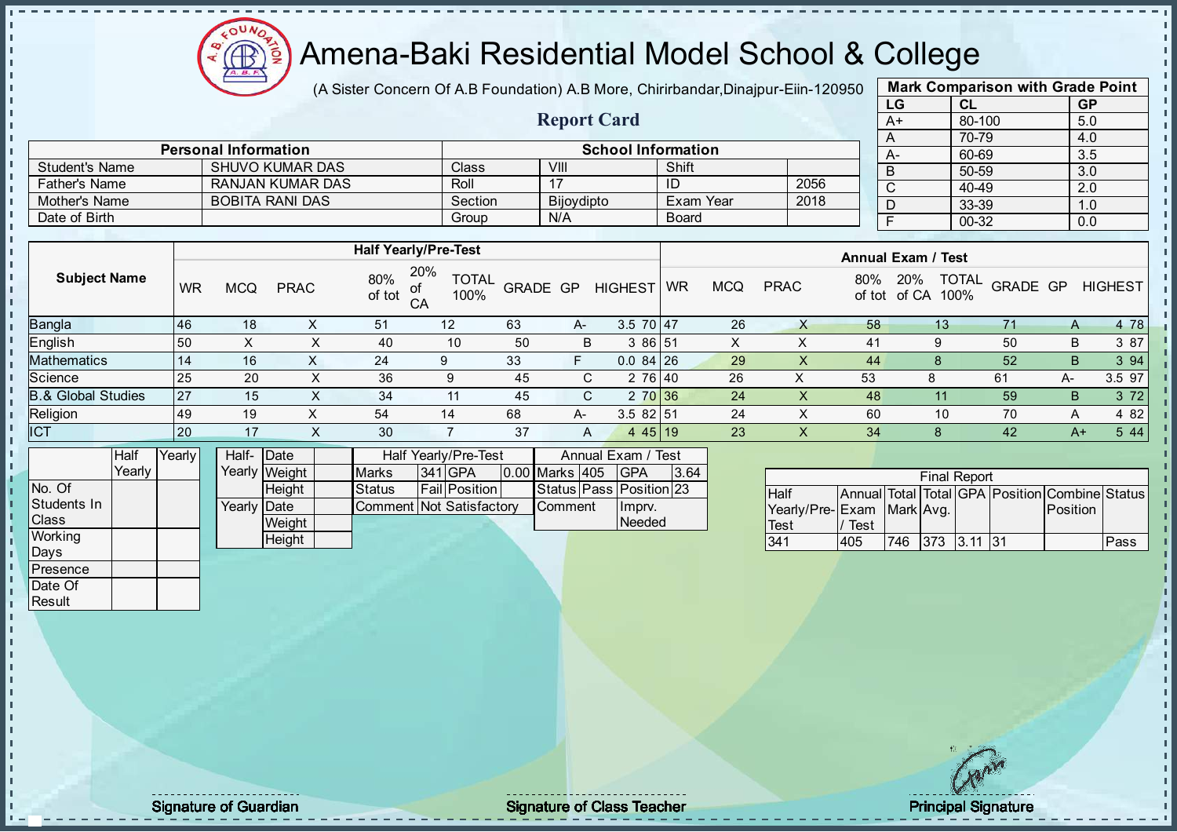# Amena-Baki Residential Model School & College

(A Sister Concern Of A.B Foundation) A.B More, Chirirbandar,Dinajpur-Eiin-120950

## Report Card

| Mark Comparison with Grade Point | | |
|---|---|---|
| LG | CL | GP |
| A+ | 80-100 | 5.0 |
| A | 70-79 | 4.0 |
| A- | 60-69 | 3.5 |
| B | 50-59 | 3.0 |
| C | 40-49 | 2.0 |
| D | 33-39 | 1.0 |
| F | 00-32 | 0.0 |

| Personal Information | | School Information | | | |
|---|---|---|---|---|---|
| Student's Name | SHUVO KUMAR DAS | Class | VIII | Shift | |
| Father's Name | RANJAN KUMAR DAS | Roll | 17 | ID | 2056 |
| Mother's Name | BOBITA RANI DAS | Section | Bijoydipto | Exam Year | 2018 |
| Date of Birth | | Group | N/A | Board | |

| Subject Name | Half Yearly/Pre-Test | | | | | | | | | Annual Exam / Test | | | | | | | | |
|---|---|---|---|---|---|---|---|---|---|---|---|---|---|---|---|---|---|---|
| | WR | MCQ | PRAC | 80% of tot | 20% of CA | TOTAL 100% | GRADE | GP | HIGHEST | WR | MCQ | PRAC | 80% of tot | 20% of CA | TOTAL 100% | GRADE | GP | HIGHEST |
| Bangla | 46 | 18 | X | 51 | 12 | 63 | A- | 3.5 | 70 | 47 | 26 | X | 58 | 13 | 71 | A | 4 | 78 |
| English | 50 | X | X | 40 | 10 | 50 | B | 3 | 86 | 51 | X | X | 41 | 9 | 50 | B | 3 | 87 |
| Mathematics | 14 | 16 | X | 24 | 9 | 33 | F | 0.0 | 84 | 26 | 29 | X | 44 | 8 | 52 | B | 3 | 94 |
| Science | 25 | 20 | X | 36 | 9 | 45 | C | 2 | 76 | 40 | 26 | X | 53 | 8 | 61 | A- | 3.5 | 97 |
| B.& Global Studies | 27 | 15 | X | 34 | 11 | 45 | C | 2 | 70 | 36 | 24 | X | 48 | 11 | 59 | B | 3 | 72 |
| Religion | 49 | 19 | X | 54 | 14 | 68 | A- | 3.5 | 82 | 51 | 24 | X | 60 | 10 | 70 | A | 4 | 82 |
| ICT | 20 | 17 | X | 30 | 7 | 37 | A | 4 | 45 | 19 | 23 | X | 34 | 8 | 42 | A+ | 5 | 44 |

| | Half Yearly | Yearly |
|---|---|---|
| No. Of Students In Class | | |
| Working Days | | |
| Presence | | |
| Date Of Result | | |

| | | |
|---|---|---|
| Half-Yearly | Date | |
| | Weight | |
| | Height | |
| Yearly | Date | |
| | Weight | |
| | Height | |

| Half Yearly/Pre-Test | | | | Annual Exam / Test | | | |
|---|---|---|---|---|---|---|---|
| Marks | 341 | GPA | 0.00 | Marks | 405 | GPA | 3.64 |
| Status | Fail | Position | | Status | Pass | Position | 23 |
| Comment | Not Satisfactory | | | Comment | | Imprv. Needed | |

| Final Report | | | | | | | |
|---|---|---|---|---|---|---|---|
| Half Yearly/Pre-Test | Annual Exam / Test | Total Mark | Total Avg. | GPA | Position | Combine Position | Status |
| 341 | 405 | 746 | 373 | 3.11 | 31 | | Pass |

Signature of Guardian — Signature of Class Teacher — Principal Signature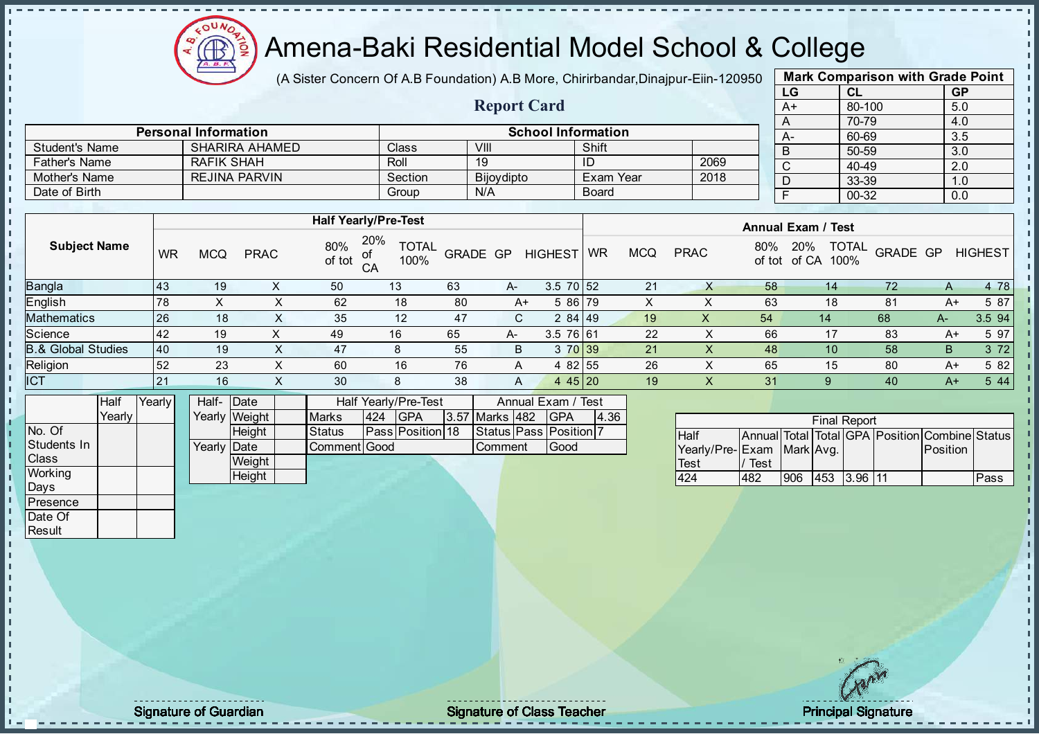# Amena-Baki Residential Model School & College

(A Sister Concern Of A.B Foundation) A.B More, Chirirbandar,Dinajpur-Eiin-120950

## Report Card

| Mark Comparison with Grade Point | | |
|---|---|---|
| LG | CL | GP |
| A+ | 80-100 | 5.0 |
| A | 70-79 | 4.0 |
| A- | 60-69 | 3.5 |
| B | 50-59 | 3.0 |
| C | 40-49 | 2.0 |
| D | 33-39 | 1.0 |
| F | 00-32 | 0.0 |

| Personal Information | | School Information | | | |
|---|---|---|---|---|---|
| Student's Name | SHARIRA AHAMED | Class | VIII | Shift | |
| Father's Name | RAFIK SHAH | Roll | 19 | ID | 2069 |
| Mother's Name | REJINA PARVIN | Section | Bijoydipto | Exam Year | 2018 |
| Date of Birth | | Group | N/A | Board | |

| Subject Name | Half Yearly/Pre-Test | | | | | | | | | Annual Exam / Test | | | | | | | | |
|---|---|---|---|---|---|---|---|---|---|---|---|---|---|---|---|---|---|---|
| | WR | MCQ | PRAC | 80% of tot | 20% of CA | TOTAL 100% | GRADE | GP | HIGHEST | WR | MCQ | PRAC | 80% of tot | 20% of CA | TOTAL 100% | GRADE | GP | HIGHEST |
| Bangla | 43 | 19 | X | 50 | 13 | 63 | A- | 3.5 | 70 | 52 | 21 | X | 58 | 14 | 72 | A | 4 | 78 |
| English | 78 | X | X | 62 | 18 | 80 | A+ | 5 | 86 | 79 | X | X | 63 | 18 | 81 | A+ | 5 | 87 |
| Mathematics | 26 | 18 | X | 35 | 12 | 47 | C | 2 | 84 | 49 | 19 | X | 54 | 14 | 68 | A- | 3.5 | 94 |
| Science | 42 | 19 | X | 49 | 16 | 65 | A- | 3.5 | 76 | 61 | 22 | X | 66 | 17 | 83 | A+ | 5 | 97 |
| B.& Global Studies | 40 | 19 | X | 47 | 8 | 55 | B | 3 | 70 | 39 | 21 | X | 48 | 10 | 58 | B | 3 | 72 |
| Religion | 52 | 23 | X | 60 | 16 | 76 | A | 4 | 82 | 55 | 26 | X | 65 | 15 | 80 | A+ | 5 | 82 |
| ICT | 21 | 16 | X | 30 | 8 | 38 | A | 4 | 45 | 20 | 19 | X | 31 | 9 | 40 | A+ | 5 | 44 |

| | Half Yearly | Yearly |
|---|---|---|
| No. Of Students In Class | | |
| Working Days | | |
| Presence | | |
| Date Of Result | | |

| | | |
|---|---|---|
| Half-Yearly | Date | |
| | Weight | |
| | Height | |
| Yearly | Date | |
| | Weight | |
| | Height | |

| Half Yearly/Pre-Test | | | | Annual Exam / Test | | | |
|---|---|---|---|---|---|---|---|
| Marks | 424 | GPA | 3.57 | Marks | 482 | GPA | 4.36 |
| Status | Pass | Position | 18 | Status | Pass | Position | 7 |
| Comment | Good | | | Comment | Good | | |

| Final Report | | | | | | | |
|---|---|---|---|---|---|---|---|
| Half Yearly/Pre-Test | Annual Exam / Test | Total Mark | Total Avg. | GPA | Position | Combine Position | Status |
| 424 | 482 | 906 | 453 | 3.96 | 11 | | Pass |

Signature of Guardian

Signature of Class Teacher

Principal Signature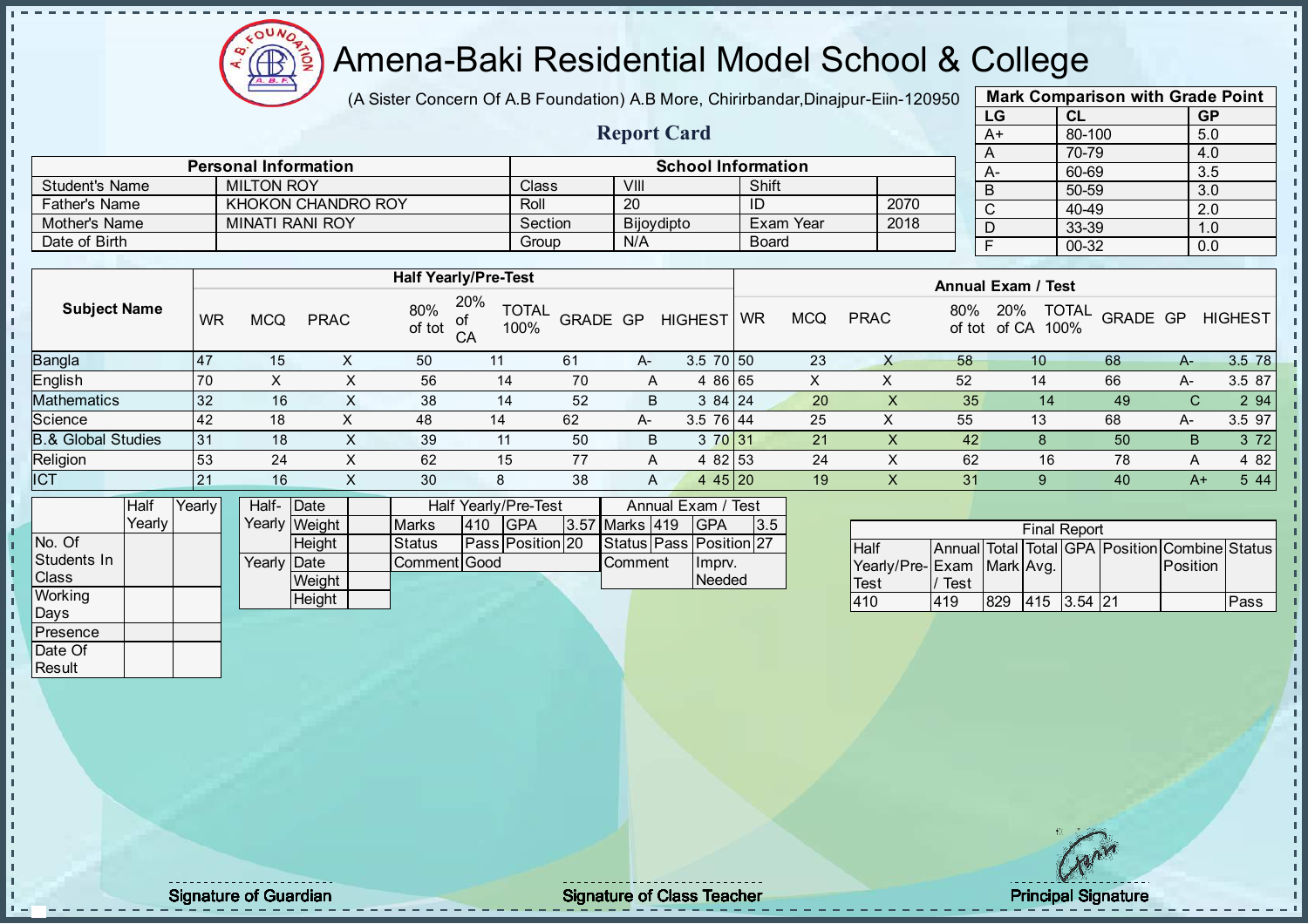# Amena-Baki Residential Model School & College

(A Sister Concern Of A.B Foundation) A.B More, Chirirbandar,Dinajpur-Eiin-120950

## Report Card

| Mark Comparison with Grade Point | | |
|---|---|---|
| LG | CL | GP |
| A+ | 80-100 | 5.0 |
| A | 70-79 | 4.0 |
| A- | 60-69 | 3.5 |
| B | 50-59 | 3.0 |
| C | 40-49 | 2.0 |
| D | 33-39 | 1.0 |
| F | 00-32 | 0.0 |

| Personal Information | | School Information | | | |
|---|---|---|---|---|---|
| Student's Name | MILTON ROY | Class | VIII | Shift | |
| Father's Name | KHOKON CHANDRO ROY | Roll | 20 | ID | 2070 |
| Mother's Name | MINATI RANI ROY | Section | Bijoydipto | Exam Year | 2018 |
| Date of Birth | | Group | N/A | Board | |

| Subject Name | Half Yearly/Pre-Test | | | | | | | | | Annual Exam / Test | | | | | | | | |
|---|---|---|---|---|---|---|---|---|---|---|---|---|---|---|---|---|---|---|
| | WR | MCQ | PRAC | 80% of tot | 20% of CA | TOTAL 100% | GRADE | GP | HIGHEST | WR | MCQ | PRAC | 80% of tot | 20% of CA | TOTAL 100% | GRADE | GP | HIGHEST |
| Bangla | 47 | 15 | X | 50 | 11 | 61 | A- | 3.5 | 70 | 50 | 23 | X | 58 | 10 | 68 | A- | 3.5 | 78 |
| English | 70 | X | X | 56 | 14 | 70 | A | 4 | 86 | 65 | X | X | 52 | 14 | 66 | A- | 3.5 | 87 |
| Mathematics | 32 | 16 | X | 38 | 14 | 52 | B | 3 | 84 | 24 | 20 | X | 35 | 14 | 49 | C | 2 | 94 |
| Science | 42 | 18 | X | 48 | 14 | 62 | A- | 3.5 | 76 | 44 | 25 | X | 55 | 13 | 68 | A- | 3.5 | 97 |
| B.& Global Studies | 31 | 18 | X | 39 | 11 | 50 | B | 3 | 70 | 31 | 21 | X | 42 | 8 | 50 | B | 3 | 72 |
| Religion | 53 | 24 | X | 62 | 15 | 77 | A | 4 | 82 | 53 | 24 | X | 62 | 16 | 78 | A | 4 | 82 |
| ICT | 21 | 16 | X | 30 | 8 | 38 | A | 4 | 45 | 20 | 19 | X | 31 | 9 | 40 | A+ | 5 | 44 |

| | Half Yearly | Yearly |
|---|---|---|
| No. Of Students In Class | | |
| Working Days | | |
| Presence | | |
| Date Of Result | | |

| | | |
|---|---|---|
| Half-Yearly | Date | |
| | Weight | |
| | Height | |
| Yearly | Date | |
| | Weight | |
| | Height | |

| Half Yearly/Pre-Test | | | |
|---|---|---|---|
| Marks | 410 | GPA | 3.57 |
| Status | Pass | Position | 20 |
| Comment | Good | | |

| Annual Exam / Test | | | |
|---|---|---|---|
| Marks | 419 | GPA | 3.5 |
| Status | Pass | Position | 27 |
| Comment | | Imprv. Needed | |

| Final Report | | | | | | | |
|---|---|---|---|---|---|---|---|
| Half Yearly/Pre-Test | Annual Exam / Test | Total Mark | Total Avg. | GPA | Position | Combine Position | Status |
| 410 | 419 | 829 | 415 | 3.54 | 21 | | Pass |

Signature of Guardian — Signature of Class Teacher — Principal Signature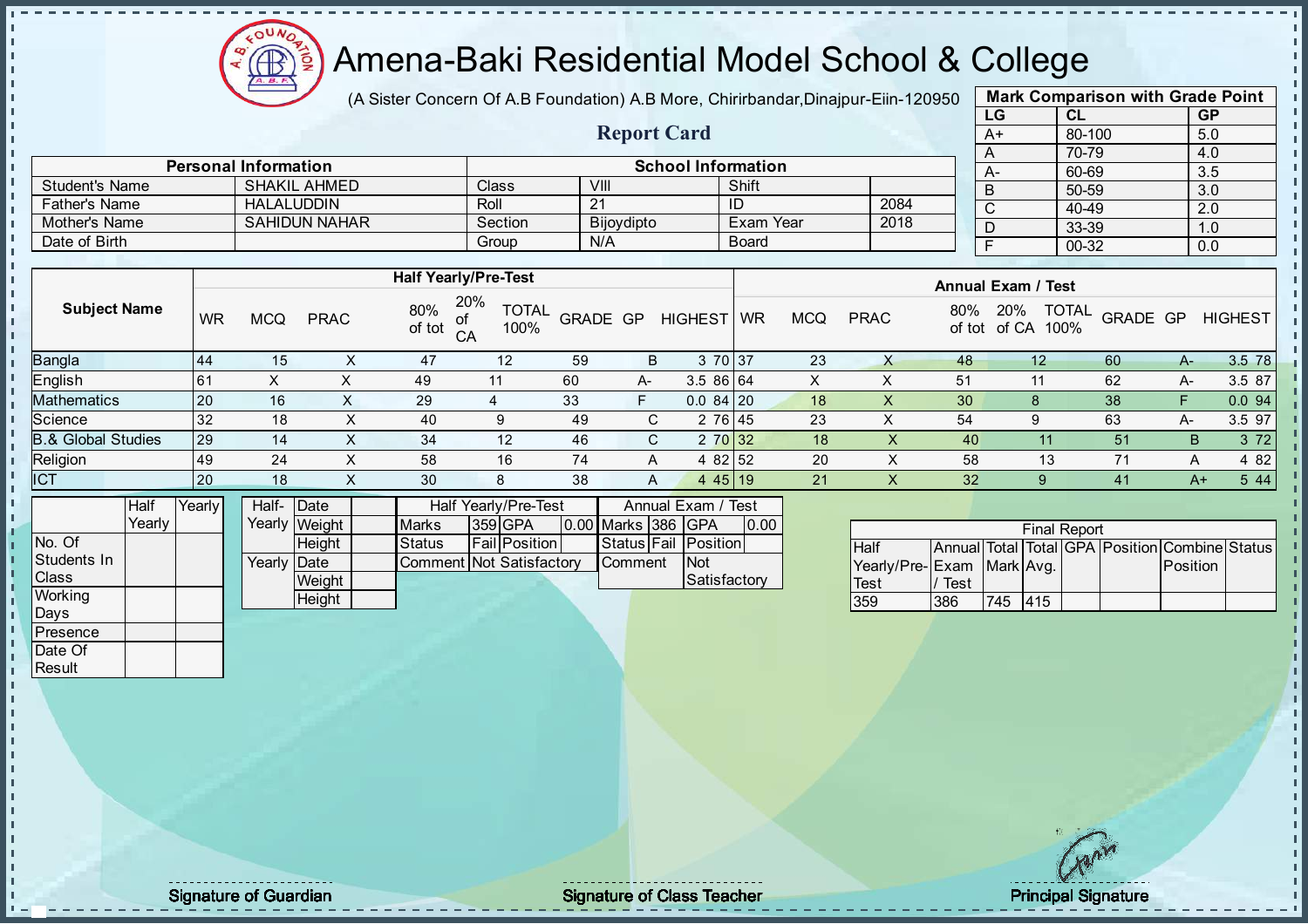# Amena-Baki Residential Model School & College

(A Sister Concern Of A.B Foundation) A.B More, Chirirbandar,Dinajpur-Eiin-120950

## Report Card

| Mark Comparison with Grade Point | | |
|---|---|---|
| LG | CL | GP |
| A+ | 80-100 | 5.0 |
| A | 70-79 | 4.0 |
| A- | 60-69 | 3.5 |
| B | 50-59 | 3.0 |
| C | 40-49 | 2.0 |
| D | 33-39 | 1.0 |
| F | 00-32 | 0.0 |

| Personal Information | | School Information | | | |
|---|---|---|---|---|---|
| Student's Name | SHAKIL AHMED | Class | VIII | Shift | |
| Father's Name | HALALUDDIN | Roll | 21 | ID | 2084 |
| Mother's Name | SAHIDUN NAHAR | Section | Bijoydipto | Exam Year | 2018 |
| Date of Birth | | Group | N/A | Board | |

| Subject Name | Half Yearly/Pre-Test | | | | | | | | | Annual Exam / Test | | | | | | | | |
|---|---|---|---|---|---|---|---|---|---|---|---|---|---|---|---|---|---|---|
| | WR | MCQ | PRAC | 80% of tot | 20% of CA | TOTAL 100% | GRADE | GP | HIGHEST | WR | MCQ | PRAC | 80% of tot | 20% of CA | TOTAL 100% | GRADE | GP | HIGHEST |
| Bangla | 44 | 15 | X | 47 | 12 | 59 | B | 3 | 70 | 37 | 23 | X | 48 | 12 | 60 | A- | 3.5 | 78 |
| English | 61 | X | X | 49 | 11 | 60 | A- | 3.5 | 86 | 64 | X | X | 51 | 11 | 62 | A- | 3.5 | 87 |
| Mathematics | 20 | 16 | X | 29 | 4 | 33 | F | 0.0 | 84 | 20 | 18 | X | 30 | 8 | 38 | F | 0.0 | 94 |
| Science | 32 | 18 | X | 40 | 9 | 49 | C | 2 | 76 | 45 | 23 | X | 54 | 9 | 63 | A- | 3.5 | 97 |
| B.& Global Studies | 29 | 14 | X | 34 | 12 | 46 | C | 2 | 70 | 32 | 18 | X | 40 | 11 | 51 | B | 3 | 72 |
| Religion | 49 | 24 | X | 58 | 16 | 74 | A | 4 | 82 | 52 | 20 | X | 58 | 13 | 71 | A | 4 | 82 |
| ICT | 20 | 18 | X | 30 | 8 | 38 | A | 4 | 45 | 19 | 21 | X | 32 | 9 | 41 | A+ | 5 | 44 |

| | Half Yearly | Yearly |
|---|---|---|
| No. Of Students In Class | | |
| Working Days | | |
| Presence | | |
| Date Of Result | | |

| | | |
|---|---|---|
| Half-Yearly | Date | |
| | Weight | |
| | Height | |
| Yearly | Date | |
| | Weight | |
| | Height | |

| Half Yearly/Pre-Test | | | | Annual Exam / Test | | | |
|---|---|---|---|---|---|---|---|
| Marks | 359 | GPA | 0.00 | Marks | 386 | GPA | 0.00 |
| Status | Fail | Position | | Status | Fail | Position | |
| Comment | Not Satisfactory | | | Comment | Not Satisfactory | | |

| Final Report | | | | | | | |
|---|---|---|---|---|---|---|---|
| Half Yearly/Pre-Test | Annual Exam / Test | Total Mark | Total Avg. | GPA | Position | Combine Position | Status |
| 359 | 386 | 745 | 415 | | | | |

Signature of Guardian

Signature of Class Teacher

Principal Signature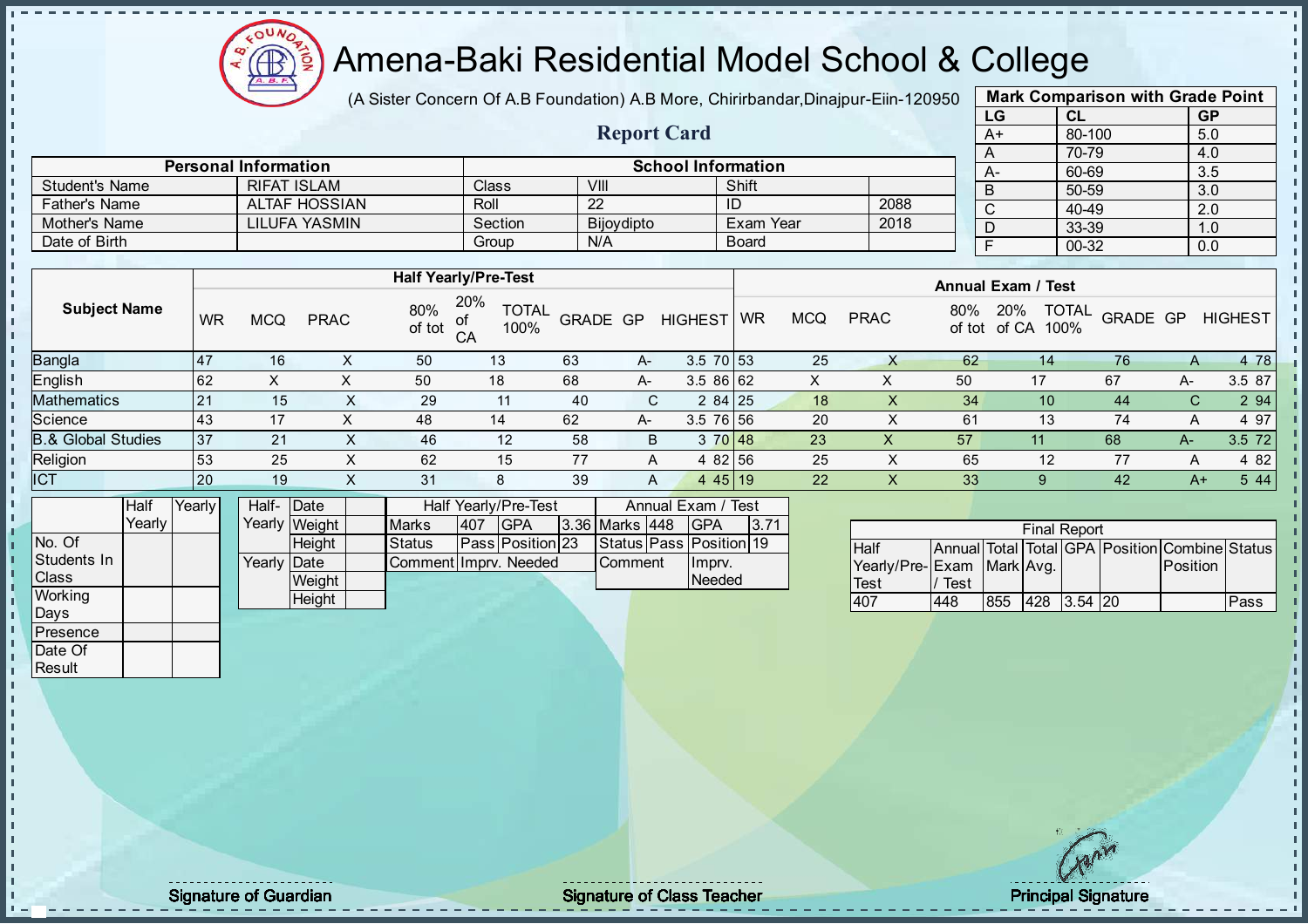# Amena-Baki Residential Model School & College

(A Sister Concern Of A.B Foundation) A.B More, Chirirbandar,Dinajpur-Eiin-120950

## Report Card

| Mark Comparison with Grade Point | | |
|---|---|---|
| LG | CL | GP |
| A+ | 80-100 | 5.0 |
| A | 70-79 | 4.0 |
| A- | 60-69 | 3.5 |
| B | 50-59 | 3.0 |
| C | 40-49 | 2.0 |
| D | 33-39 | 1.0 |
| F | 00-32 | 0.0 |

| Personal Information | | School Information | | | |
|---|---|---|---|---|---|
| Student's Name | RIFAT ISLAM | Class | VIII | Shift | |
| Father's Name | ALTAF HOSSIAN | Roll | 22 | ID | 2088 |
| Mother's Name | LILUFA YASMIN | Section | Bijoydipto | Exam Year | 2018 |
| Date of Birth | | Group | N/A | Board | |

| Subject Name | Half Yearly/Pre-Test | | | | | | | | | Annual Exam / Test | | | | | | | | |
|---|---|---|---|---|---|---|---|---|---|---|---|---|---|---|---|---|---|---|
| | WR | MCQ | PRAC | 80% of tot | 20% of CA | TOTAL 100% | GRADE | GP | HIGHEST | WR | MCQ | PRAC | 80% of tot | 20% of CA | TOTAL 100% | GRADE | GP | HIGHEST |
| Bangla | 47 | 16 | X | 50 | 13 | 63 | A- | 3.5 | 70 | 53 | 25 | X | 62 | 14 | 76 | A | 4 | 78 |
| English | 62 | X | X | 50 | 18 | 68 | A- | 3.5 | 86 | 62 | X | X | 50 | 17 | 67 | A- | 3.5 | 87 |
| Mathematics | 21 | 15 | X | 29 | 11 | 40 | C | 2 | 84 | 25 | 18 | X | 34 | 10 | 44 | C | 2 | 94 |
| Science | 43 | 17 | X | 48 | 14 | 62 | A- | 3.5 | 76 | 56 | 20 | X | 61 | 13 | 74 | A | 4 | 97 |
| B.& Global Studies | 37 | 21 | X | 46 | 12 | 58 | B | 3 | 70 | 48 | 23 | X | 57 | 11 | 68 | A- | 3.5 | 72 |
| Religion | 53 | 25 | X | 62 | 15 | 77 | A | 4 | 82 | 56 | 25 | X | 65 | 12 | 77 | A | 4 | 82 |
| ICT | 20 | 19 | X | 31 | 8 | 39 | A | 4 | 45 | 19 | 22 | X | 33 | 9 | 42 | A+ | 5 | 44 |

| | Half Yearly | Yearly |
|---|---|---|
| No. Of Students In Class | | |
| Working Days | | |
| Presence | | |
| Date Of Result | | |

| | | |
|---|---|---|
| Half-Yearly | Date | |
| | Weight | |
| | Height | |
| Yearly | Date | |
| | Weight | |
| | Height | |

| Half Yearly/Pre-Test | | | | Annual Exam / Test | | | |
|---|---|---|---|---|---|---|---|
| Marks | 407 | GPA | 3.36 | Marks | 448 | GPA | 3.71 |
| Status | Pass | Position | 23 | Status | Pass | Position | 19 |
| Comment | Imprv. Needed | | | Comment | Imprv. Needed | | |

| Final Report | | | | | | | |
|---|---|---|---|---|---|---|---|
| Half Yearly/Pre-Test | Annual Exam / Test | Total Mark | Total Avg. | GPA | Position | Combine Position | Status |
| 407 | 448 | 855 | 428 | 3.54 | 20 | | Pass |

Signature of Guardian | Signature of Class Teacher | Principal Signature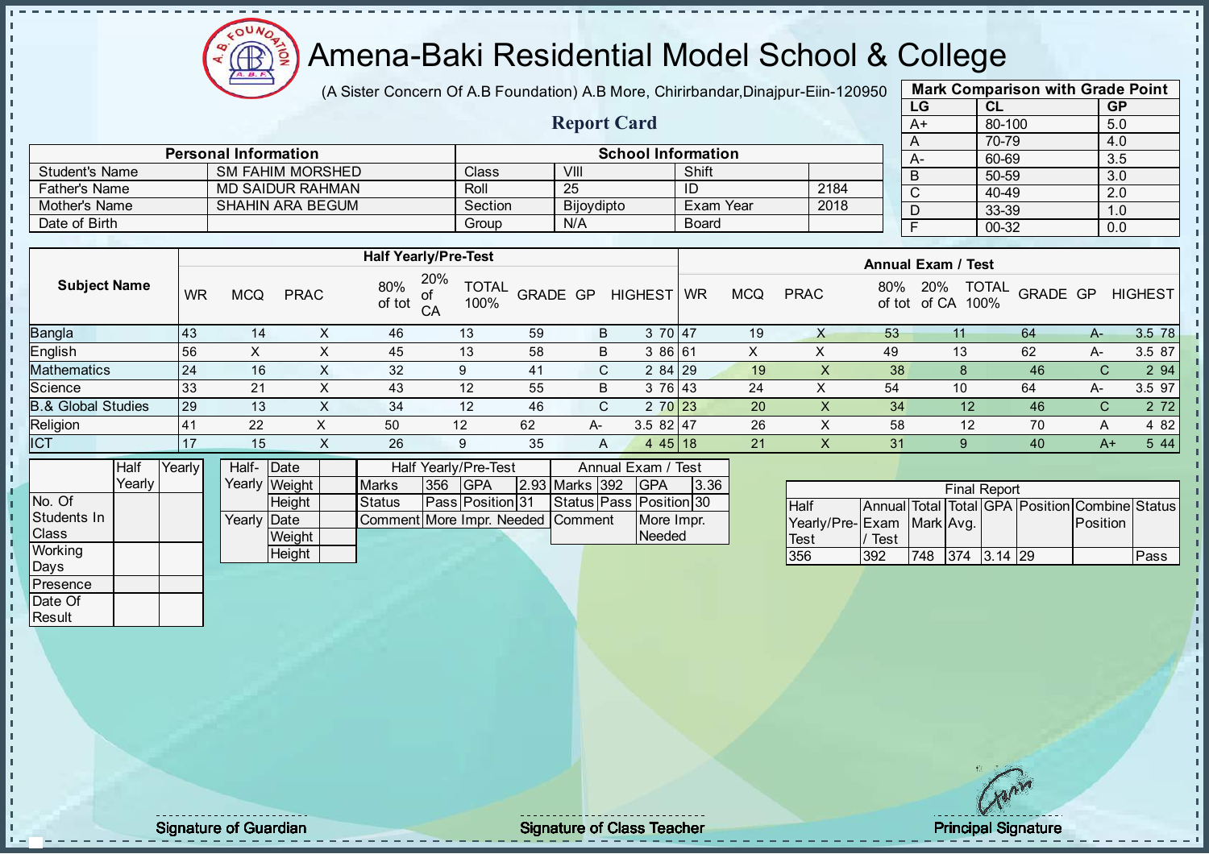# Amena-Baki Residential Model School & College

(A Sister Concern Of A.B Foundation) A.B More, Chirirbandar,Dinajpur-Eiin-120950

## Report Card

| Mark Comparison with Grade Point | | |
|---|---|---|
| LG | CL | GP |
| A+ | 80-100 | 5.0 |
| A | 70-79 | 4.0 |
| A- | 60-69 | 3.5 |
| B | 50-59 | 3.0 |
| C | 40-49 | 2.0 |
| D | 33-39 | 1.0 |
| F | 00-32 | 0.0 |

| Personal Information | | School Information | | | |
|---|---|---|---|---|---|
| Student's Name | SM FAHIM MORSHED | Class | VIII | Shift | |
| Father's Name | MD SAIDUR RAHMAN | Roll | 25 | ID | 2184 |
| Mother's Name | SHAHIN ARA BEGUM | Section | Bijoydipto | Exam Year | 2018 |
| Date of Birth | | Group | N/A | Board | |

| Subject Name | Half Yearly/Pre-Test | | | | | | | | | Annual Exam / Test | | | | | | | | |
|---|---|---|---|---|---|---|---|---|---|---|---|---|---|---|---|---|---|---|
| | WR | MCQ | PRAC | 80% of tot | 20% of CA | TOTAL 100% | GRADE | GP | HIGHEST | WR | MCQ | PRAC | 80% of tot | 20% of CA | TOTAL 100% | GRADE | GP | HIGHEST |
| Bangla | 43 | 14 | X | 46 | 13 | 59 | B | 3 | 70 | 47 | 19 | X | 53 | 11 | 64 | A- | 3.5 | 78 |
| English | 56 | X | X | 45 | 13 | 58 | B | 3 | 86 | 61 | X | X | 49 | 13 | 62 | A- | 3.5 | 87 |
| Mathematics | 24 | 16 | X | 32 | 9 | 41 | C | 2 | 84 | 29 | 19 | X | 38 | 8 | 46 | C | 2 | 94 |
| Science | 33 | 21 | X | 43 | 12 | 55 | B | 3 | 76 | 43 | 24 | X | 54 | 10 | 64 | A- | 3.5 | 97 |
| B.& Global Studies | 29 | 13 | X | 34 | 12 | 46 | C | 2 | 70 | 23 | 20 | X | 34 | 12 | 46 | C | 2 | 72 |
| Religion | 41 | 22 | X | 50 | 12 | 62 | A- | 3.5 | 82 | 47 | 26 | X | 58 | 12 | 70 | A | 4 | 82 |
| ICT | 17 | 15 | X | 26 | 9 | 35 | A | 4 | 45 | 18 | 21 | X | 31 | 9 | 40 | A+ | 5 | 44 |

| | Half Yearly | Yearly |
|---|---|---|
| No. Of Students In Class | | |
| Working Days | | |
| Presence | | |
| Date Of Result | | |

| | | |
|---|---|---|
| Half-Yearly | Date | |
| | Weight | |
| | Height | |
| Yearly | Date | |
| | Weight | |
| | Height | |

| Half Yearly/Pre-Test | | | | Annual Exam / Test | | | |
|---|---|---|---|---|---|---|---|
| Marks | 356 | GPA | 2.93 | Marks | 392 | GPA | 3.36 |
| Status | Pass | Position | 31 | Status | Pass | Position | 30 |
| Comment | More Impr. Needed | | | Comment | More Impr. Needed | | |

| Final Report | | | | | | | |
|---|---|---|---|---|---|---|---|
| Half Yearly/Pre-Test | Annual Exam / Test | Total Mark | Total Avg. | GPA | Position | Combine Position | Status |
| 356 | 392 | 748 | 374 | 3.14 | 29 | | Pass |

Signature of Guardian | Signature of Class Teacher | Principal Signature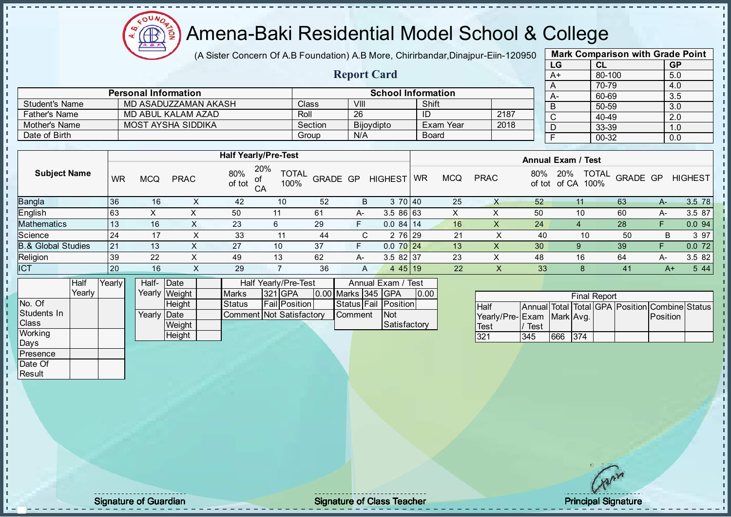# Amena-Baki Residential Model School & College

(A Sister Concern Of A.B Foundation) A.B More, Chirirbandar,Dinajpur-Eiin-120950

## Report Card

| Mark Comparison with Grade Point | | |
|---|---|---|
| LG | CL | GP |
| A+ | 80-100 | 5.0 |
| A | 70-79 | 4.0 |
| A- | 60-69 | 3.5 |
| B | 50-59 | 3.0 |
| C | 40-49 | 2.0 |
| D | 33-39 | 1.0 |
| F | 00-32 | 0.0 |

| Personal Information | | School Information | | | |
|---|---|---|---|---|---|
| Student's Name | MD ASADUZZAMAN AKASH | Class | VIII | Shift | |
| Father's Name | MD ABUL KALAM AZAD | Roll | 26 | ID | 2187 |
| Mother's Name | MOST AYSHA SIDDIKA | Section | Bijoydipto | Exam Year | 2018 |
| Date of Birth | | Group | N/A | Board | |

| Subject Name | Half Yearly/Pre-Test | | | | | | | | | Annual Exam / Test | | | | | | | | |
|---|---|---|---|---|---|---|---|---|---|---|---|---|---|---|---|---|---|---|
| | WR | MCQ | PRAC | 80% of tot | 20% of CA | TOTAL 100% | GRADE | GP | HIGHEST | WR | MCQ | PRAC | 80% of tot | 20% of CA | TOTAL 100% | GRADE | GP | HIGHEST |
| Bangla | 36 | 16 | X | 42 | 10 | 52 | B | 3 | 70 | 40 | 25 | X | 52 | 11 | 63 | A- | 3.5 | 78 |
| English | 63 | X | X | 50 | 11 | 61 | A- | 3.5 | 86 | 63 | X | X | 50 | 10 | 60 | A- | 3.5 | 87 |
| Mathematics | 13 | 16 | X | 23 | 6 | 29 | F | 0.0 | 84 | 14 | 16 | X | 24 | 4 | 28 | F | 0.0 | 94 |
| Science | 24 | 17 | X | 33 | 11 | 44 | C | 2 | 76 | 29 | 21 | X | 40 | 10 | 50 | B | 3 | 97 |
| B.& Global Studies | 21 | 13 | X | 27 | 10 | 37 | F | 0.0 | 70 | 24 | 13 | X | 30 | 9 | 39 | F | 0.0 | 72 |
| Religion | 39 | 22 | X | 49 | 13 | 62 | A- | 3.5 | 82 | 37 | 23 | X | 48 | 16 | 64 | A- | 3.5 | 82 |
| ICT | 20 | 16 | X | 29 | 7 | 36 | A | 4 | 45 | 19 | 22 | X | 33 | 8 | 41 | A+ | 5 | 44 |

| | Half Yearly | Yearly |
|---|---|---|
| No. Of Students In Class | | |
| Working Days | | |
| Presence | | |
| Date Of Result | | |

| | | |
|---|---|---|
| Half-Yearly | Date | |
| | Weight | |
| | Height | |
| Yearly | Date | |
| | Weight | |
| | Height | |

| Half Yearly/Pre-Test | | | | Annual Exam / Test | | | |
|---|---|---|---|---|---|---|---|
| Marks | 321 | GPA | 0.00 | Marks | 345 | GPA | 0.00 |
| Status | Fail | Position | | Status | Fail | Position | |
| Comment | Not Satisfactory | | | Comment | Not Satisfactory | | |

| Final Report | | | | | | | |
|---|---|---|---|---|---|---|---|
| Half Yearly/Pre-Test | Annual Exam / Test | Total Mark | Total Avg. | GPA | Position | Combine Position | Status |
| 321 | 345 | 666 | 374 | | | | |

Signature of Guardian

Signature of Class Teacher

Principal Signature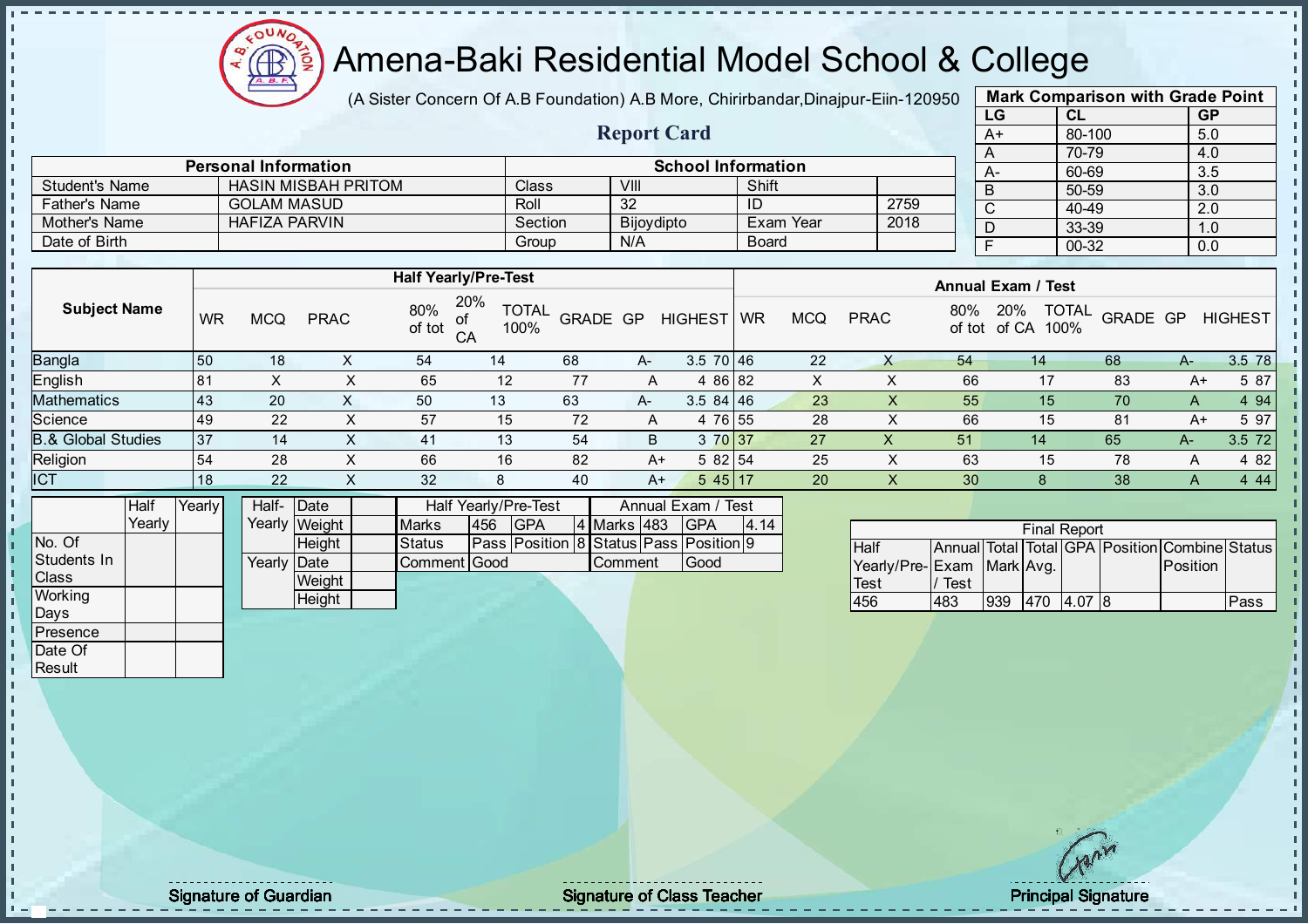# Amena-Baki Residential Model School & College

(A Sister Concern Of A.B Foundation) A.B More, Chirirbandar,Dinajpur-Eiin-120950

## Report Card

| Mark Comparison with Grade Point | | |
|---|---|---|
| LG | CL | GP |
| A+ | 80-100 | 5.0 |
| A | 70-79 | 4.0 |
| A- | 60-69 | 3.5 |
| B | 50-59 | 3.0 |
| C | 40-49 | 2.0 |
| D | 33-39 | 1.0 |
| F | 00-32 | 0.0 |

| Personal Information | | School Information | | | |
|---|---|---|---|---|---|
| Student's Name | HASIN MISBAH PRITOM | Class | VIII | Shift | |
| Father's Name | GOLAM MASUD | Roll | 32 | ID | 2759 |
| Mother's Name | HAFIZA PARVIN | Section | Bijoydipto | Exam Year | 2018 |
| Date of Birth | | Group | N/A | Board | |

| Subject Name | Half Yearly/Pre-Test | | | | | | | | | Annual Exam / Test | | | | | | | | |
|---|---|---|---|---|---|---|---|---|---|---|---|---|---|---|---|---|---|---|
| | WR | MCQ | PRAC | 80% of tot | 20% of CA | TOTAL 100% | GRADE | GP | HIGHEST | WR | MCQ | PRAC | 80% of tot | 20% of CA | TOTAL 100% | GRADE | GP | HIGHEST |
| Bangla | 50 | 18 | X | 54 | 14 | 68 | A- | 3.5 | 70 | 46 | 22 | X | 54 | 14 | 68 | A- | 3.5 | 78 |
| English | 81 | X | X | 65 | 12 | 77 | A | 4 | 86 | 82 | X | X | 66 | 17 | 83 | A+ | 5 | 87 |
| Mathematics | 43 | 20 | X | 50 | 13 | 63 | A- | 3.5 | 84 | 46 | 23 | X | 55 | 15 | 70 | A | 4 | 94 |
| Science | 49 | 22 | X | 57 | 15 | 72 | A | 4 | 76 | 55 | 28 | X | 66 | 15 | 81 | A+ | 5 | 97 |
| B.& Global Studies | 37 | 14 | X | 41 | 13 | 54 | B | 3 | 70 | 37 | 27 | X | 51 | 14 | 65 | A- | 3.5 | 72 |
| Religion | 54 | 28 | X | 66 | 16 | 82 | A+ | 5 | 82 | 54 | 25 | X | 63 | 15 | 78 | A | 4 | 82 |
| ICT | 18 | 22 | X | 32 | 8 | 40 | A+ | 5 | 45 | 17 | 20 | X | 30 | 8 | 38 | A | 4 | 44 |

| | Half Yearly | Yearly |
|---|---|---|
| No. Of Students In Class | | |
| Working Days | | |
| Presence | | |
| Date Of Result | | |

| | | |
|---|---|---|
| Half-Yearly | Date | |
| | Weight | |
| | Height | |
| Yearly | Date | |
| | Weight | |
| | Height | |

| Half Yearly/Pre-Test | | | | Annual Exam / Test | | | |
|---|---|---|---|---|---|---|---|
| Marks | 456 | GPA | 4 | Marks | 483 | GPA | 4.14 |
| Status | Pass | Position | 8 | Status | Pass | Position | 9 |
| Comment | Good | | | Comment | Good | | |

| Final Report | | | | | | | |
|---|---|---|---|---|---|---|---|
| Half Yearly/Pre-Test | Annual Exam / Test | Total Mark | Total Avg. | GPA | Position | Combine Position | Status |
| 456 | 483 | 939 | 470 | 4.07 | 8 | | Pass |

Signature of Guardian

Signature of Class Teacher

Principal Signature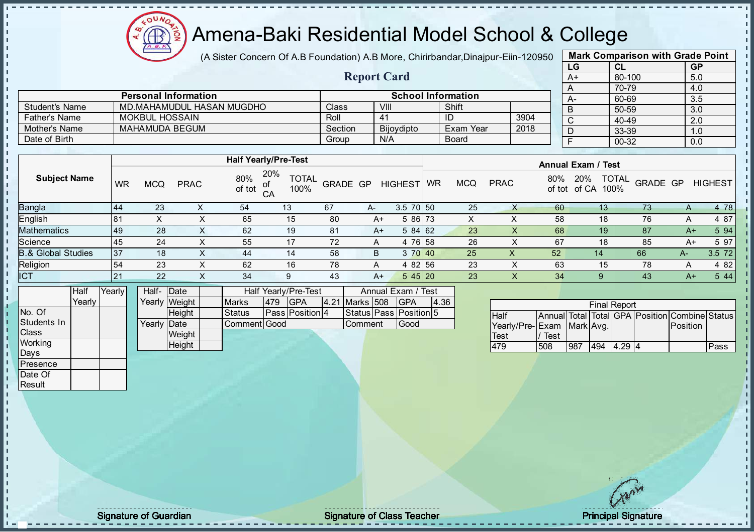# Amena-Baki Residential Model School & College

(A Sister Concern Of A.B Foundation) A.B More, Chirirbandar,Dinajpur-Eiin-120950

## Report Card

| Mark Comparison with Grade Point | | |
|---|---|---|
| LG | CL | GP |
| A+ | 80-100 | 5.0 |
| A | 70-79 | 4.0 |
| A- | 60-69 | 3.5 |
| B | 50-59 | 3.0 |
| C | 40-49 | 2.0 |
| D | 33-39 | 1.0 |
| F | 00-32 | 0.0 |

| Personal Information | | School Information | | | |
|---|---|---|---|---|---|
| Student's Name | MD.MAHAMUDUL HASAN MUGDHO | Class | VIII | Shift | |
| Father's Name | MOKBUL HOSSAIN | Roll | 41 | ID | 3904 |
| Mother's Name | MAHAMUDA BEGUM | Section | Bijoydipto | Exam Year | 2018 |
| Date of Birth | | Group | N/A | Board | |

| Subject Name | Half Yearly/Pre-Test | | | | | | | | | Annual Exam / Test | | | | | | | | |
|---|---|---|---|---|---|---|---|---|---|---|---|---|---|---|---|---|---|---|
| | WR | MCQ | PRAC | 80% of tot | 20% of CA | TOTAL 100% | GRADE | GP | HIGHEST | WR | MCQ | PRAC | 80% of tot | 20% of CA | TOTAL 100% | GRADE | GP | HIGHEST |
| Bangla | 44 | 23 | X | 54 | 13 | 67 | A- | 3.5 | 70 | 50 | 25 | X | 60 | 13 | 73 | A | 4 | 78 |
| English | 81 | X | X | 65 | 15 | 80 | A+ | 5 | 86 | 73 | X | X | 58 | 18 | 76 | A | 4 | 87 |
| Mathematics | 49 | 28 | X | 62 | 19 | 81 | A+ | 5 | 84 | 62 | 23 | X | 68 | 19 | 87 | A+ | 5 | 94 |
| Science | 45 | 24 | X | 55 | 17 | 72 | A | 4 | 76 | 58 | 26 | X | 67 | 18 | 85 | A+ | 5 | 97 |
| B.& Global Studies | 37 | 18 | X | 44 | 14 | 58 | B | 3 | 70 | 40 | 25 | X | 52 | 14 | 66 | A- | 3.5 | 72 |
| Religion | 54 | 23 | X | 62 | 16 | 78 | A | 4 | 82 | 56 | 23 | X | 63 | 15 | 78 | A | 4 | 82 |
| ICT | 21 | 22 | X | 34 | 9 | 43 | A+ | 5 | 45 | 20 | 23 | X | 34 | 9 | 43 | A+ | 5 | 44 |

| | Half Yearly | Yearly |
|---|---|---|
| No. Of Students In Class | | |
| Working Days | | |
| Presence | | |
| Date Of Result | | |

| | | |
|---|---|---|
| Half-Yearly | Date | |
| | Weight | |
| | Height | |
| Yearly | Date | |
| | Weight | |
| | Height | |

| Half Yearly/Pre-Test | | | | Annual Exam / Test | | | |
|---|---|---|---|---|---|---|---|
| Marks | 479 | GPA | 4.21 | Marks | 508 | GPA | 4.36 |
| Status | Pass | Position | 4 | Status | Pass | Position | 5 |
| Comment | Good | | | Comment | Good | | |

| Final Report | | | | | | | |
|---|---|---|---|---|---|---|---|
| Half Yearly/Pre-Test | Annual Exam / Test | Total Mark | Total Avg. | GPA | Position | Combine Position | Status |
| 479 | 508 | 987 | 494 | 4.29 | 4 | | Pass |

Signature of Guardian

Signature of Class Teacher

Principal Signature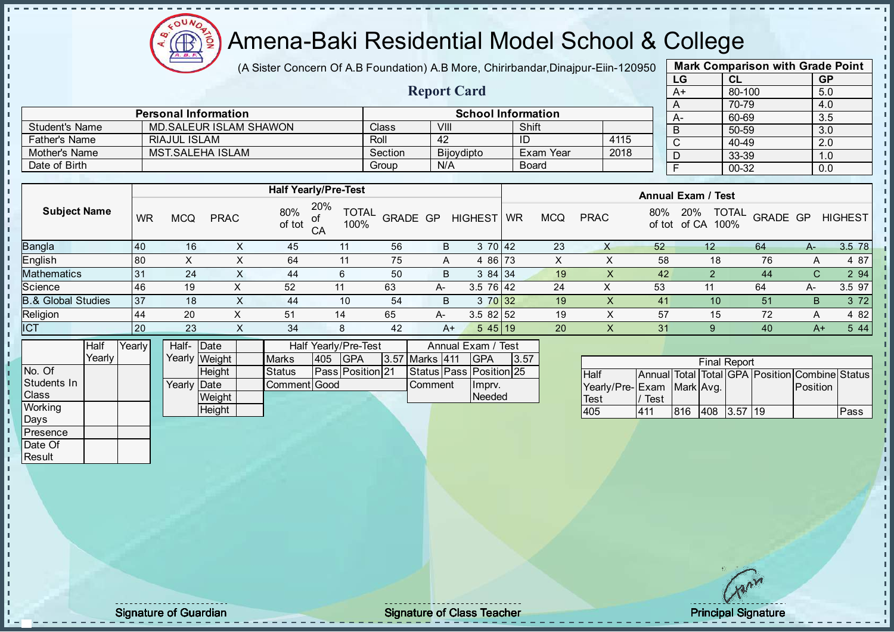# Amena-Baki Residential Model School & College

(A Sister Concern Of A.B Foundation) A.B More, Chirirbandar,Dinajpur-Eiin-120950

## Report Card

| Mark Comparison with Grade Point | | |
|---|---|---|
| LG | CL | GP |
| A+ | 80-100 | 5.0 |
| A | 70-79 | 4.0 |
| A- | 60-69 | 3.5 |
| B | 50-59 | 3.0 |
| C | 40-49 | 2.0 |
| D | 33-39 | 1.0 |
| F | 00-32 | 0.0 |

| Personal Information | | School Information | | | |
|---|---|---|---|---|---|
| Student's Name | MD.SALEUR ISLAM SHAWON | Class | VIII | Shift | |
| Father's Name | RIAJUL ISLAM | Roll | 42 | ID | 4115 |
| Mother's Name | MST.SALEHA ISLAM | Section | Bijoydipto | Exam Year | 2018 |
| Date of Birth | | Group | N/A | Board | |

| Subject Name | Half Yearly/Pre-Test | | | | | | | | | Annual Exam / Test | | | | | | | | |
|---|---|---|---|---|---|---|---|---|---|---|---|---|---|---|---|---|---|---|
| | WR | MCQ | PRAC | 80% of tot | 20% of CA | TOTAL 100% | GRADE | GP | HIGHEST | WR | MCQ | PRAC | 80% of tot | 20% of CA | TOTAL 100% | GRADE | GP | HIGHEST |
| Bangla | 40 | 16 | X | 45 | 11 | 56 | B | 3 | 70 | 42 | 23 | X | 52 | 12 | 64 | A- | 3.5 | 78 |
| English | 80 | X | X | 64 | 11 | 75 | A | 4 | 86 | 73 | X | X | 58 | 18 | 76 | A | 4 | 87 |
| Mathematics | 31 | 24 | X | 44 | 6 | 50 | B | 3 | 84 | 34 | 19 | X | 42 | 2 | 44 | C | 2 | 94 |
| Science | 46 | 19 | X | 52 | 11 | 63 | A- | 3.5 | 76 | 42 | 24 | X | 53 | 11 | 64 | A- | 3.5 | 97 |
| B.& Global Studies | 37 | 18 | X | 44 | 10 | 54 | B | 3 | 70 | 32 | 19 | X | 41 | 10 | 51 | B | 3 | 72 |
| Religion | 44 | 20 | X | 51 | 14 | 65 | A- | 3.5 | 82 | 52 | 19 | X | 57 | 15 | 72 | A | 4 | 82 |
| ICT | 20 | 23 | X | 34 | 8 | 42 | A+ | 5 | 45 | 19 | 20 | X | 31 | 9 | 40 | A+ | 5 | 44 |

| | Half Yearly | Yearly |
|---|---|---|
| No. Of Students In Class | | |
| Working Days | | |
| Presence | | |
| Date Of Result | | |

| | | |
|---|---|---|
| Half-Yearly | Date | |
| | Weight | |
| | Height | |
| Yearly | Date | |
| | Weight | |
| | Height | |

| Half Yearly/Pre-Test | | | | Annual Exam / Test | | | |
|---|---|---|---|---|---|---|---|
| Marks | 405 | GPA | 3.57 | Marks | 411 | GPA | 3.57 |
| Status | Pass | Position | 21 | Status | Pass | Position | 25 |
| Comment | Good | | | Comment | | Imprv. Needed | |

| Final Report | | | | | | | |
|---|---|---|---|---|---|---|---|
| Half Yearly/Pre-Test | Annual Exam / Test | Total Mark | Total Avg. | GPA | Position | Combine Position | Status |
| 405 | 411 | 816 | 408 | 3.57 | 19 | | Pass |

Signature of Guardian | Signature of Class Teacher | Principal Signature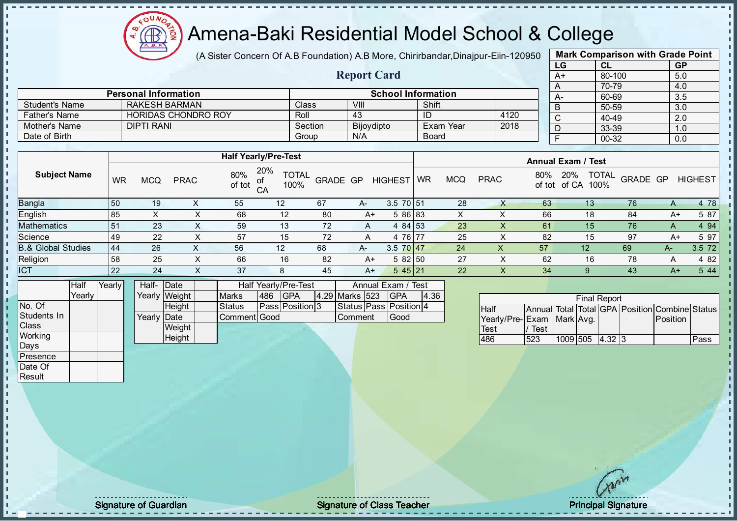# Amena-Baki Residential Model School & College

(A Sister Concern Of A.B Foundation) A.B More, Chirirbandar,Dinajpur-Eiin-120950

## Report Card

| Mark Comparison with Grade Point | | |
|---|---|---|
| LG | CL | GP |
| A+ | 80-100 | 5.0 |
| A | 70-79 | 4.0 |
| A- | 60-69 | 3.5 |
| B | 50-59 | 3.0 |
| C | 40-49 | 2.0 |
| D | 33-39 | 1.0 |
| F | 00-32 | 0.0 |

| Personal Information | | School Information | | | |
|---|---|---|---|---|---|
| Student's Name | RAKESH BARMAN | Class | VIII | Shift | |
| Father's Name | HORIDAS CHONDRO ROY | Roll | 43 | ID | 4120 |
| Mother's Name | DIPTI RANI | Section | Bijoydipto | Exam Year | 2018 |
| Date of Birth | | Group | N/A | Board | |

| Subject Name | Half Yearly/Pre-Test | | | | | | | | | Annual Exam / Test | | | | | | | | |
|---|---|---|---|---|---|---|---|---|---|---|---|---|---|---|---|---|---|---|
| | WR | MCQ | PRAC | 80% of tot | 20% of CA | TOTAL 100% | GRADE | GP | HIGHEST | WR | MCQ | PRAC | 80% of tot | 20% of CA | TOTAL 100% | GRADE | GP | HIGHEST |
| Bangla | 50 | 19 | X | 55 | 12 | 67 | A- | 3.5 | 70 | 51 | 28 | X | 63 | 13 | 76 | A | 4 | 78 |
| English | 85 | X | X | 68 | 12 | 80 | A+ | 5 | 86 | 83 | X | X | 66 | 18 | 84 | A+ | 5 | 87 |
| Mathematics | 51 | 23 | X | 59 | 13 | 72 | A | 4 | 84 | 53 | 23 | X | 61 | 15 | 76 | A | 4 | 94 |
| Science | 49 | 22 | X | 57 | 15 | 72 | A | 4 | 76 | 77 | 25 | X | 82 | 15 | 97 | A+ | 5 | 97 |
| B.& Global Studies | 44 | 26 | X | 56 | 12 | 68 | A- | 3.5 | 70 | 47 | 24 | X | 57 | 12 | 69 | A- | 3.5 | 72 |
| Religion | 58 | 25 | X | 66 | 16 | 82 | A+ | 5 | 82 | 50 | 27 | X | 62 | 16 | 78 | A | 4 | 82 |
| ICT | 22 | 24 | X | 37 | 8 | 45 | A+ | 5 | 45 | 21 | 22 | X | 34 | 9 | 43 | A+ | 5 | 44 |

| | Half Yearly | Yearly |
|---|---|---|
| No. Of Students In Class | | |
| Working Days | | |
| Presence | | |
| Date Of Result | | |

| | | |
|---|---|---|
| Half-Yearly | Date | |
| | Weight | |
| | Height | |
| Yearly | Date | |
| | Weight | |
| | Height | |

| Half Yearly/Pre-Test | | | | Annual Exam / Test | | | |
|---|---|---|---|---|---|---|---|
| Marks | 486 | GPA | 4.29 | Marks | 523 | GPA | 4.36 |
| Status | Pass | Position | 3 | Status | Pass | Position | 4 |
| Comment | Good | | | Comment | Good | | |

| Final Report | | | | | | | |
|---|---|---|---|---|---|---|---|
| Half Yearly/Pre-Test | Annual Exam / Test | Total Mark | Total Avg. | GPA | Position | Combine Position | Status |
| 486 | 523 | 1009 | 505 | 4.32 | 3 | | Pass |

Signature of Guardian | Signature of Class Teacher | Principal Signature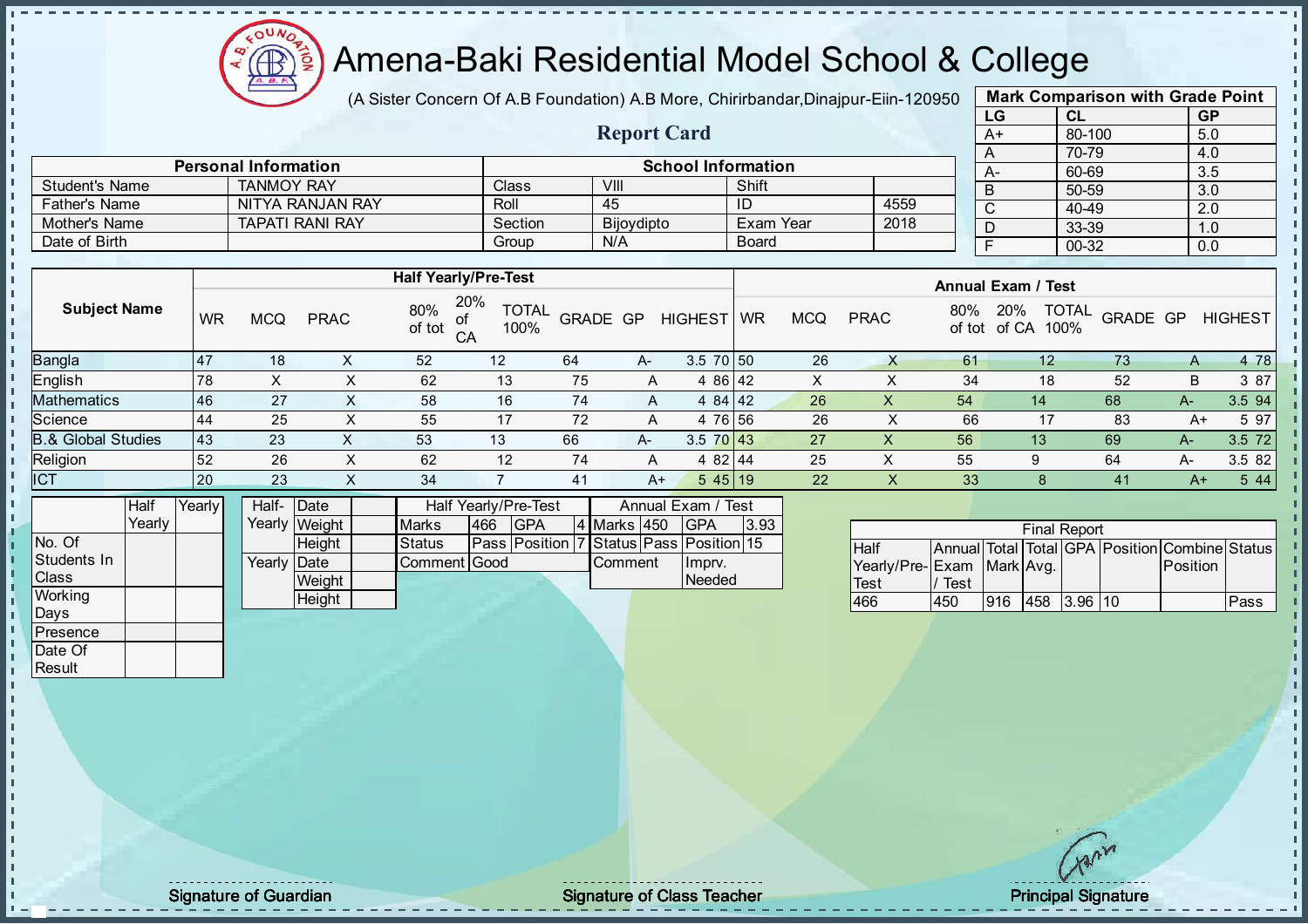# Amena-Baki Residential Model School & College

(A Sister Concern Of A.B Foundation) A.B More, Chirirbandar,Dinajpur-Eiin-120950

## Report Card

| Mark Comparison with Grade Point | | |
|---|---|---|
| LG | CL | GP |
| A+ | 80-100 | 5.0 |
| A | 70-79 | 4.0 |
| A- | 60-69 | 3.5 |
| B | 50-59 | 3.0 |
| C | 40-49 | 2.0 |
| D | 33-39 | 1.0 |
| F | 00-32 | 0.0 |

| Personal Information | | School Information | | | |
|---|---|---|---|---|---|
| Student's Name | TANMOY RAY | Class | VIII | Shift | |
| Father's Name | NITYA RANJAN RAY | Roll | 45 | ID | 4559 |
| Mother's Name | TAPATI RANI RAY | Section | Bijoydipto | Exam Year | 2018 |
| Date of Birth | | Group | N/A | Board | |

| Subject Name | Half Yearly/Pre-Test | | | | | | | | | Annual Exam / Test | | | | | | | | |
|---|---|---|---|---|---|---|---|---|---|---|---|---|---|---|---|---|---|---|
| | WR | MCQ | PRAC | 80% of tot | 20% of CA | TOTAL 100% | GRADE | GP | HIGHEST | WR | MCQ | PRAC | 80% of tot | 20% of CA | TOTAL 100% | GRADE | GP | HIGHEST |
| Bangla | 47 | 18 | X | 52 | 12 | 64 | A- | 3.5 | 70 | 50 | 26 | X | 61 | 12 | 73 | A | 4 | 78 |
| English | 78 | X | X | 62 | 13 | 75 | A | 4 | 86 | 42 | X | X | 34 | 18 | 52 | B | 3 | 87 |
| Mathematics | 46 | 27 | X | 58 | 16 | 74 | A | 4 | 84 | 42 | 26 | X | 54 | 14 | 68 | A- | 3.5 | 94 |
| Science | 44 | 25 | X | 55 | 17 | 72 | A | 4 | 76 | 56 | 26 | X | 66 | 17 | 83 | A+ | 5 | 97 |
| B.& Global Studies | 43 | 23 | X | 53 | 13 | 66 | A- | 3.5 | 70 | 43 | 27 | X | 56 | 13 | 69 | A- | 3.5 | 72 |
| Religion | 52 | 26 | X | 62 | 12 | 74 | A | 4 | 82 | 44 | 25 | X | 55 | 9 | 64 | A- | 3.5 | 82 |
| ICT | 20 | 23 | X | 34 | 7 | 41 | A+ | 5 | 45 | 19 | 22 | X | 33 | 8 | 41 | A+ | 5 | 44 |

| | Half Yearly | Yearly |
|---|---|---|
| No. Of Students In Class | | |
| Working Days | | |
| Presence | | |
| Date Of Result | | |

| | | |
|---|---|---|
| Half-Yearly | Date | |
| | Weight | |
| | Height | |
| Yearly | Date | |
| | Weight | |
| | Height | |

| Half Yearly/Pre-Test | | | | Annual Exam / Test | | | |
|---|---|---|---|---|---|---|---|
| Marks | 466 | GPA | 4 | Marks | 450 | GPA | 3.93 |
| Status | Pass | Position | 7 | Status | Pass | Position | 15 |
| Comment | Good | | | Comment | Imprv. Needed | | |

| Final Report | | | | | | | |
|---|---|---|---|---|---|---|---|
| Half Yearly/Pre-Test | Annual Exam / Test | Total Mark | Total Avg. | GPA | Position | Combine Position | Status |
| 466 | 450 | 916 | 458 | 3.96 | 10 | | Pass |

Signature of Guardian

Signature of Class Teacher

Principal Signature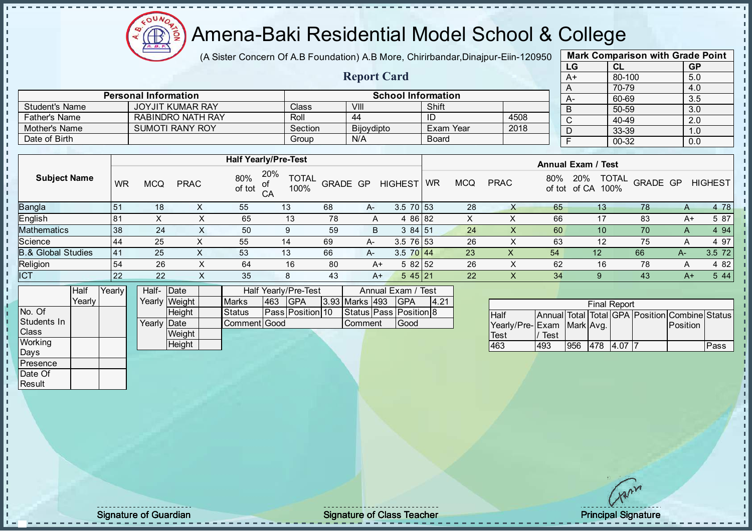# Amena-Baki Residential Model School & College

(A Sister Concern Of A.B Foundation) A.B More, Chirirbandar,Dinajpur-Eiin-120950

## Report Card

| Mark Comparison with Grade Point | | |
|---|---|---|
| LG | CL | GP |
| A+ | 80-100 | 5.0 |
| A | 70-79 | 4.0 |
| A- | 60-69 | 3.5 |
| B | 50-59 | 3.0 |
| C | 40-49 | 2.0 |
| D | 33-39 | 1.0 |
| F | 00-32 | 0.0 |

| Personal Information | | School Information | | | |
|---|---|---|---|---|---|
| Student's Name | JOYJIT KUMAR RAY | Class | VIII | Shift | |
| Father's Name | RABINDRO NATH RAY | Roll | 44 | ID | 4508 |
| Mother's Name | SUMOTI RANY ROY | Section | Bijoydipto | Exam Year | 2018 |
| Date of Birth | | Group | N/A | Board | |

| Subject Name | Half Yearly/Pre-Test | | | | | | | | | Annual Exam / Test | | | | | | | | |
|---|---|---|---|---|---|---|---|---|---|---|---|---|---|---|---|---|---|---|
| | WR | MCQ | PRAC | 80% of tot | 20% of CA | TOTAL 100% | GRADE | GP | HIGHEST | WR | MCQ | PRAC | 80% of tot | 20% of CA | TOTAL 100% | GRADE | GP | HIGHEST |
| Bangla | 51 | 18 | X | 55 | 13 | 68 | A- | 3.5 | 70 | 53 | 28 | X | 65 | 13 | 78 | A | 4 | 78 |
| English | 81 | X | X | 65 | 13 | 78 | A | 4 | 86 | 82 | X | X | 66 | 17 | 83 | A+ | 5 | 87 |
| Mathematics | 38 | 24 | X | 50 | 9 | 59 | B | 3 | 84 | 51 | 24 | X | 60 | 10 | 70 | A | 4 | 94 |
| Science | 44 | 25 | X | 55 | 14 | 69 | A- | 3.5 | 76 | 53 | 26 | X | 63 | 12 | 75 | A | 4 | 97 |
| B.& Global Studies | 41 | 25 | X | 53 | 13 | 66 | A- | 3.5 | 70 | 44 | 23 | X | 54 | 12 | 66 | A- | 3.5 | 72 |
| Religion | 54 | 26 | X | 64 | 16 | 80 | A+ | 5 | 82 | 52 | 26 | X | 62 | 16 | 78 | A | 4 | 82 |
| ICT | 22 | 22 | X | 35 | 8 | 43 | A+ | 5 | 45 | 21 | 22 | X | 34 | 9 | 43 | A+ | 5 | 44 |

| | Half Yearly | Yearly |
|---|---|---|
| No. Of Students In Class | | |
| Working Days | | |
| Presence | | |
| Date Of Result | | |

| | | |
|---|---|---|
| Half-Yearly | Date | |
| | Weight | |
| | Height | |
| Yearly | Date | |
| | Weight | |
| | Height | |

| Half Yearly/Pre-Test | | | | Annual Exam / Test | | | |
|---|---|---|---|---|---|---|---|
| Marks | 463 | GPA | 3.93 | Marks | 493 | GPA | 4.21 |
| Status | Pass | Position | 10 | Status | Pass | Position | 8 |
| Comment | Good | | | Comment | Good | | |

| Final Report | | | | | | | |
|---|---|---|---|---|---|---|---|
| Half Yearly/Pre-Test | Annual Exam / Test | Total Mark | Total Avg. | GPA | Position | Combine Position | Status |
| 463 | 493 | 956 | 478 | 4.07 | 7 | | Pass |

Signature of Guardian

Signature of Class Teacher

Principal Signature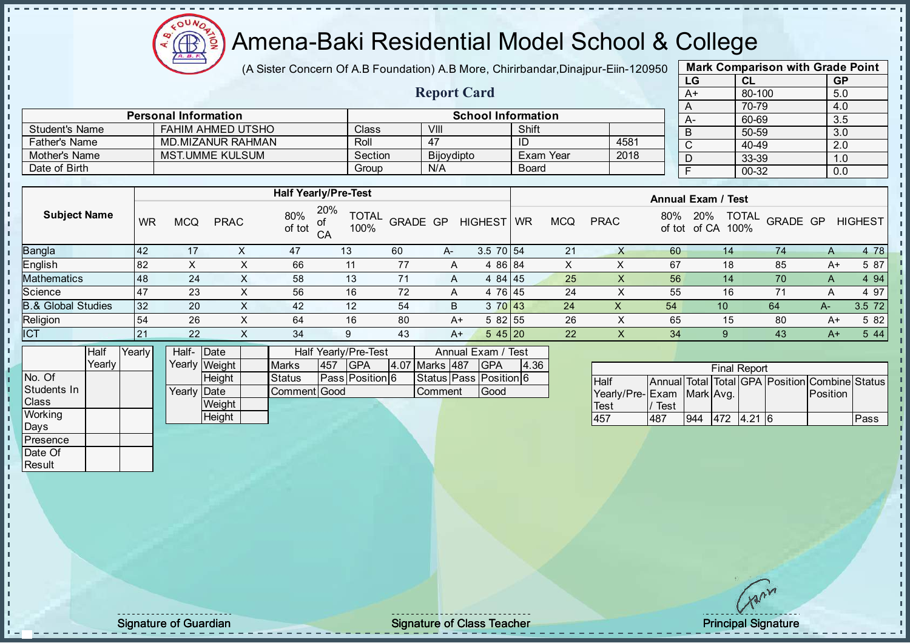# Amena-Baki Residential Model School & College

(A Sister Concern Of A.B Foundation) A.B More, Chirirbandar,Dinajpur-Eiin-120950

## Report Card

| Mark Comparison with Grade Point | | |
|---|---|---|
| LG | CL | GP |
| A+ | 80-100 | 5.0 |
| A | 70-79 | 4.0 |
| A- | 60-69 | 3.5 |
| B | 50-59 | 3.0 |
| C | 40-49 | 2.0 |
| D | 33-39 | 1.0 |
| F | 00-32 | 0.0 |

| Personal Information | | School Information | | | |
|---|---|---|---|---|---|
| Student's Name | FAHIM AHMED UTSHO | Class | VIII | Shift | |
| Father's Name | MD.MIZANUR RAHMAN | Roll | 47 | ID | 4581 |
| Mother's Name | MST.UMME KULSUM | Section | Bijoydipto | Exam Year | 2018 |
| Date of Birth | | Group | N/A | Board | |

| Subject Name | Half Yearly/Pre-Test | | | | | | | | | Annual Exam / Test | | | | | | | | |
|---|---|---|---|---|---|---|---|---|---|---|---|---|---|---|---|---|---|---|
| | WR | MCQ | PRAC | 80% of tot | 20% of CA | TOTAL 100% | GRADE | GP | HIGHEST | WR | MCQ | PRAC | 80% of tot | 20% of CA | TOTAL 100% | GRADE | GP | HIGHEST |
| Bangla | 42 | 17 | X | 47 | 13 | 60 | A- | 3.5 | 70 | 54 | 21 | X | 60 | 14 | 74 | A | 4 | 78 |
| English | 82 | X | X | 66 | 11 | 77 | A | 4 | 86 | 84 | X | X | 67 | 18 | 85 | A+ | 5 | 87 |
| Mathematics | 48 | 24 | X | 58 | 13 | 71 | A | 4 | 84 | 45 | 25 | X | 56 | 14 | 70 | A | 4 | 94 |
| Science | 47 | 23 | X | 56 | 16 | 72 | A | 4 | 76 | 45 | 24 | X | 55 | 16 | 71 | A | 4 | 97 |
| B.& Global Studies | 32 | 20 | X | 42 | 12 | 54 | B | 3 | 70 | 43 | 24 | X | 54 | 10 | 64 | A- | 3.5 | 72 |
| Religion | 54 | 26 | X | 64 | 16 | 80 | A+ | 5 | 82 | 55 | 26 | X | 65 | 15 | 80 | A+ | 5 | 82 |
| ICT | 21 | 22 | X | 34 | 9 | 43 | A+ | 5 | 45 | 20 | 22 | X | 34 | 9 | 43 | A+ | 5 | 44 |

| | Half Yearly | Yearly |
|---|---|---|
| No. Of Students In Class | | |
| Working Days | | |
| Presence | | |
| Date Of Result | | |

| | | |
|---|---|---|
| Half-Yearly | Date | |
| | Weight | |
| | Height | |
| Yearly | Date | |
| | Weight | |
| | Height | |

| Half Yearly/Pre-Test | | | | Annual Exam / Test | | | |
|---|---|---|---|---|---|---|---|
| Marks | 457 | GPA | 4.07 | Marks | 487 | GPA | 4.36 |
| Status | Pass | Position | 6 | Status | Pass | Position | 6 |
| Comment | Good | | | Comment | Good | | |

| Final Report | | | | | | | |
|---|---|---|---|---|---|---|---|
| Half Yearly/Pre-Test | Annual Exam / Test | Total Mark | Total Avg. | GPA | Position | Combine Position | Status |
| 457 | 487 | 944 | 472 | 4.21 | 6 | | Pass |

Signature of Guardian

Signature of Class Teacher

Principal Signature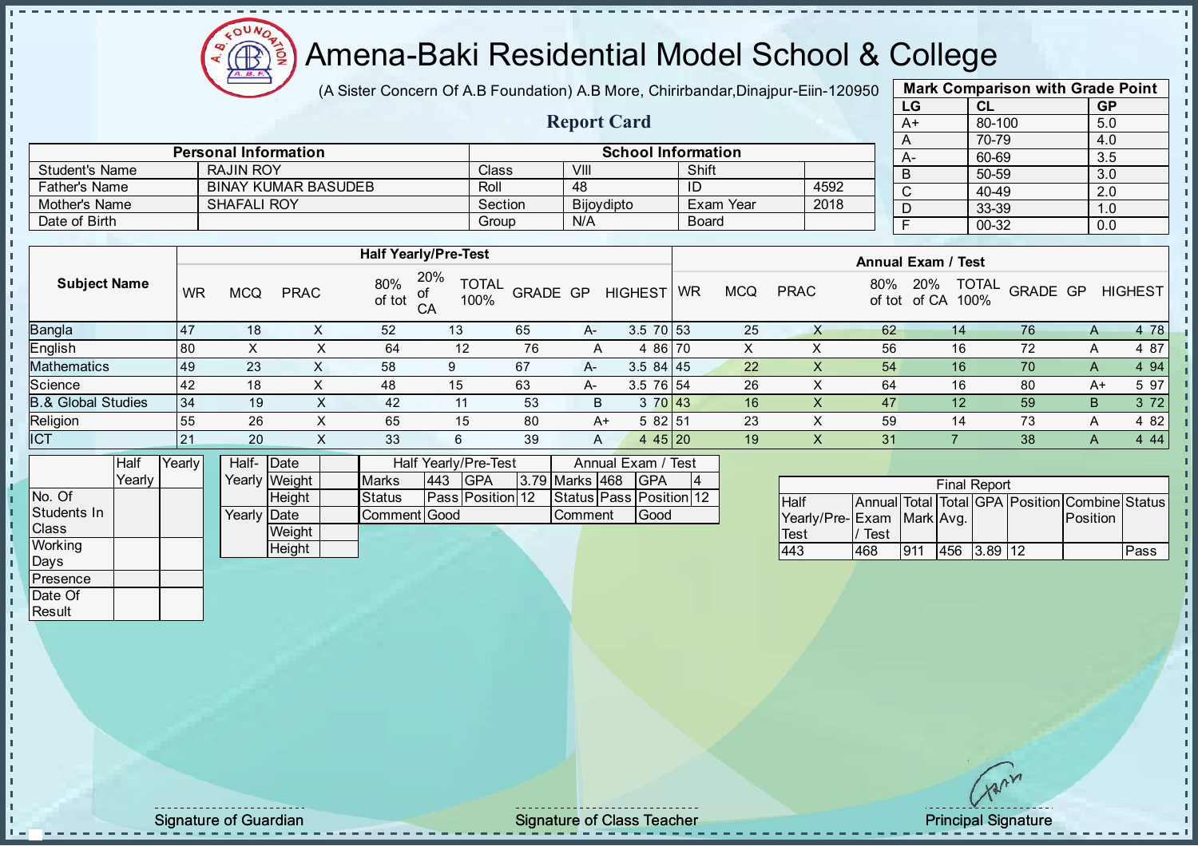# Amena-Baki Residential Model School & College

(A Sister Concern Of A.B Foundation) A.B More, Chirirbandar,Dinajpur-Eiin-120950

## Report Card

| Mark Comparison with Grade Point | | |
|---|---|---|
| LG | CL | GP |
| A+ | 80-100 | 5.0 |
| A | 70-79 | 4.0 |
| A- | 60-69 | 3.5 |
| B | 50-59 | 3.0 |
| C | 40-49 | 2.0 |
| D | 33-39 | 1.0 |
| F | 00-32 | 0.0 |

| Personal Information | | School Information | | | |
|---|---|---|---|---|---|
| Student's Name | RAJIN ROY | Class | VIII | Shift | |
| Father's Name | BINAY KUMAR BASUDEB | Roll | 48 | ID | 4592 |
| Mother's Name | SHAFALI ROY | Section | Bijoydipto | Exam Year | 2018 |
| Date of Birth | | Group | N/A | Board | |

| Subject Name | Half Yearly/Pre-Test | | | | | | | | | Annual Exam / Test | | | | | | | | |
|---|---|---|---|---|---|---|---|---|---|---|---|---|---|---|---|---|---|---|
| | WR | MCQ | PRAC | 80% of tot | 20% of CA | TOTAL 100% | GRADE | GP | HIGHEST | WR | MCQ | PRAC | 80% of tot | 20% of CA | TOTAL 100% | GRADE | GP | HIGHEST |
| Bangla | 47 | 18 | X | 52 | 13 | 65 | A- | 3.5 | 70 | 53 | 25 | X | 62 | 14 | 76 | A | 4 | 78 |
| English | 80 | X | X | 64 | 12 | 76 | A | 4 | 86 | 70 | X | X | 56 | 16 | 72 | A | 4 | 87 |
| Mathematics | 49 | 23 | X | 58 | 9 | 67 | A- | 3.5 | 84 | 45 | 22 | X | 54 | 16 | 70 | A | 4 | 94 |
| Science | 42 | 18 | X | 48 | 15 | 63 | A- | 3.5 | 76 | 54 | 26 | X | 64 | 16 | 80 | A+ | 5 | 97 |
| B.& Global Studies | 34 | 19 | X | 42 | 11 | 53 | B | 3 | 70 | 43 | 16 | X | 47 | 12 | 59 | B | 3 | 72 |
| Religion | 55 | 26 | X | 65 | 15 | 80 | A+ | 5 | 82 | 51 | 23 | X | 59 | 14 | 73 | A | 4 | 82 |
| ICT | 21 | 20 | X | 33 | 6 | 39 | A | 4 | 45 | 20 | 19 | X | 31 | 7 | 38 | A | 4 | 44 |

| | Half Yearly | Yearly |
|---|---|---|
| No. Of Students In Class | | |
| Working Days | | |
| Presence | | |
| Date Of Result | | |

| | | |
|---|---|---|
| Half-Yearly | Date | |
| | Weight | |
| | Height | |
| Yearly | Date | |
| | Weight | |
| | Height | |

| Half Yearly/Pre-Test | | | | Annual Exam / Test | | | |
|---|---|---|---|---|---|---|---|
| Marks | 443 | GPA | 3.79 | Marks | 468 | GPA | 4 |
| Status | Pass | Position | 12 | Status | Pass | Position | 12 |
| Comment | Good | | | Comment | Good | | |

| Final Report | | | | | | | |
|---|---|---|---|---|---|---|---|
| Half Yearly/Pre-Test | Annual Exam / Test | Total Mark | Total Avg. | GPA | Position | Combine Position | Status |
| 443 | 468 | 911 | 456 | 3.89 | 12 | | Pass |

Signature of Guardian

Signature of Class Teacher

Principal Signature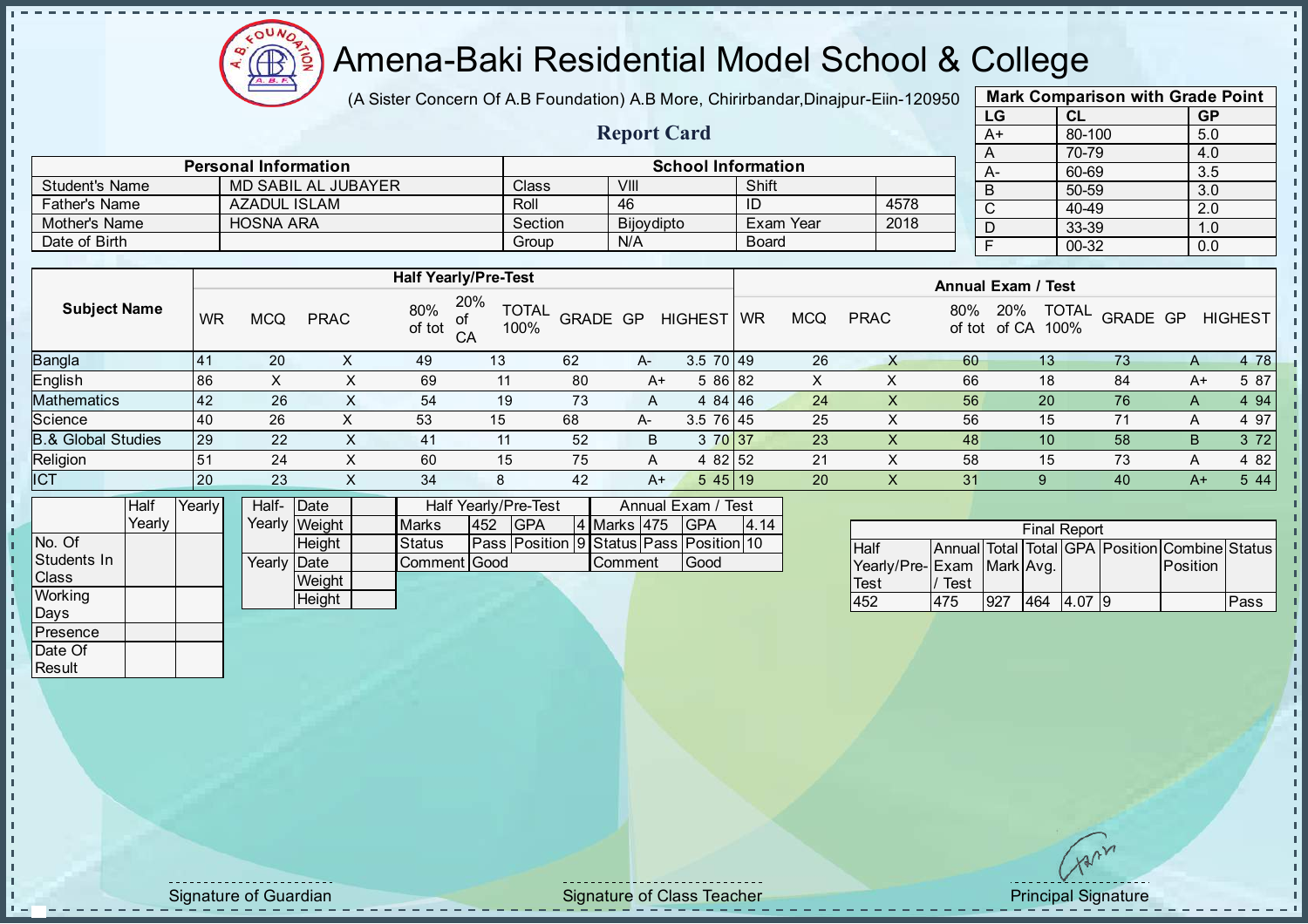# Amena-Baki Residential Model School & College

(A Sister Concern Of A.B Foundation) A.B More, Chirirbandar,Dinajpur-Eiin-120950

## Report Card

| Mark Comparison with Grade Point | | |
|---|---|---|
| LG | CL | GP |
| A+ | 80-100 | 5.0 |
| A | 70-79 | 4.0 |
| A- | 60-69 | 3.5 |
| B | 50-59 | 3.0 |
| C | 40-49 | 2.0 |
| D | 33-39 | 1.0 |
| F | 00-32 | 0.0 |

| Personal Information | | School Information | | | |
|---|---|---|---|---|---|
| Student's Name | MD SABIL AL JUBAYER | Class | VIII | Shift | |
| Father's Name | AZADUL ISLAM | Roll | 46 | ID | 4578 |
| Mother's Name | HOSNA ARA | Section | Bijoydipto | Exam Year | 2018 |
| Date of Birth | | Group | N/A | Board | |

| Subject Name | Half Yearly/Pre-Test | | | | | | | | | Annual Exam / Test | | | | | | | | |
|---|---|---|---|---|---|---|---|---|---|---|---|---|---|---|---|---|---|---|
| | WR | MCQ | PRAC | 80% of tot | 20% of CA | TOTAL 100% | GRADE | GP | HIGHEST | WR | MCQ | PRAC | 80% of tot | 20% of CA | TOTAL 100% | GRADE | GP | HIGHEST |
| Bangla | 41 | 20 | X | 49 | 13 | 62 | A- | 3.5 | 70 | 49 | 26 | X | 60 | 13 | 73 | A | 4 | 78 |
| English | 86 | X | X | 69 | 11 | 80 | A+ | 5 | 86 | 82 | X | X | 66 | 18 | 84 | A+ | 5 | 87 |
| Mathematics | 42 | 26 | X | 54 | 19 | 73 | A | 4 | 84 | 46 | 24 | X | 56 | 20 | 76 | A | 4 | 94 |
| Science | 40 | 26 | X | 53 | 15 | 68 | A- | 3.5 | 76 | 45 | 25 | X | 56 | 15 | 71 | A | 4 | 97 |
| B.& Global Studies | 29 | 22 | X | 41 | 11 | 52 | B | 3 | 70 | 37 | 23 | X | 48 | 10 | 58 | B | 3 | 72 |
| Religion | 51 | 24 | X | 60 | 15 | 75 | A | 4 | 82 | 52 | 21 | X | 58 | 15 | 73 | A | 4 | 82 |
| ICT | 20 | 23 | X | 34 | 8 | 42 | A+ | 5 | 45 | 19 | 20 | X | 31 | 9 | 40 | A+ | 5 | 44 |

| | Half Yearly | Yearly |
|---|---|---|
| No. Of Students In Class | | |
| Working Days | | |
| Presence | | |
| Date Of Result | | |

| | | |
|---|---|---|
| Half-Yearly | Date | |
| | Weight | |
| | Height | |
| Yearly | Date | |
| | Weight | |
| | Height | |

| Half Yearly/Pre-Test | | | | Annual Exam / Test | | | |
|---|---|---|---|---|---|---|---|
| Marks | 452 | GPA | 4 | Marks | 475 | GPA | 4.14 |
| Status | Pass | Position | 9 | Status | Pass | Position | 10 |
| Comment | Good | | | Comment | Good | | |

| Final Report | | | | | | | |
|---|---|---|---|---|---|---|---|
| Half Yearly/Pre-Test | Annual Exam / Test | Total Mark | Total Avg. | GPA | Position | Combine Position | Status |
| 452 | 475 | 927 | 464 | 4.07 | 9 | | Pass |

Signature of Guardian | Signature of Class Teacher | Principal Signature